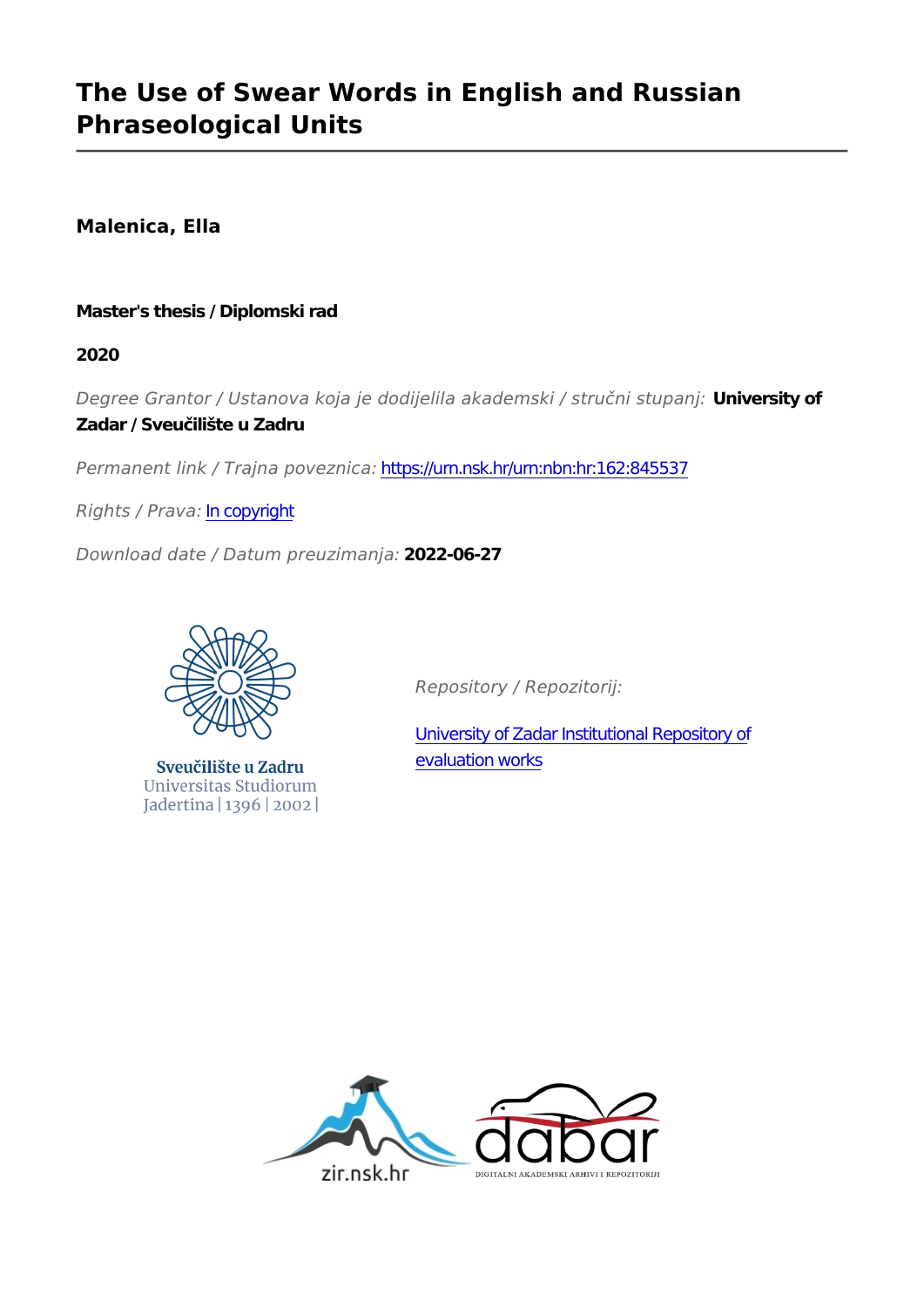# The Use of Swear Words in English and Russian Phraseological Units

**Malenica, Ella**

**Master's thesis / Diplomski rad**

**2020**

*Degree Grantor / Ustanova koja je dodijelila akademski / stručni stupanj:* **University of Zadar / Sveučilište u Zadru**

*Permanent link / Trajna poveznica:* https://urn.nsk.hr/urn:nbn:hr:162:845537

*Rights / Prava:* In copyright

*Download date / Datum preuzimanja:* **2022-06-27**

Sveučilište u Zadru
Universitas Studiorum
Jadertina | 1396 | 2002 |

*Repository / Repozitorij:*

University of Zadar Institutional Repository of evaluation works

zir.nsk.hr

dabar
DIGITALNI AKADEMSKI ARHIVI I REPOZITORIJI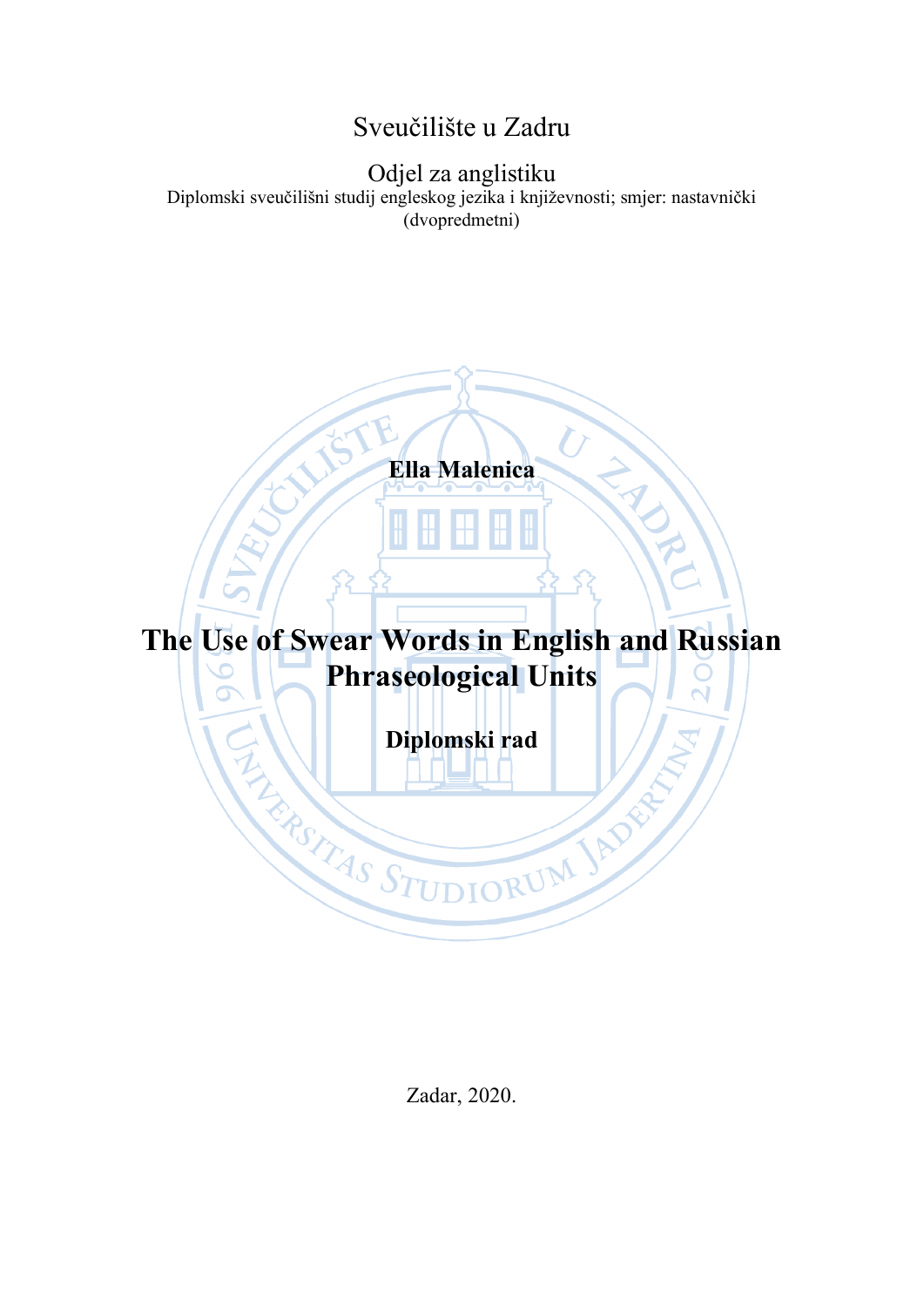Sveučilište u Zadru

Odjel za anglistiku

Diplomski sveučilišni studij engleskog jezika i književnosti; smjer: nastavnički (dvopredmetni)

**Ella Malenica**

# The Use of Swear Words in English and Russian Phraseological Units

**Diplomski rad**

Zadar, 2020.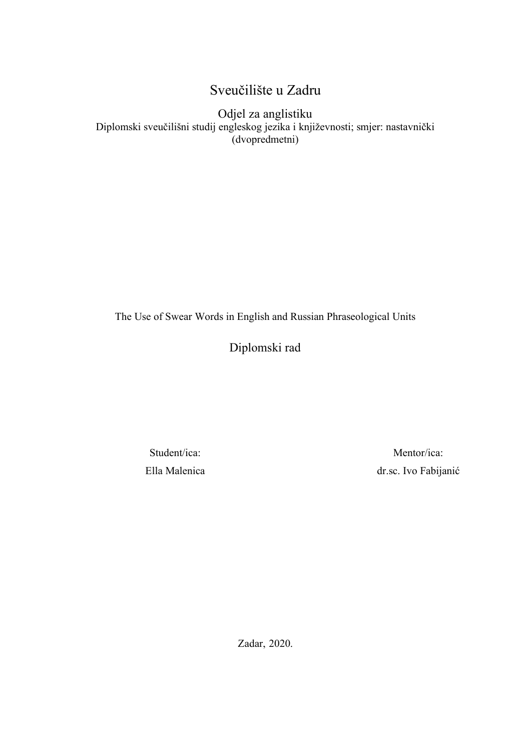Sveučilište u Zadru

Odjel za anglistiku

Diplomski sveučilišni studij engleskog jezika i književnosti; smjer: nastavnički (dvopredmetni)

The Use of Swear Words in English and Russian Phraseological Units

Diplomski rad

| Student/ica: | Mentor/ica: |
| --- | --- |
| Ella Malenica | dr.sc. Ivo Fabijanić |

Zadar, 2020.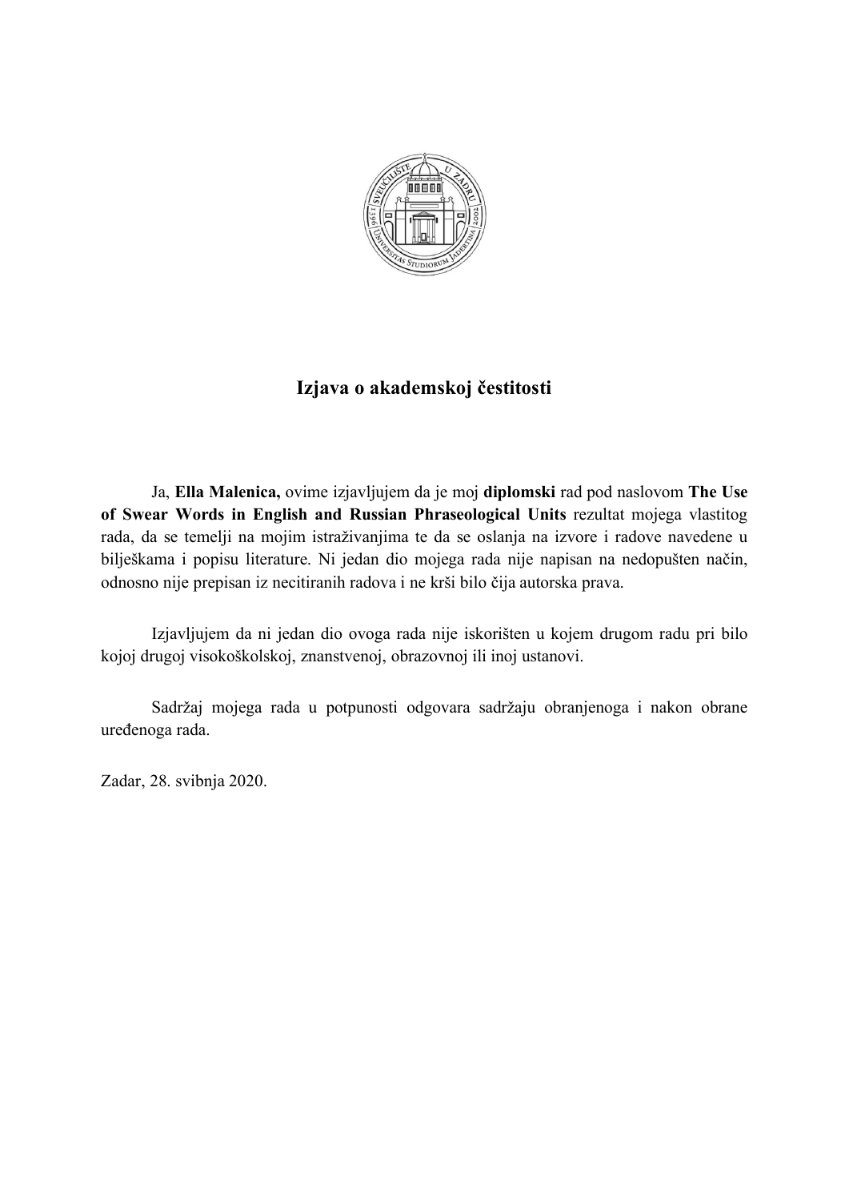## Izjava o akademskoj čestitosti

Ja, **Ella Malenica,** ovime izjavljujem da je moj **diplomski** rad pod naslovom **The Use of Swear Words in English and Russian Phraseological Units** rezultat mojega vlastitog rada, da se temelji na mojim istraživanjima te da se oslanja na izvore i radove navedene u bilješkama i popisu literature. Ni jedan dio mojega rada nije napisan na nedopušten način, odnosno nije prepisan iz necitiranih radova i ne krši bilo čija autorska prava.

Izjavljujem da ni jedan dio ovoga rada nije iskorišten u kojem drugom radu pri bilo kojoj drugoj visokoškolskoj, znanstvenoj, obrazovnoj ili inoj ustanovi.

Sadržaj mojega rada u potpunosti odgovara sadržaju obranjenoga i nakon obrane uređenoga rada.

Zadar, 28. svibnja 2020.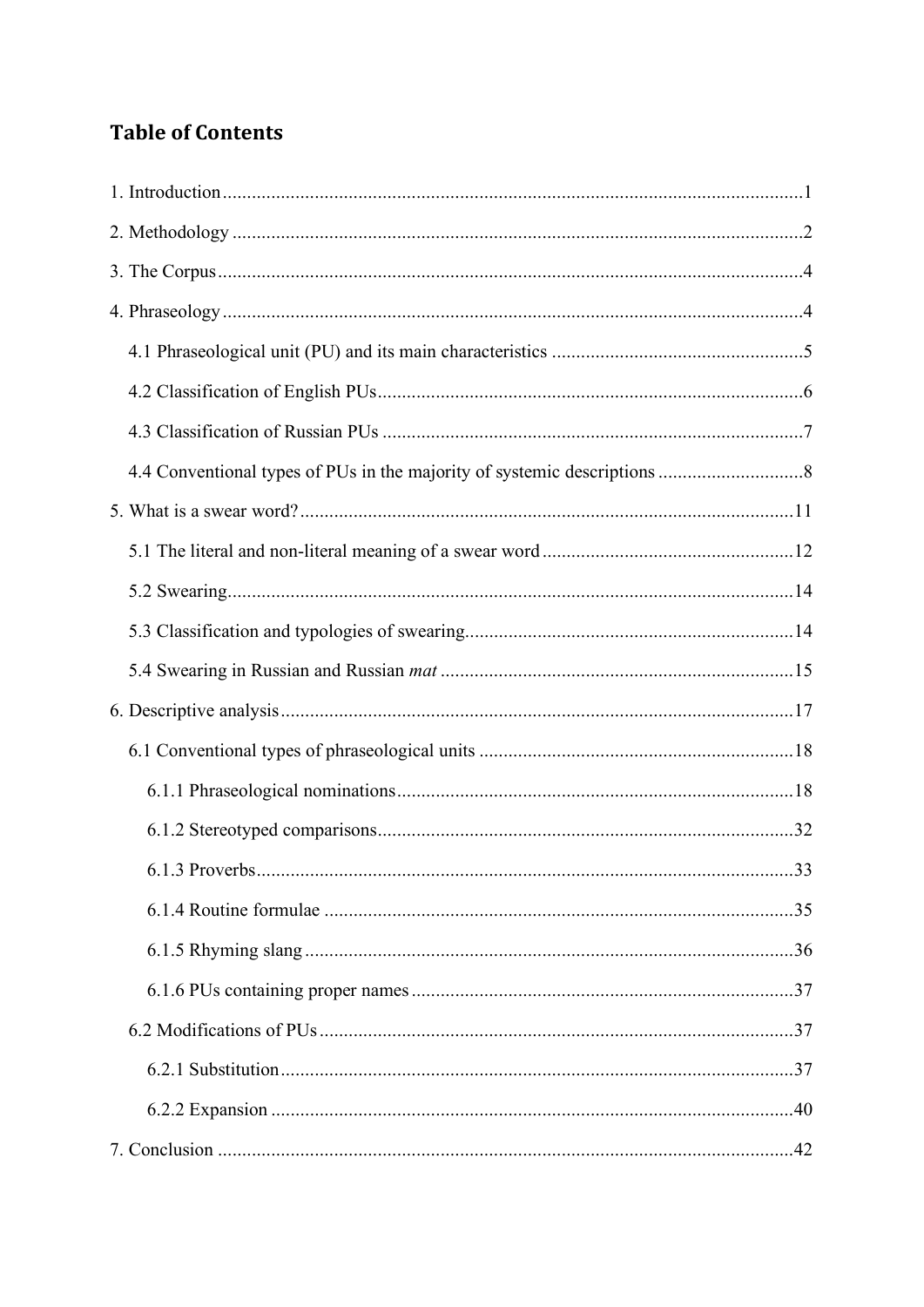# Table of Contents

1. Introduction........................................................................................................................1

2. Methodology......................................................................................................................2

3. The Corpus.........................................................................................................................4

4. Phraseology........................................................................................................................4

  4.1 Phraseological unit (PU) and its main characteristics ....................................................5

  4.2 Classification of English PUs........................................................................................6

  4.3 Classification of Russian PUs .......................................................................................7

  4.4 Conventional types of PUs in the majority of systemic descriptions ..............................8

5. What is a swear word?......................................................................................................11

  5.1 The literal and non-literal meaning of a swear word....................................................12

  5.2 Swearing.....................................................................................................................14

  5.3 Classification and typologies of swearing....................................................................14

  5.4 Swearing in Russian and Russian *mat* .........................................................................15

6. Descriptive analysis..........................................................................................................17

  6.1 Conventional types of phraseological units .................................................................18

    6.1.1 Phraseological nominations..................................................................................18

    6.1.2 Stereotyped comparisons......................................................................................32

    6.1.3 Proverbs...............................................................................................................33

    6.1.4 Routine formulae ..................................................................................................35

    6.1.5 Rhyming slang......................................................................................................36

    6.1.6 PUs containing proper names...............................................................................37

  6.2 Modifications of PUs...................................................................................................37

    6.2.1 Substitution..........................................................................................................37

    6.2.2 Expansion ............................................................................................................40

7. Conclusion .......................................................................................................................42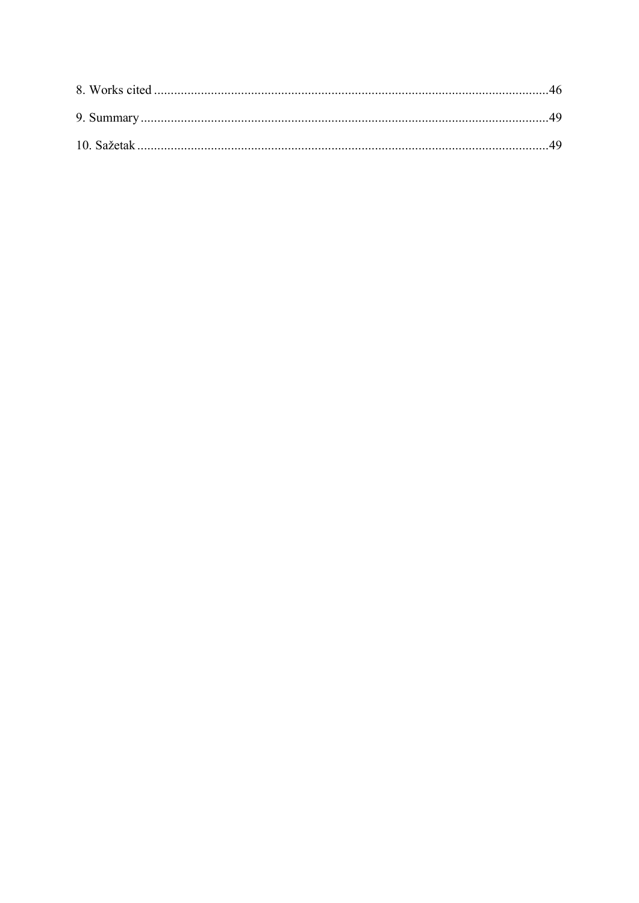8. Works cited ....................................................................................................................46

9. Summary ........................................................................................................................49

10. Sažetak ........................................................................................................................49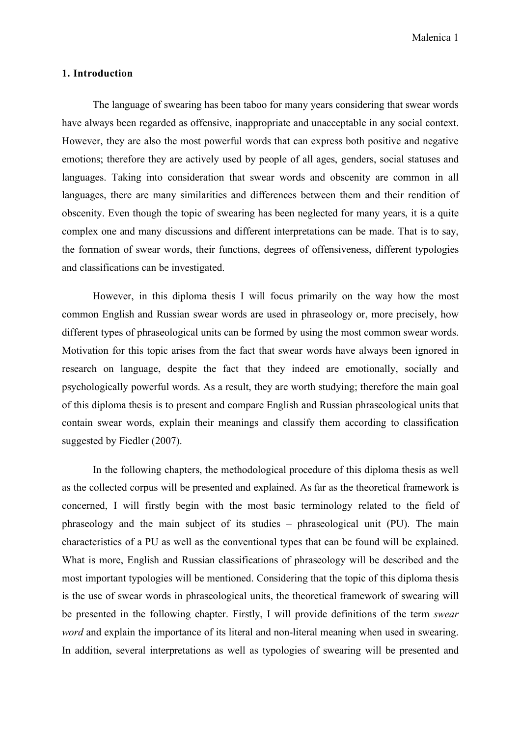## 1. Introduction

The language of swearing has been taboo for many years considering that swear words have always been regarded as offensive, inappropriate and unacceptable in any social context. However, they are also the most powerful words that can express both positive and negative emotions; therefore they are actively used by people of all ages, genders, social statuses and languages. Taking into consideration that swear words and obscenity are common in all languages, there are many similarities and differences between them and their rendition of obscenity. Even though the topic of swearing has been neglected for many years, it is a quite complex one and many discussions and different interpretations can be made. That is to say, the formation of swear words, their functions, degrees of offensiveness, different typologies and classifications can be investigated.

However, in this diploma thesis I will focus primarily on the way how the most common English and Russian swear words are used in phraseology or, more precisely, how different types of phraseological units can be formed by using the most common swear words. Motivation for this topic arises from the fact that swear words have always been ignored in research on language, despite the fact that they indeed are emotionally, socially and psychologically powerful words. As a result, they are worth studying; therefore the main goal of this diploma thesis is to present and compare English and Russian phraseological units that contain swear words, explain their meanings and classify them according to classification suggested by Fiedler (2007).

In the following chapters, the methodological procedure of this diploma thesis as well as the collected corpus will be presented and explained. As far as the theoretical framework is concerned, I will firstly begin with the most basic terminology related to the field of phraseology and the main subject of its studies – phraseological unit (PU). The main characteristics of a PU as well as the conventional types that can be found will be explained. What is more, English and Russian classifications of phraseology will be described and the most important typologies will be mentioned. Considering that the topic of this diploma thesis is the use of swear words in phraseological units, the theoretical framework of swearing will be presented in the following chapter. Firstly, I will provide definitions of the term *swear word* and explain the importance of its literal and non-literal meaning when used in swearing. In addition, several interpretations as well as typologies of swearing will be presented and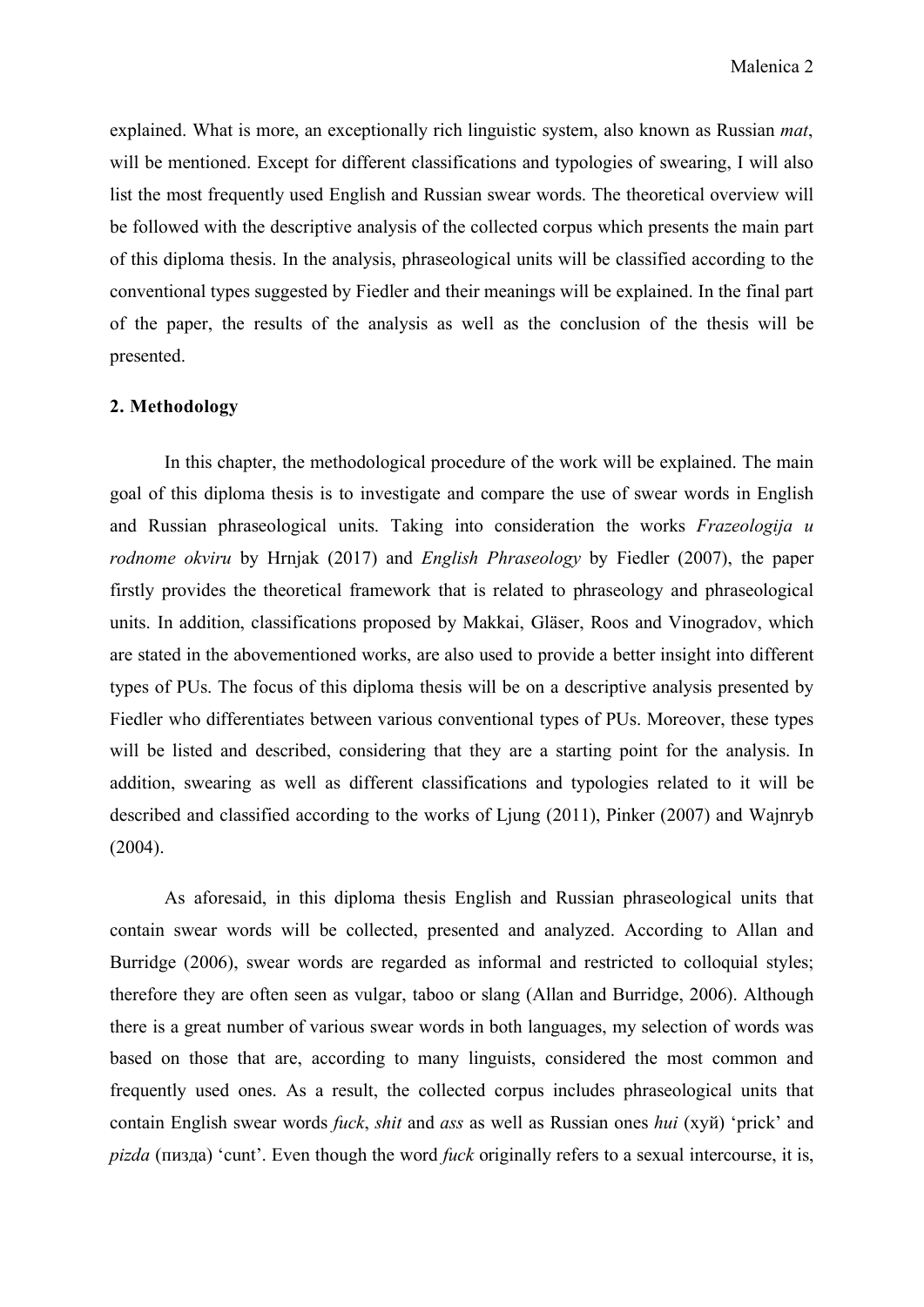explained. What is more, an exceptionally rich linguistic system, also known as Russian *mat*, will be mentioned. Except for different classifications and typologies of swearing, I will also list the most frequently used English and Russian swear words. The theoretical overview will be followed with the descriptive analysis of the collected corpus which presents the main part of this diploma thesis. In the analysis, phraseological units will be classified according to the conventional types suggested by Fiedler and their meanings will be explained. In the final part of the paper, the results of the analysis as well as the conclusion of the thesis will be presented.

## 2. Methodology

In this chapter, the methodological procedure of the work will be explained. The main goal of this diploma thesis is to investigate and compare the use of swear words in English and Russian phraseological units. Taking into consideration the works *Frazeologija u rodnome okviru* by Hrnjak (2017) and *English Phraseology* by Fiedler (2007), the paper firstly provides the theoretical framework that is related to phraseology and phraseological units. In addition, classifications proposed by Makkai, Gläser, Roos and Vinogradov, which are stated in the abovementioned works, are also used to provide a better insight into different types of PUs. The focus of this diploma thesis will be on a descriptive analysis presented by Fiedler who differentiates between various conventional types of PUs. Moreover, these types will be listed and described, considering that they are a starting point for the analysis. In addition, swearing as well as different classifications and typologies related to it will be described and classified according to the works of Ljung (2011), Pinker (2007) and Wajnryb (2004).

As aforesaid, in this diploma thesis English and Russian phraseological units that contain swear words will be collected, presented and analyzed. According to Allan and Burridge (2006), swear words are regarded as informal and restricted to colloquial styles; therefore they are often seen as vulgar, taboo or slang (Allan and Burridge, 2006). Although there is a great number of various swear words in both languages, my selection of words was based on those that are, according to many linguists, considered the most common and frequently used ones. As a result, the collected corpus includes phraseological units that contain English swear words *fuck*, *shit* and *ass* as well as Russian ones *hui* (хуй) 'prick' and *pizda* (пизда) 'cunt'. Even though the word *fuck* originally refers to a sexual intercourse, it is,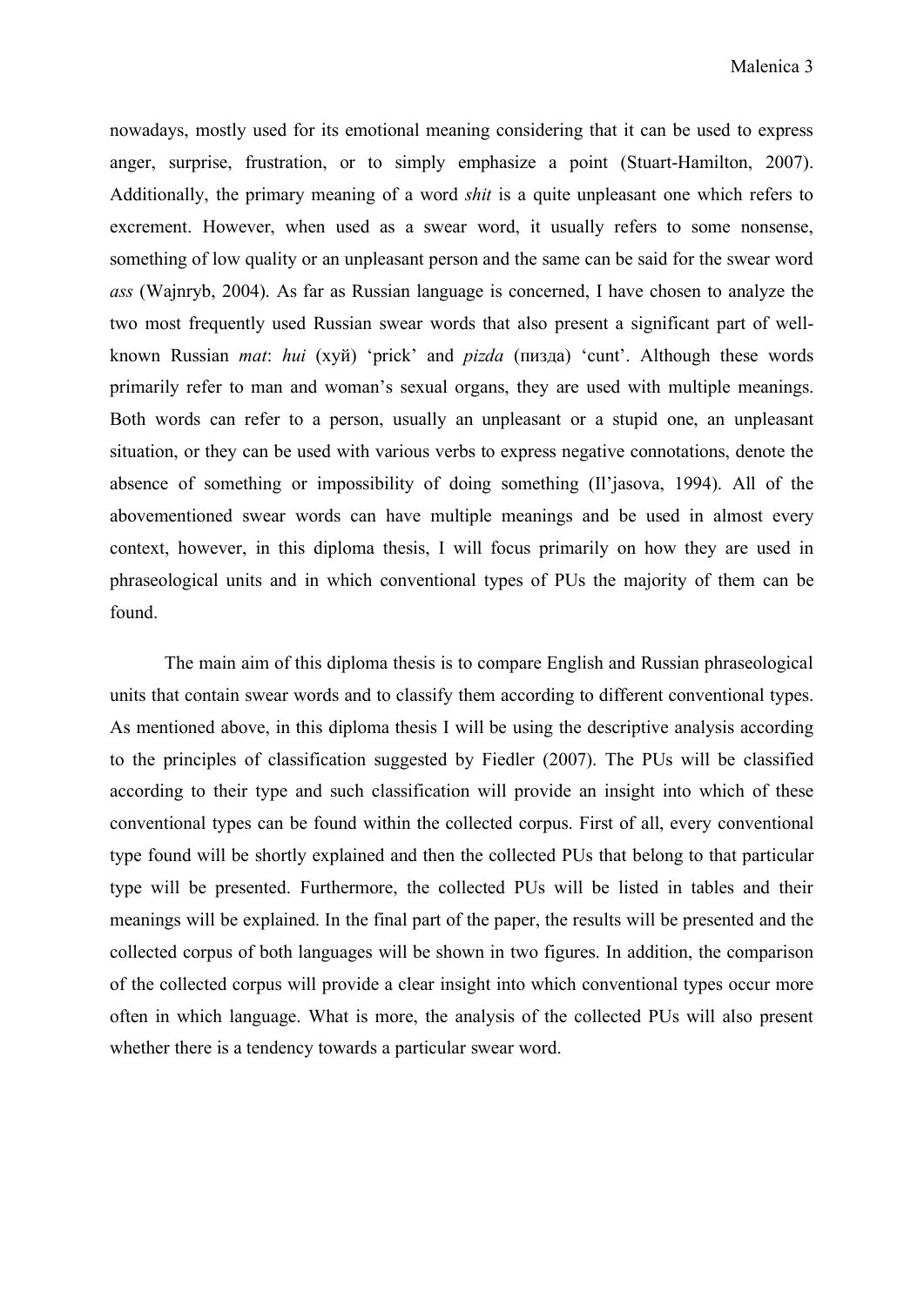nowadays, mostly used for its emotional meaning considering that it can be used to express anger, surprise, frustration, or to simply emphasize a point (Stuart-Hamilton, 2007). Additionally, the primary meaning of a word *shit* is a quite unpleasant one which refers to excrement. However, when used as a swear word, it usually refers to some nonsense, something of low quality or an unpleasant person and the same can be said for the swear word *ass* (Wajnryb, 2004). As far as Russian language is concerned, I have chosen to analyze the two most frequently used Russian swear words that also present a significant part of well-known Russian *mat*: *hui* (хуй) 'prick' and *pizda* (пизда) 'cunt'. Although these words primarily refer to man and woman's sexual organs, they are used with multiple meanings. Both words can refer to a person, usually an unpleasant or a stupid one, an unpleasant situation, or they can be used with various verbs to express negative connotations, denote the absence of something or impossibility of doing something (Il'jasova, 1994). All of the abovementioned swear words can have multiple meanings and be used in almost every context, however, in this diploma thesis, I will focus primarily on how they are used in phraseological units and in which conventional types of PUs the majority of them can be found.

The main aim of this diploma thesis is to compare English and Russian phraseological units that contain swear words and to classify them according to different conventional types. As mentioned above, in this diploma thesis I will be using the descriptive analysis according to the principles of classification suggested by Fiedler (2007). The PUs will be classified according to their type and such classification will provide an insight into which of these conventional types can be found within the collected corpus. First of all, every conventional type found will be shortly explained and then the collected PUs that belong to that particular type will be presented. Furthermore, the collected PUs will be listed in tables and their meanings will be explained. In the final part of the paper, the results will be presented and the collected corpus of both languages will be shown in two figures. In addition, the comparison of the collected corpus will provide a clear insight into which conventional types occur more often in which language. What is more, the analysis of the collected PUs will also present whether there is a tendency towards a particular swear word.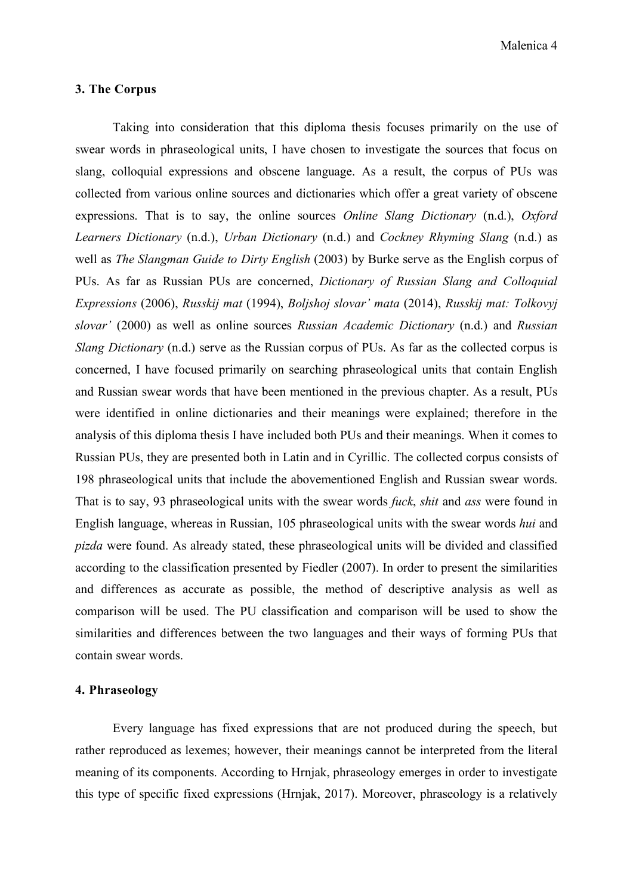### 3. The Corpus

Taking into consideration that this diploma thesis focuses primarily on the use of swear words in phraseological units, I have chosen to investigate the sources that focus on slang, colloquial expressions and obscene language. As a result, the corpus of PUs was collected from various online sources and dictionaries which offer a great variety of obscene expressions. That is to say, the online sources *Online Slang Dictionary* (n.d.), *Oxford Learners Dictionary* (n.d.), *Urban Dictionary* (n.d.) and *Cockney Rhyming Slang* (n.d.) as well as *The Slangman Guide to Dirty English* (2003) by Burke serve as the English corpus of PUs. As far as Russian PUs are concerned, *Dictionary of Russian Slang and Colloquial Expressions* (2006), *Russkij mat* (1994), *Boljshoj slovar' mata* (2014), *Russkij mat: Tolkovyj slovar'* (2000) as well as online sources *Russian Academic Dictionary* (n.d.) and *Russian Slang Dictionary* (n.d.) serve as the Russian corpus of PUs. As far as the collected corpus is concerned, I have focused primarily on searching phraseological units that contain English and Russian swear words that have been mentioned in the previous chapter. As a result, PUs were identified in online dictionaries and their meanings were explained; therefore in the analysis of this diploma thesis I have included both PUs and their meanings. When it comes to Russian PUs, they are presented both in Latin and in Cyrillic. The collected corpus consists of 198 phraseological units that include the abovementioned English and Russian swear words. That is to say, 93 phraseological units with the swear words *fuck*, *shit* and *ass* were found in English language, whereas in Russian, 105 phraseological units with the swear words *hui* and *pizda* were found. As already stated, these phraseological units will be divided and classified according to the classification presented by Fiedler (2007). In order to present the similarities and differences as accurate as possible, the method of descriptive analysis as well as comparison will be used. The PU classification and comparison will be used to show the similarities and differences between the two languages and their ways of forming PUs that contain swear words.

### 4. Phraseology

Every language has fixed expressions that are not produced during the speech, but rather reproduced as lexemes; however, their meanings cannot be interpreted from the literal meaning of its components. According to Hrnjak, phraseology emerges in order to investigate this type of specific fixed expressions (Hrnjak, 2017). Moreover, phraseology is a relatively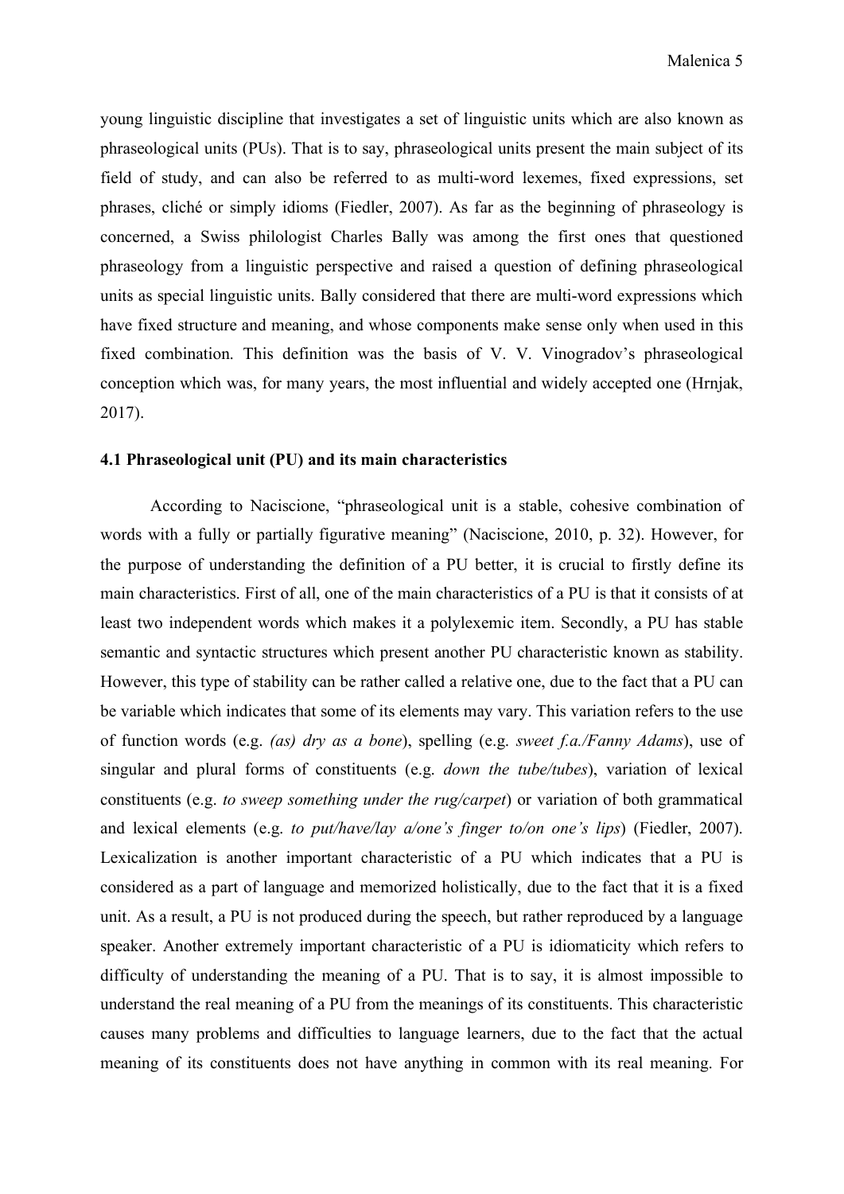young linguistic discipline that investigates a set of linguistic units which are also known as phraseological units (PUs). That is to say, phraseological units present the main subject of its field of study, and can also be referred to as multi-word lexemes, fixed expressions, set phrases, cliché or simply idioms (Fiedler, 2007). As far as the beginning of phraseology is concerned, a Swiss philologist Charles Bally was among the first ones that questioned phraseology from a linguistic perspective and raised a question of defining phraseological units as special linguistic units. Bally considered that there are multi-word expressions which have fixed structure and meaning, and whose components make sense only when used in this fixed combination. This definition was the basis of V. V. Vinogradov's phraseological conception which was, for many years, the most influential and widely accepted one (Hrnjak, 2017).

### 4.1 Phraseological unit (PU) and its main characteristics

According to Naciscione, "phraseological unit is a stable, cohesive combination of words with a fully or partially figurative meaning" (Naciscione, 2010, p. 32). However, for the purpose of understanding the definition of a PU better, it is crucial to firstly define its main characteristics. First of all, one of the main characteristics of a PU is that it consists of at least two independent words which makes it a polylexemic item. Secondly, a PU has stable semantic and syntactic structures which present another PU characteristic known as stability. However, this type of stability can be rather called a relative one, due to the fact that a PU can be variable which indicates that some of its elements may vary. This variation refers to the use of function words (e.g. *(as) dry as a bone*), spelling (e.g. *sweet f.a./Fanny Adams*), use of singular and plural forms of constituents (e.g. *down the tube/tubes*), variation of lexical constituents (e.g. *to sweep something under the rug/carpet*) or variation of both grammatical and lexical elements (e.g. *to put/have/lay a/one's finger to/on one's lips*) (Fiedler, 2007). Lexicalization is another important characteristic of a PU which indicates that a PU is considered as a part of language and memorized holistically, due to the fact that it is a fixed unit. As a result, a PU is not produced during the speech, but rather reproduced by a language speaker. Another extremely important characteristic of a PU is idiomaticity which refers to difficulty of understanding the meaning of a PU. That is to say, it is almost impossible to understand the real meaning of a PU from the meanings of its constituents. This characteristic causes many problems and difficulties to language learners, due to the fact that the actual meaning of its constituents does not have anything in common with its real meaning. For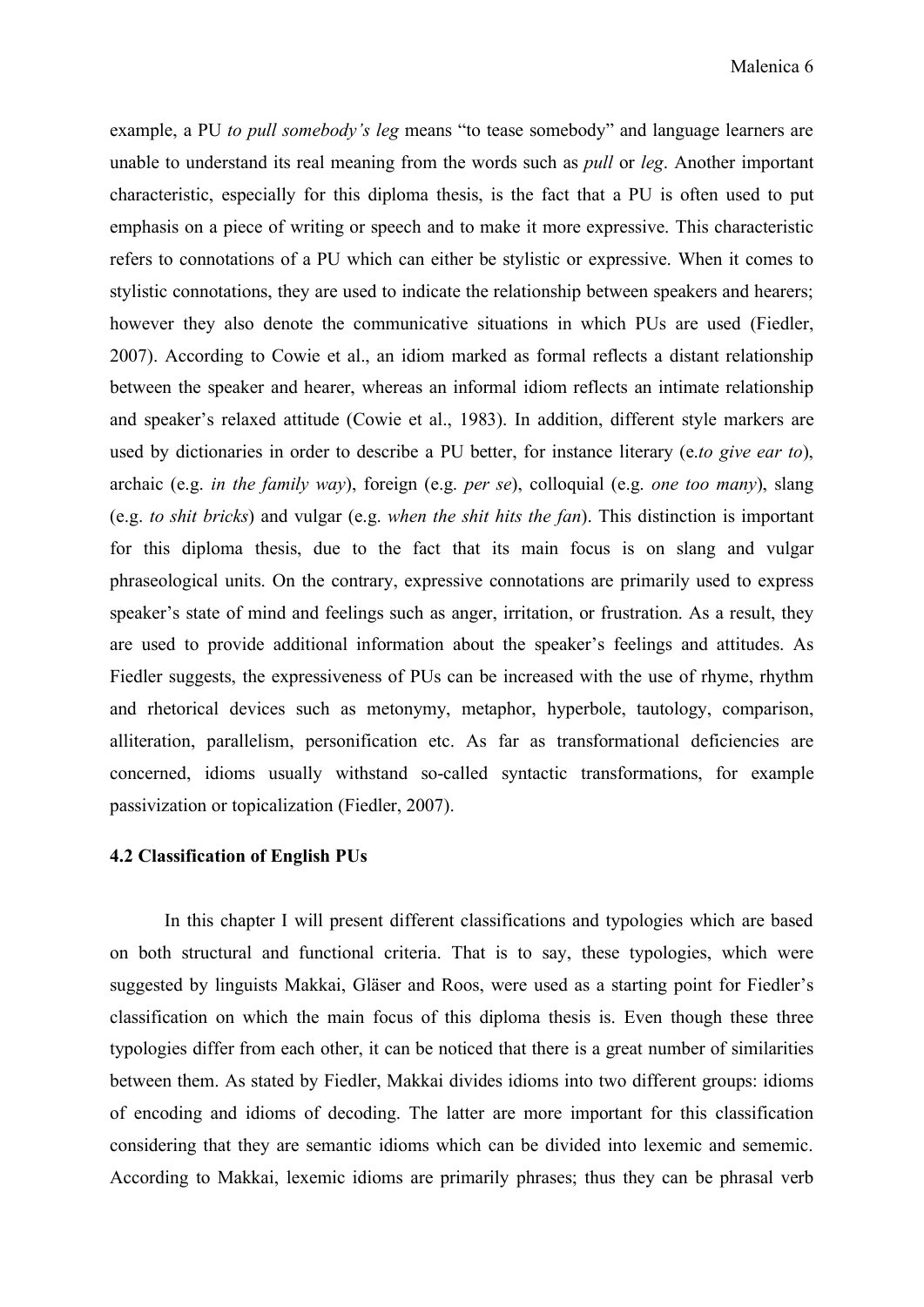example, a PU *to pull somebody's leg* means "to tease somebody" and language learners are unable to understand its real meaning from the words such as *pull* or *leg*. Another important characteristic, especially for this diploma thesis, is the fact that a PU is often used to put emphasis on a piece of writing or speech and to make it more expressive. This characteristic refers to connotations of a PU which can either be stylistic or expressive. When it comes to stylistic connotations, they are used to indicate the relationship between speakers and hearers; however they also denote the communicative situations in which PUs are used (Fiedler, 2007). According to Cowie et al., an idiom marked as formal reflects a distant relationship between the speaker and hearer, whereas an informal idiom reflects an intimate relationship and speaker's relaxed attitude (Cowie et al., 1983). In addition, different style markers are used by dictionaries in order to describe a PU better, for instance literary (e.*to give ear to*), archaic (e.g. *in the family way*), foreign (e.g. *per se*), colloquial (e.g. *one too many*), slang (e.g. *to shit bricks*) and vulgar (e.g. *when the shit hits the fan*). This distinction is important for this diploma thesis, due to the fact that its main focus is on slang and vulgar phraseological units. On the contrary, expressive connotations are primarily used to express speaker's state of mind and feelings such as anger, irritation, or frustration. As a result, they are used to provide additional information about the speaker's feelings and attitudes. As Fiedler suggests, the expressiveness of PUs can be increased with the use of rhyme, rhythm and rhetorical devices such as metonymy, metaphor, hyperbole, tautology, comparison, alliteration, parallelism, personification etc. As far as transformational deficiencies are concerned, idioms usually withstand so-called syntactic transformations, for example passivization or topicalization (Fiedler, 2007).

### 4.2 Classification of English PUs

In this chapter I will present different classifications and typologies which are based on both structural and functional criteria. That is to say, these typologies, which were suggested by linguists Makkai, Gläser and Roos, were used as a starting point for Fiedler's classification on which the main focus of this diploma thesis is. Even though these three typologies differ from each other, it can be noticed that there is a great number of similarities between them. As stated by Fiedler, Makkai divides idioms into two different groups: idioms of encoding and idioms of decoding. The latter are more important for this classification considering that they are semantic idioms which can be divided into lexemic and sememic. According to Makkai, lexemic idioms are primarily phrases; thus they can be phrasal verb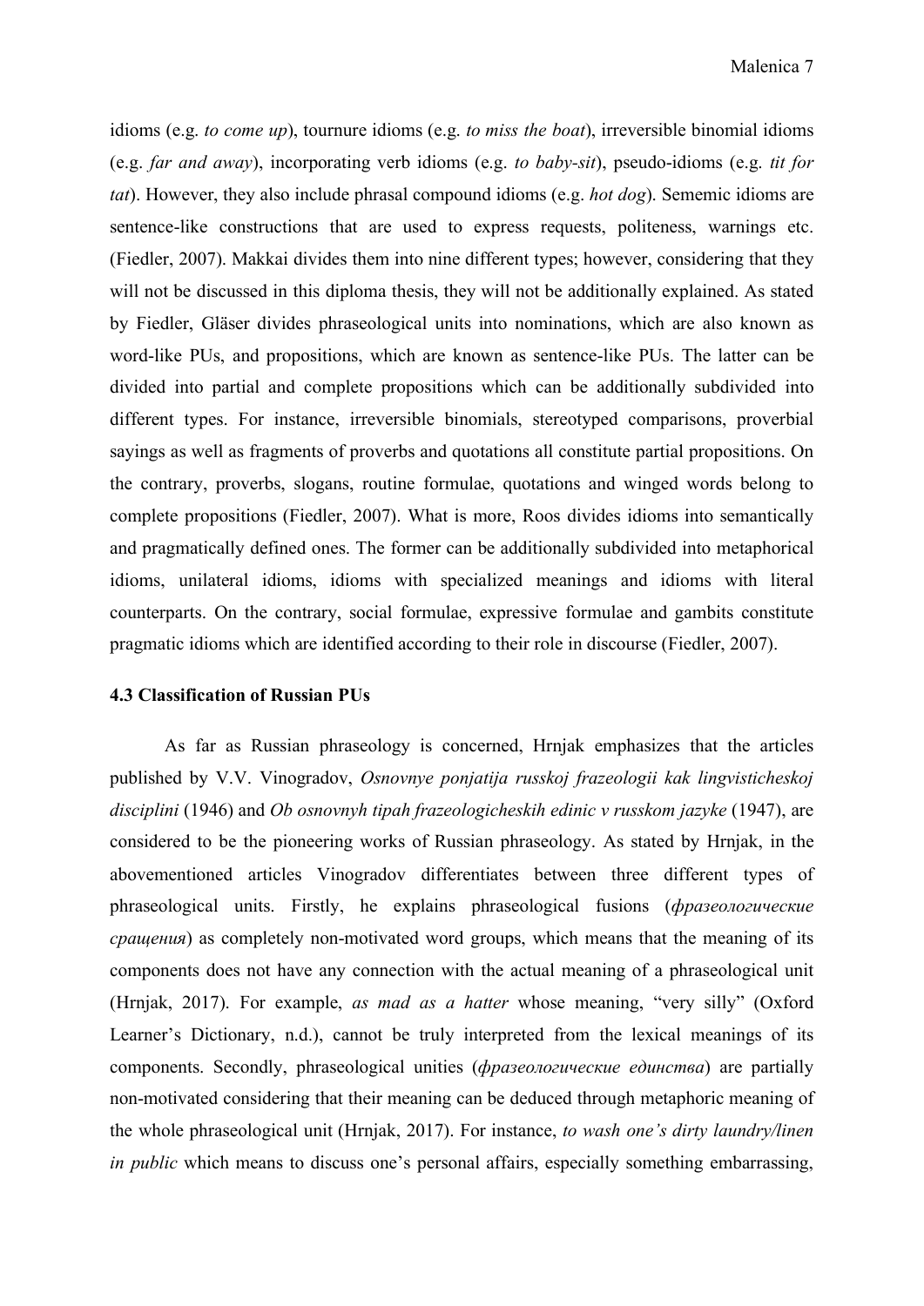idioms (e.g. *to come up*), tournure idioms (e.g. *to miss the boat*), irreversible binomial idioms (e.g. *far and away*), incorporating verb idioms (e.g. *to baby-sit*), pseudo-idioms (e.g. *tit for tat*). However, they also include phrasal compound idioms (e.g. *hot dog*). Sememic idioms are sentence-like constructions that are used to express requests, politeness, warnings etc. (Fiedler, 2007). Makkai divides them into nine different types; however, considering that they will not be discussed in this diploma thesis, they will not be additionally explained. As stated by Fiedler, Gläser divides phraseological units into nominations, which are also known as word-like PUs, and propositions, which are known as sentence-like PUs. The latter can be divided into partial and complete propositions which can be additionally subdivided into different types. For instance, irreversible binomials, stereotyped comparisons, proverbial sayings as well as fragments of proverbs and quotations all constitute partial propositions. On the contrary, proverbs, slogans, routine formulae, quotations and winged words belong to complete propositions (Fiedler, 2007). What is more, Roos divides idioms into semantically and pragmatically defined ones. The former can be additionally subdivided into metaphorical idioms, unilateral idioms, idioms with specialized meanings and idioms with literal counterparts. On the contrary, social formulae, expressive formulae and gambits constitute pragmatic idioms which are identified according to their role in discourse (Fiedler, 2007).

### 4.3 Classification of Russian PUs

As far as Russian phraseology is concerned, Hrnjak emphasizes that the articles published by V.V. Vinogradov, *Osnovnye ponjatija russkoj frazeologii kak lingvisticheskoj disciplini* (1946) and *Ob osnovnyh tipah frazeologicheskih edinic v russkom jazyke* (1947), are considered to be the pioneering works of Russian phraseology. As stated by Hrnjak, in the abovementioned articles Vinogradov differentiates between three different types of phraseological units. Firstly, he explains phraseological fusions (*фразеологические сращения*) as completely non-motivated word groups, which means that the meaning of its components does not have any connection with the actual meaning of a phraseological unit (Hrnjak, 2017). For example, *as mad as a hatter* whose meaning, "very silly" (Oxford Learner's Dictionary, n.d.), cannot be truly interpreted from the lexical meanings of its components. Secondly, phraseological unities (*фразеологические единства*) are partially non-motivated considering that their meaning can be deduced through metaphoric meaning of the whole phraseological unit (Hrnjak, 2017). For instance, *to wash one's dirty laundry/linen in public* which means to discuss one's personal affairs, especially something embarrassing,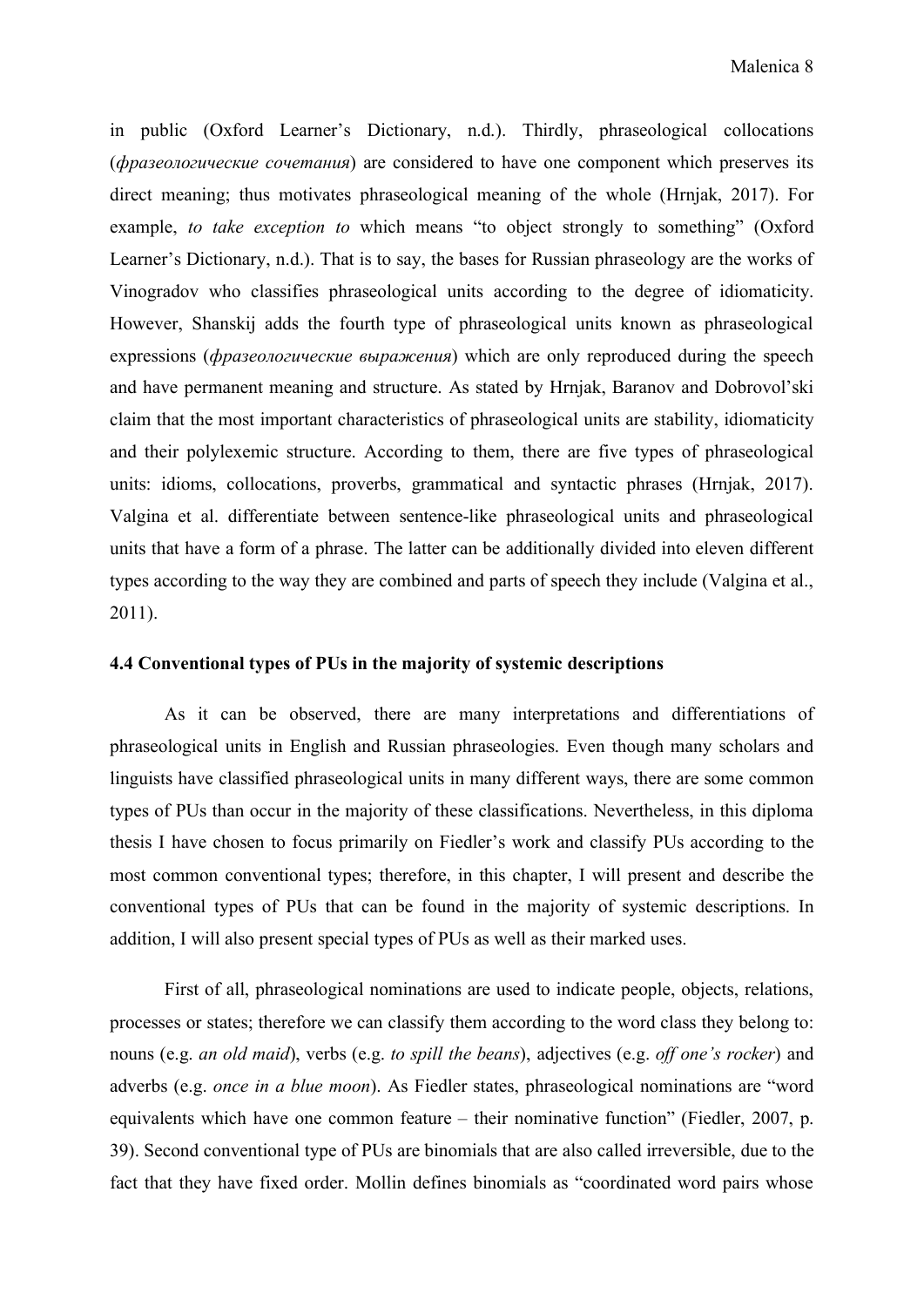in public (Oxford Learner's Dictionary, n.d.). Thirdly, phraseological collocations (*фразеологические сочетания*) are considered to have one component which preserves its direct meaning; thus motivates phraseological meaning of the whole (Hrnjak, 2017). For example, *to take exception to* which means "to object strongly to something" (Oxford Learner's Dictionary, n.d.). That is to say, the bases for Russian phraseology are the works of Vinogradov who classifies phraseological units according to the degree of idiomaticity. However, Shanskij adds the fourth type of phraseological units known as phraseological expressions (*фразеологические выражения*) which are only reproduced during the speech and have permanent meaning and structure. As stated by Hrnjak, Baranov and Dobrovol'ski claim that the most important characteristics of phraseological units are stability, idiomaticity and their polylexemic structure. According to them, there are five types of phraseological units: idioms, collocations, proverbs, grammatical and syntactic phrases (Hrnjak, 2017). Valgina et al. differentiate between sentence-like phraseological units and phraseological units that have a form of a phrase. The latter can be additionally divided into eleven different types according to the way they are combined and parts of speech they include (Valgina et al., 2011).

### 4.4 Conventional types of PUs in the majority of systemic descriptions

As it can be observed, there are many interpretations and differentiations of phraseological units in English and Russian phraseologies. Even though many scholars and linguists have classified phraseological units in many different ways, there are some common types of PUs than occur in the majority of these classifications. Nevertheless, in this diploma thesis I have chosen to focus primarily on Fiedler's work and classify PUs according to the most common conventional types; therefore, in this chapter, I will present and describe the conventional types of PUs that can be found in the majority of systemic descriptions. In addition, I will also present special types of PUs as well as their marked uses.

First of all, phraseological nominations are used to indicate people, objects, relations, processes or states; therefore we can classify them according to the word class they belong to: nouns (e.g. *an old maid*), verbs (e.g. *to spill the beans*), adjectives (e.g. *off one's rocker*) and adverbs (e.g. *once in a blue moon*). As Fiedler states, phraseological nominations are "word equivalents which have one common feature – their nominative function" (Fiedler, 2007, p. 39). Second conventional type of PUs are binomials that are also called irreversible, due to the fact that they have fixed order. Mollin defines binomials as "coordinated word pairs whose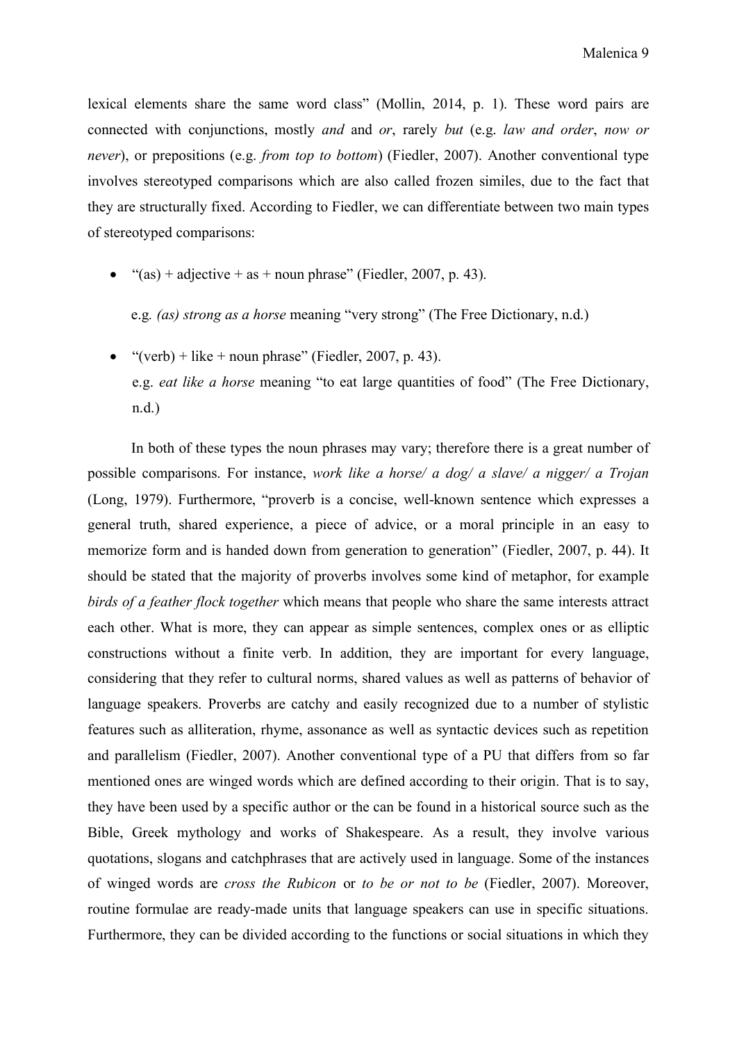lexical elements share the same word class" (Mollin, 2014, p. 1). These word pairs are connected with conjunctions, mostly *and* and *or*, rarely *but* (e.g. *law and order*, *now or never*), or prepositions (e.g. *from top to bottom*) (Fiedler, 2007). Another conventional type involves stereotyped comparisons which are also called frozen similes, due to the fact that they are structurally fixed. According to Fiedler, we can differentiate between two main types of stereotyped comparisons:

- "(as) + adjective + as + noun phrase" (Fiedler, 2007, p. 43).

  e.g. *(as) strong as a horse* meaning "very strong" (The Free Dictionary, n.d.)

- "(verb) + like + noun phrase" (Fiedler, 2007, p. 43).
  e.g. *eat like a horse* meaning "to eat large quantities of food" (The Free Dictionary, n.d.)

In both of these types the noun phrases may vary; therefore there is a great number of possible comparisons. For instance, *work like a horse/ a dog/ a slave/ a nigger/ a Trojan* (Long, 1979). Furthermore, "proverb is a concise, well-known sentence which expresses a general truth, shared experience, a piece of advice, or a moral principle in an easy to memorize form and is handed down from generation to generation" (Fiedler, 2007, p. 44). It should be stated that the majority of proverbs involves some kind of metaphor, for example *birds of a feather flock together* which means that people who share the same interests attract each other. What is more, they can appear as simple sentences, complex ones or as elliptic constructions without a finite verb. In addition, they are important for every language, considering that they refer to cultural norms, shared values as well as patterns of behavior of language speakers. Proverbs are catchy and easily recognized due to a number of stylistic features such as alliteration, rhyme, assonance as well as syntactic devices such as repetition and parallelism (Fiedler, 2007). Another conventional type of a PU that differs from so far mentioned ones are winged words which are defined according to their origin. That is to say, they have been used by a specific author or the can be found in a historical source such as the Bible, Greek mythology and works of Shakespeare. As a result, they involve various quotations, slogans and catchphrases that are actively used in language. Some of the instances of winged words are *cross the Rubicon* or *to be or not to be* (Fiedler, 2007). Moreover, routine formulae are ready-made units that language speakers can use in specific situations. Furthermore, they can be divided according to the functions or social situations in which they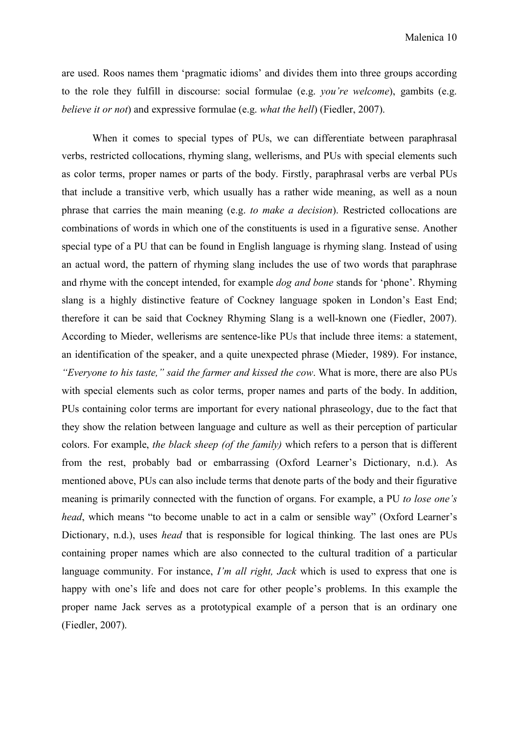are used. Roos names them 'pragmatic idioms' and divides them into three groups according to the role they fulfill in discourse: social formulae (e.g. *you're welcome*), gambits (e.g. *believe it or not*) and expressive formulae (e.g. *what the hell*) (Fiedler, 2007).

When it comes to special types of PUs, we can differentiate between paraphrasal verbs, restricted collocations, rhyming slang, wellerisms, and PUs with special elements such as color terms, proper names or parts of the body. Firstly, paraphrasal verbs are verbal PUs that include a transitive verb, which usually has a rather wide meaning, as well as a noun phrase that carries the main meaning (e.g. *to make a decision*). Restricted collocations are combinations of words in which one of the constituents is used in a figurative sense. Another special type of a PU that can be found in English language is rhyming slang. Instead of using an actual word, the pattern of rhyming slang includes the use of two words that paraphrase and rhyme with the concept intended, for example *dog and bone* stands for 'phone'. Rhyming slang is a highly distinctive feature of Cockney language spoken in London's East End; therefore it can be said that Cockney Rhyming Slang is a well-known one (Fiedler, 2007). According to Mieder, wellerisms are sentence-like PUs that include three items: a statement, an identification of the speaker, and a quite unexpected phrase (Mieder, 1989). For instance, *"Everyone to his taste," said the farmer and kissed the cow*. What is more, there are also PUs with special elements such as color terms, proper names and parts of the body. In addition, PUs containing color terms are important for every national phraseology, due to the fact that they show the relation between language and culture as well as their perception of particular colors. For example, *the black sheep (of the family)* which refers to a person that is different from the rest, probably bad or embarrassing (Oxford Learner's Dictionary, n.d.). As mentioned above, PUs can also include terms that denote parts of the body and their figurative meaning is primarily connected with the function of organs. For example, a PU *to lose one's head*, which means "to become unable to act in a calm or sensible way" (Oxford Learner's Dictionary, n.d.), uses *head* that is responsible for logical thinking. The last ones are PUs containing proper names which are also connected to the cultural tradition of a particular language community. For instance, *I'm all right, Jack* which is used to express that one is happy with one's life and does not care for other people's problems. In this example the proper name Jack serves as a prototypical example of a person that is an ordinary one (Fiedler, 2007).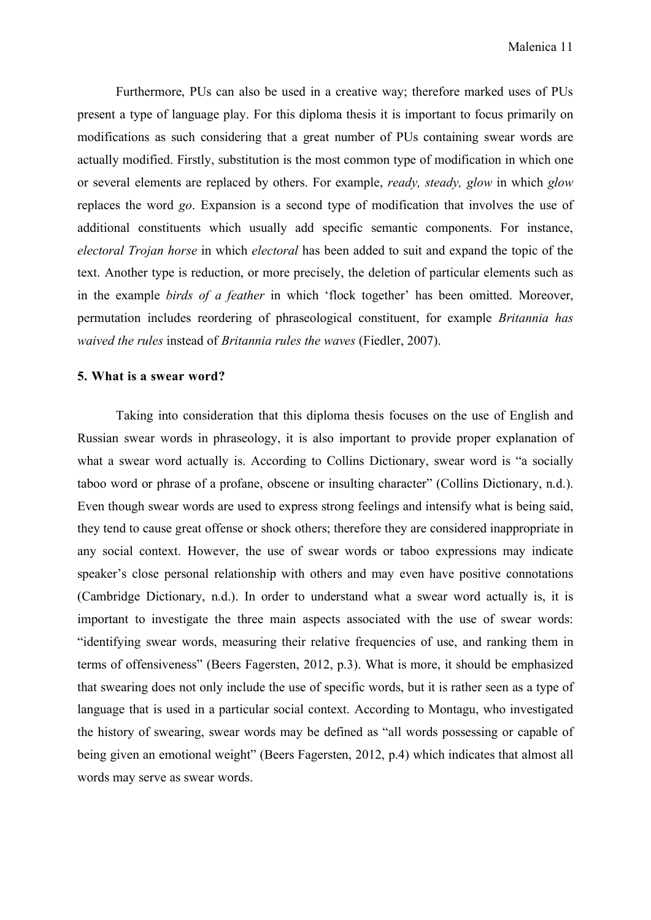Furthermore, PUs can also be used in a creative way; therefore marked uses of PUs present a type of language play. For this diploma thesis it is important to focus primarily on modifications as such considering that a great number of PUs containing swear words are actually modified. Firstly, substitution is the most common type of modification in which one or several elements are replaced by others. For example, *ready, steady, glow* in which *glow* replaces the word *go*. Expansion is a second type of modification that involves the use of additional constituents which usually add specific semantic components. For instance, *electoral Trojan horse* in which *electoral* has been added to suit and expand the topic of the text. Another type is reduction, or more precisely, the deletion of particular elements such as in the example *birds of a feather* in which 'flock together' has been omitted. Moreover, permutation includes reordering of phraseological constituent, for example *Britannia has waived the rules* instead of *Britannia rules the waves* (Fiedler, 2007).

## 5. What is a swear word?

Taking into consideration that this diploma thesis focuses on the use of English and Russian swear words in phraseology, it is also important to provide proper explanation of what a swear word actually is. According to Collins Dictionary, swear word is "a socially taboo word or phrase of a profane, obscene or insulting character" (Collins Dictionary, n.d.). Even though swear words are used to express strong feelings and intensify what is being said, they tend to cause great offense or shock others; therefore they are considered inappropriate in any social context. However, the use of swear words or taboo expressions may indicate speaker's close personal relationship with others and may even have positive connotations (Cambridge Dictionary, n.d.). In order to understand what a swear word actually is, it is important to investigate the three main aspects associated with the use of swear words: "identifying swear words, measuring their relative frequencies of use, and ranking them in terms of offensiveness" (Beers Fagersten, 2012, p.3). What is more, it should be emphasized that swearing does not only include the use of specific words, but it is rather seen as a type of language that is used in a particular social context. According to Montagu, who investigated the history of swearing, swear words may be defined as "all words possessing or capable of being given an emotional weight" (Beers Fagersten, 2012, p.4) which indicates that almost all words may serve as swear words.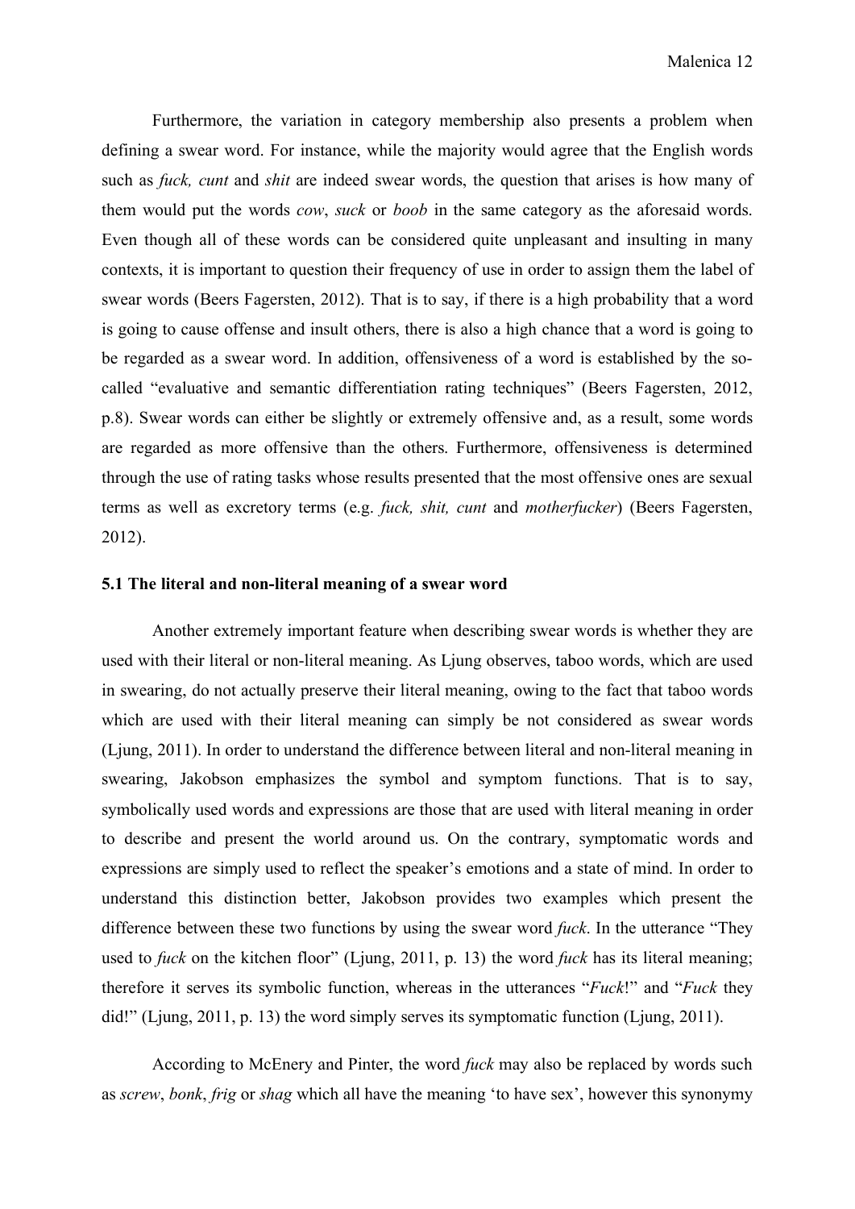Furthermore, the variation in category membership also presents a problem when defining a swear word. For instance, while the majority would agree that the English words such as *fuck, cunt* and *shit* are indeed swear words, the question that arises is how many of them would put the words *cow*, *suck* or *boob* in the same category as the aforesaid words. Even though all of these words can be considered quite unpleasant and insulting in many contexts, it is important to question their frequency of use in order to assign them the label of swear words (Beers Fagersten, 2012). That is to say, if there is a high probability that a word is going to cause offense and insult others, there is also a high chance that a word is going to be regarded as a swear word. In addition, offensiveness of a word is established by the so-called "evaluative and semantic differentiation rating techniques" (Beers Fagersten, 2012, p.8). Swear words can either be slightly or extremely offensive and, as a result, some words are regarded as more offensive than the others. Furthermore, offensiveness is determined through the use of rating tasks whose results presented that the most offensive ones are sexual terms as well as excretory terms (e.g. *fuck, shit, cunt* and *motherfucker*) (Beers Fagersten, 2012).

### 5.1 The literal and non-literal meaning of a swear word

Another extremely important feature when describing swear words is whether they are used with their literal or non-literal meaning. As Ljung observes, taboo words, which are used in swearing, do not actually preserve their literal meaning, owing to the fact that taboo words which are used with their literal meaning can simply be not considered as swear words (Ljung, 2011). In order to understand the difference between literal and non-literal meaning in swearing, Jakobson emphasizes the symbol and symptom functions. That is to say, symbolically used words and expressions are those that are used with literal meaning in order to describe and present the world around us. On the contrary, symptomatic words and expressions are simply used to reflect the speaker's emotions and a state of mind. In order to understand this distinction better, Jakobson provides two examples which present the difference between these two functions by using the swear word *fuck*. In the utterance "They used to *fuck* on the kitchen floor" (Ljung, 2011, p. 13) the word *fuck* has its literal meaning; therefore it serves its symbolic function, whereas in the utterances "*Fuck*!" and "*Fuck* they did!" (Ljung, 2011, p. 13) the word simply serves its symptomatic function (Ljung, 2011).

According to McEnery and Pinter, the word *fuck* may also be replaced by words such as *screw*, *bonk*, *frig* or *shag* which all have the meaning 'to have sex', however this synonymy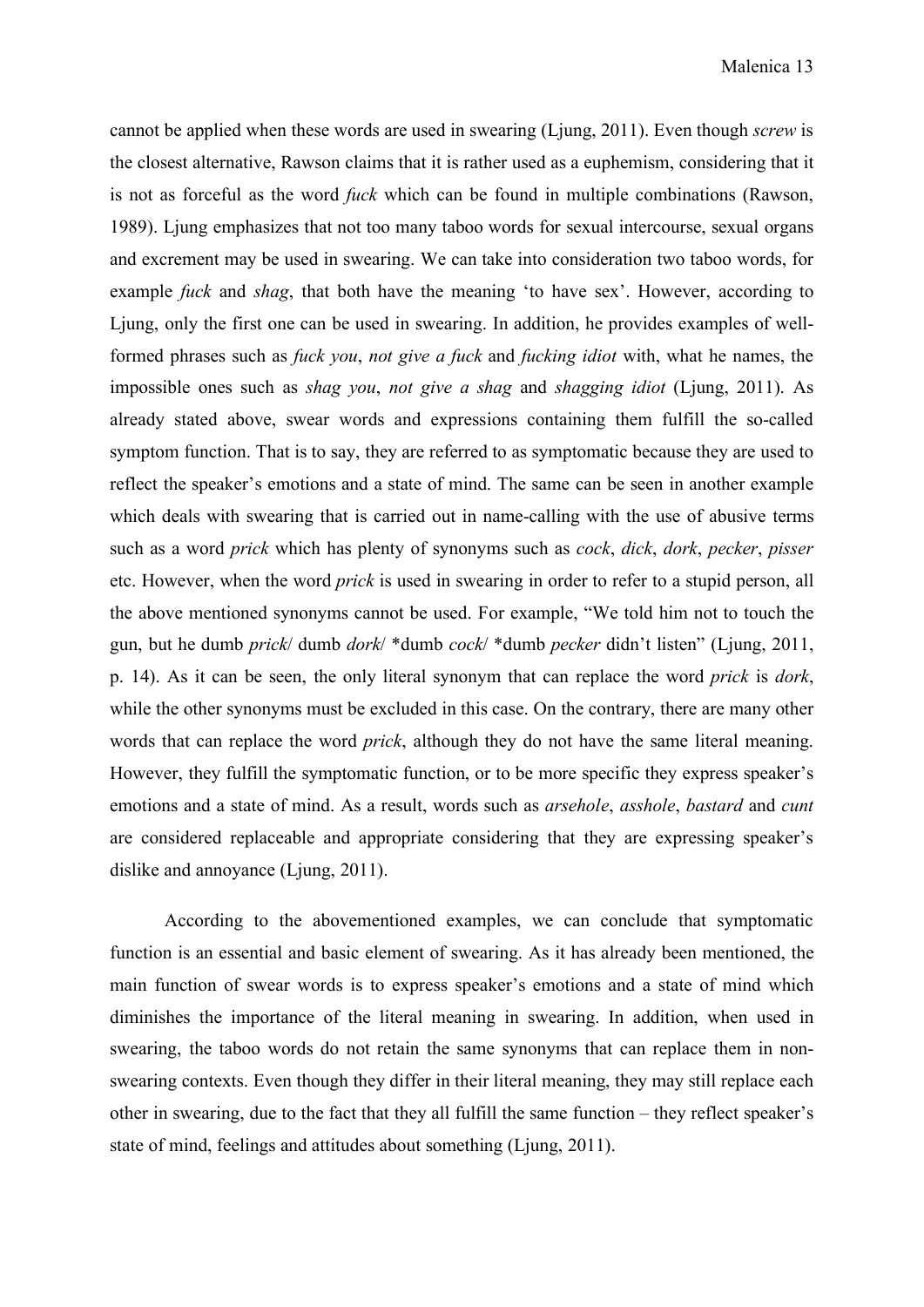cannot be applied when these words are used in swearing (Ljung, 2011). Even though *screw* is the closest alternative, Rawson claims that it is rather used as a euphemism, considering that it is not as forceful as the word *fuck* which can be found in multiple combinations (Rawson, 1989). Ljung emphasizes that not too many taboo words for sexual intercourse, sexual organs and excrement may be used in swearing. We can take into consideration two taboo words, for example *fuck* and *shag*, that both have the meaning 'to have sex'. However, according to Ljung, only the first one can be used in swearing. In addition, he provides examples of well-formed phrases such as *fuck you*, *not give a fuck* and *fucking idiot* with, what he names, the impossible ones such as *shag you*, *not give a shag* and *shagging idiot* (Ljung, 2011). As already stated above, swear words and expressions containing them fulfill the so-called symptom function. That is to say, they are referred to as symptomatic because they are used to reflect the speaker's emotions and a state of mind. The same can be seen in another example which deals with swearing that is carried out in name-calling with the use of abusive terms such as a word *prick* which has plenty of synonyms such as *cock*, *dick*, *dork*, *pecker*, *pisser* etc. However, when the word *prick* is used in swearing in order to refer to a stupid person, all the above mentioned synonyms cannot be used. For example, "We told him not to touch the gun, but he dumb *prick*/ dumb *dork*/ *dumb *cock*/ *dumb *pecker* didn't listen" (Ljung, 2011, p. 14). As it can be seen, the only literal synonym that can replace the word *prick* is *dork*, while the other synonyms must be excluded in this case. On the contrary, there are many other words that can replace the word *prick*, although they do not have the same literal meaning. However, they fulfill the symptomatic function, or to be more specific they express speaker's emotions and a state of mind. As a result, words such as *arsehole*, *asshole*, *bastard* and *cunt* are considered replaceable and appropriate considering that they are expressing speaker's dislike and annoyance (Ljung, 2011).

According to the abovementioned examples, we can conclude that symptomatic function is an essential and basic element of swearing. As it has already been mentioned, the main function of swear words is to express speaker's emotions and a state of mind which diminishes the importance of the literal meaning in swearing. In addition, when used in swearing, the taboo words do not retain the same synonyms that can replace them in non-swearing contexts. Even though they differ in their literal meaning, they may still replace each other in swearing, due to the fact that they all fulfill the same function – they reflect speaker's state of mind, feelings and attitudes about something (Ljung, 2011).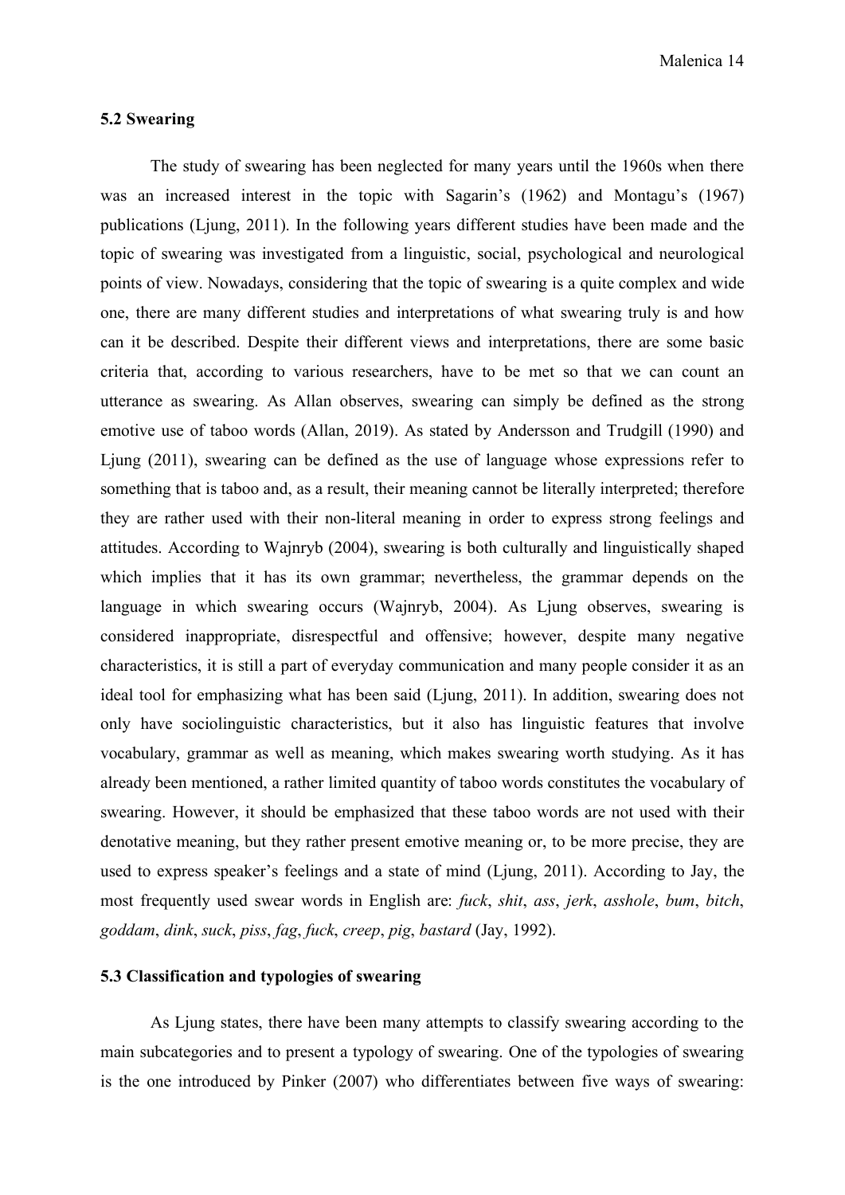### 5.2 Swearing

The study of swearing has been neglected for many years until the 1960s when there was an increased interest in the topic with Sagarin's (1962) and Montagu's (1967) publications (Ljung, 2011). In the following years different studies have been made and the topic of swearing was investigated from a linguistic, social, psychological and neurological points of view. Nowadays, considering that the topic of swearing is a quite complex and wide one, there are many different studies and interpretations of what swearing truly is and how can it be described. Despite their different views and interpretations, there are some basic criteria that, according to various researchers, have to be met so that we can count an utterance as swearing. As Allan observes, swearing can simply be defined as the strong emotive use of taboo words (Allan, 2019). As stated by Andersson and Trudgill (1990) and Ljung (2011), swearing can be defined as the use of language whose expressions refer to something that is taboo and, as a result, their meaning cannot be literally interpreted; therefore they are rather used with their non-literal meaning in order to express strong feelings and attitudes. According to Wajnryb (2004), swearing is both culturally and linguistically shaped which implies that it has its own grammar; nevertheless, the grammar depends on the language in which swearing occurs (Wajnryb, 2004). As Ljung observes, swearing is considered inappropriate, disrespectful and offensive; however, despite many negative characteristics, it is still a part of everyday communication and many people consider it as an ideal tool for emphasizing what has been said (Ljung, 2011). In addition, swearing does not only have sociolinguistic characteristics, but it also has linguistic features that involve vocabulary, grammar as well as meaning, which makes swearing worth studying. As it has already been mentioned, a rather limited quantity of taboo words constitutes the vocabulary of swearing. However, it should be emphasized that these taboo words are not used with their denotative meaning, but they rather present emotive meaning or, to be more precise, they are used to express speaker's feelings and a state of mind (Ljung, 2011). According to Jay, the most frequently used swear words in English are: *fuck*, *shit*, *ass*, *jerk*, *asshole*, *bum*, *bitch*, *goddam*, *dink*, *suck*, *piss*, *fag*, *fuck*, *creep*, *pig*, *bastard* (Jay, 1992).

### 5.3 Classification and typologies of swearing

As Ljung states, there have been many attempts to classify swearing according to the main subcategories and to present a typology of swearing. One of the typologies of swearing is the one introduced by Pinker (2007) who differentiates between five ways of swearing: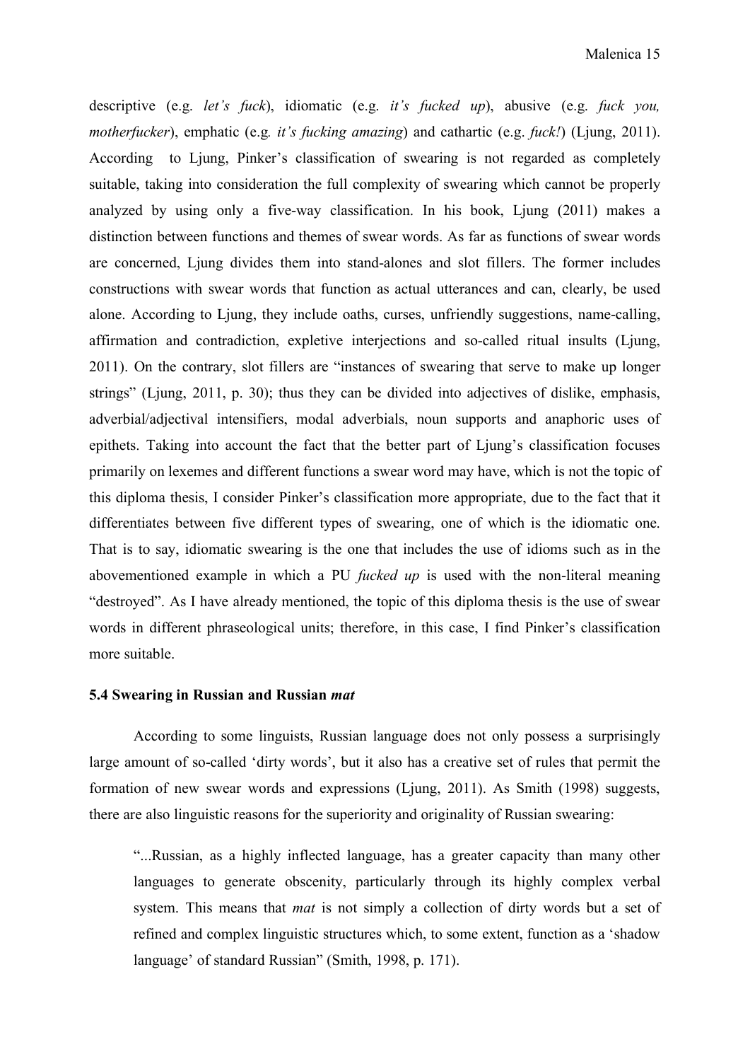descriptive (e.g. *let's fuck*), idiomatic (e.g. *it's fucked up*), abusive (e.g. *fuck you, motherfucker*), emphatic (e.g. *it's fucking amazing*) and cathartic (e.g. *fuck!*) (Ljung, 2011). According to Ljung, Pinker's classification of swearing is not regarded as completely suitable, taking into consideration the full complexity of swearing which cannot be properly analyzed by using only a five-way classification. In his book, Ljung (2011) makes a distinction between functions and themes of swear words. As far as functions of swear words are concerned, Ljung divides them into stand-alones and slot fillers. The former includes constructions with swear words that function as actual utterances and can, clearly, be used alone. According to Ljung, they include oaths, curses, unfriendly suggestions, name-calling, affirmation and contradiction, expletive interjections and so-called ritual insults (Ljung, 2011). On the contrary, slot fillers are "instances of swearing that serve to make up longer strings" (Ljung, 2011, p. 30); thus they can be divided into adjectives of dislike, emphasis, adverbial/adjectival intensifiers, modal adverbials, noun supports and anaphoric uses of epithets. Taking into account the fact that the better part of Ljung's classification focuses primarily on lexemes and different functions a swear word may have, which is not the topic of this diploma thesis, I consider Pinker's classification more appropriate, due to the fact that it differentiates between five different types of swearing, one of which is the idiomatic one. That is to say, idiomatic swearing is the one that includes the use of idioms such as in the abovementioned example in which a PU *fucked up* is used with the non-literal meaning "destroyed". As I have already mentioned, the topic of this diploma thesis is the use of swear words in different phraseological units; therefore, in this case, I find Pinker's classification more suitable.

### 5.4 Swearing in Russian and Russian *mat*

According to some linguists, Russian language does not only possess a surprisingly large amount of so-called 'dirty words', but it also has a creative set of rules that permit the formation of new swear words and expressions (Ljung, 2011). As Smith (1998) suggests, there are also linguistic reasons for the superiority and originality of Russian swearing:

> "...Russian, as a highly inflected language, has a greater capacity than many other languages to generate obscenity, particularly through its highly complex verbal system. This means that *mat* is not simply a collection of dirty words but a set of refined and complex linguistic structures which, to some extent, function as a 'shadow language' of standard Russian" (Smith, 1998, p. 171).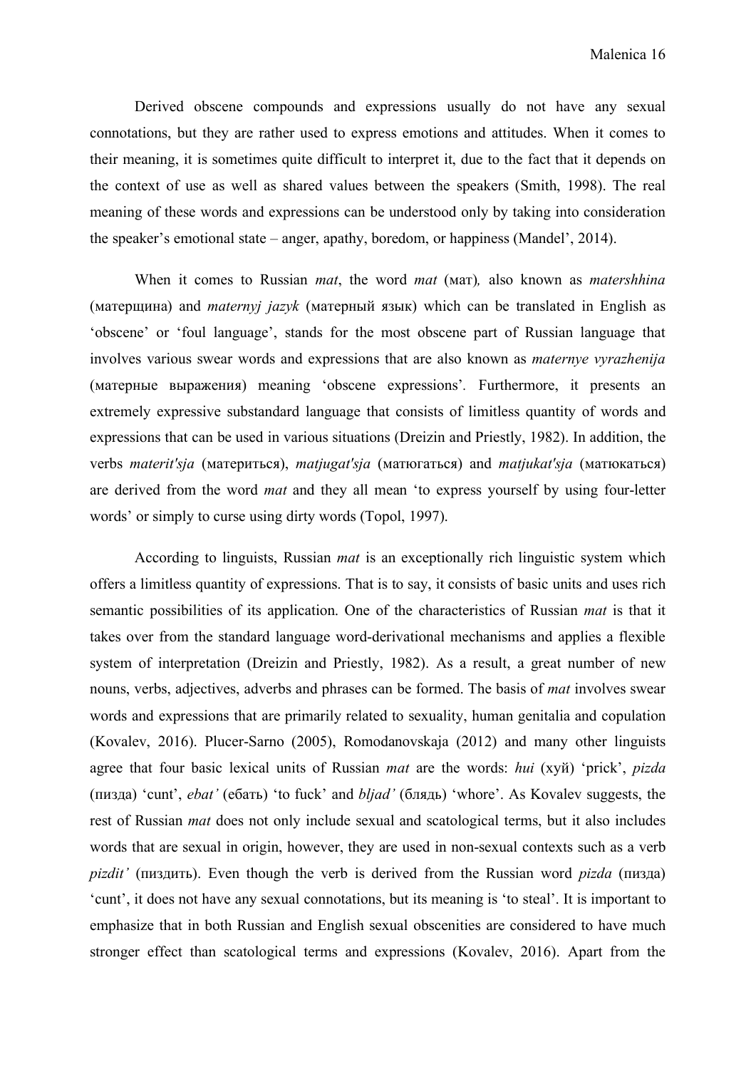Derived obscene compounds and expressions usually do not have any sexual connotations, but they are rather used to express emotions and attitudes. When it comes to their meaning, it is sometimes quite difficult to interpret it, due to the fact that it depends on the context of use as well as shared values between the speakers (Smith, 1998). The real meaning of these words and expressions can be understood only by taking into consideration the speaker's emotional state – anger, apathy, boredom, or happiness (Mandel', 2014).

When it comes to Russian *mat*, the word *mat* (мат)*,* also known as *matershhina* (матерщина) and *maternyj jazyk* (матерный язык) which can be translated in English as 'obscene' or 'foul language', stands for the most obscene part of Russian language that involves various swear words and expressions that are also known as *maternye vyrazhenija* (матерные выражения) meaning 'obscene expressions'. Furthermore, it presents an extremely expressive substandard language that consists of limitless quantity of words and expressions that can be used in various situations (Dreizin and Priestly, 1982). In addition, the verbs *materit'sja* (материться), *matjugat'sja* (матюгаться) and *matjukat'sja* (матюкаться) are derived from the word *mat* and they all mean 'to express yourself by using four-letter words' or simply to curse using dirty words (Topol, 1997).

According to linguists, Russian *mat* is an exceptionally rich linguistic system which offers a limitless quantity of expressions. That is to say, it consists of basic units and uses rich semantic possibilities of its application. One of the characteristics of Russian *mat* is that it takes over from the standard language word-derivational mechanisms and applies a flexible system of interpretation (Dreizin and Priestly, 1982). As a result, a great number of new nouns, verbs, adjectives, adverbs and phrases can be formed. The basis of *mat* involves swear words and expressions that are primarily related to sexuality, human genitalia and copulation (Kovalev, 2016). Plucer-Sarno (2005), Romodanovskaja (2012) and many other linguists agree that four basic lexical units of Russian *mat* are the words: *hui* (хуй) 'prick', *pizda* (пизда) 'cunt', *ebat'* (ебать) 'to fuck' and *bljad'* (блядь) 'whore'. As Kovalev suggests, the rest of Russian *mat* does not only include sexual and scatological terms, but it also includes words that are sexual in origin, however, they are used in non-sexual contexts such as a verb *pizdit'* (пиздить). Even though the verb is derived from the Russian word *pizda* (пизда) 'cunt', it does not have any sexual connotations, but its meaning is 'to steal'. It is important to emphasize that in both Russian and English sexual obscenities are considered to have much stronger effect than scatological terms and expressions (Kovalev, 2016). Apart from the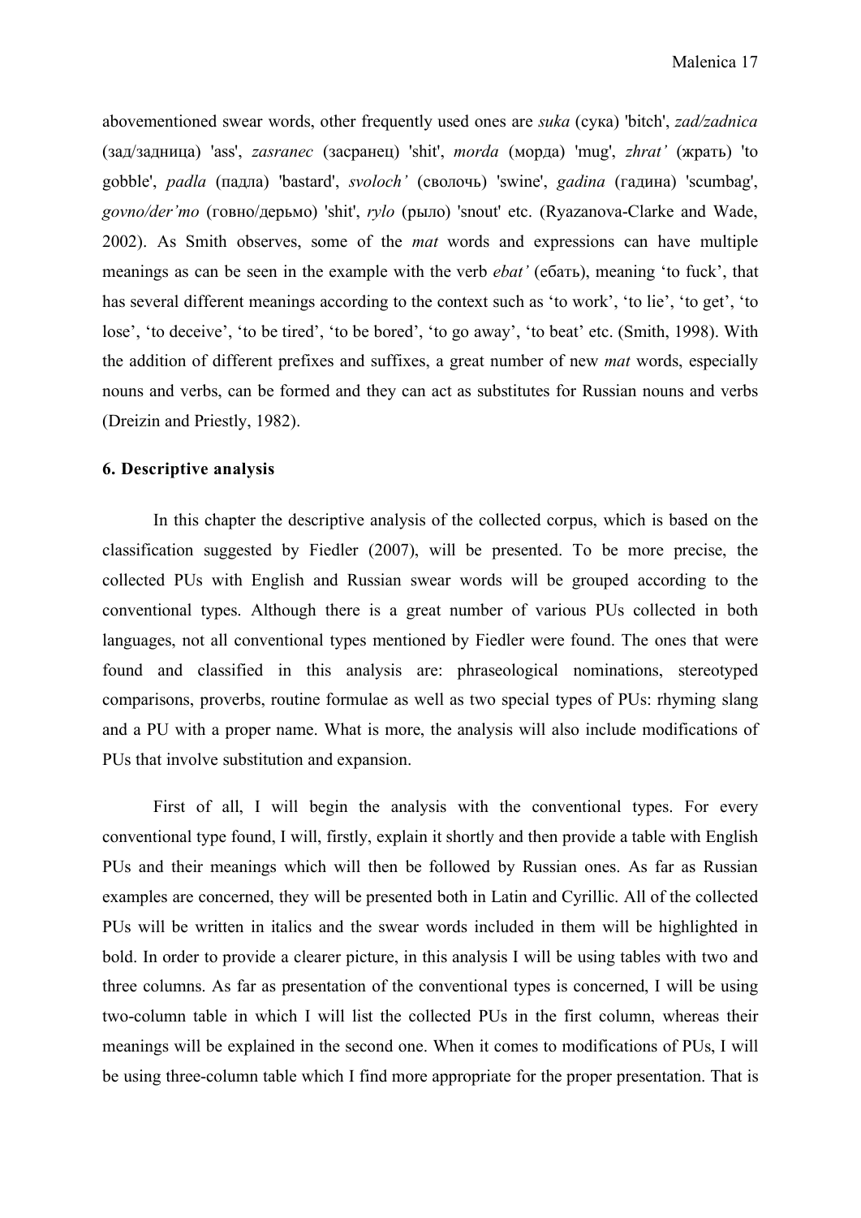abovementioned swear words, other frequently used ones are *suka* (сука) 'bitch', *zad/zadnica* (зад/задница) 'ass', *zasranec* (засранец) 'shit', *morda* (морда) 'mug', *zhrat'* (жрать) 'to gobble', *padla* (падла) 'bastard', *svoloch'* (сволочь) 'swine', *gadina* (гадина) 'scumbag', *govno/der'mo* (говно/дерьмо) 'shit', *rylo* (рыло) 'snout' etc. (Ryazanova-Clarke and Wade, 2002). As Smith observes, some of the *mat* words and expressions can have multiple meanings as can be seen in the example with the verb *ebat'* (ебать), meaning 'to fuck', that has several different meanings according to the context such as 'to work', 'to lie', 'to get', 'to lose', 'to deceive', 'to be tired', 'to be bored', 'to go away', 'to beat' etc. (Smith, 1998). With the addition of different prefixes and suffixes, a great number of new *mat* words, especially nouns and verbs, can be formed and they can act as substitutes for Russian nouns and verbs (Dreizin and Priestly, 1982).

## 6. Descriptive analysis

In this chapter the descriptive analysis of the collected corpus, which is based on the classification suggested by Fiedler (2007), will be presented. To be more precise, the collected PUs with English and Russian swear words will be grouped according to the conventional types. Although there is a great number of various PUs collected in both languages, not all conventional types mentioned by Fiedler were found. The ones that were found and classified in this analysis are: phraseological nominations, stereotyped comparisons, proverbs, routine formulae as well as two special types of PUs: rhyming slang and a PU with a proper name. What is more, the analysis will also include modifications of PUs that involve substitution and expansion.

First of all, I will begin the analysis with the conventional types. For every conventional type found, I will, firstly, explain it shortly and then provide a table with English PUs and their meanings which will then be followed by Russian ones. As far as Russian examples are concerned, they will be presented both in Latin and Cyrillic. All of the collected PUs will be written in italics and the swear words included in them will be highlighted in bold. In order to provide a clearer picture, in this analysis I will be using tables with two and three columns. As far as presentation of the conventional types is concerned, I will be using two-column table in which I will list the collected PUs in the first column, whereas their meanings will be explained in the second one. When it comes to modifications of PUs, I will be using three-column table which I find more appropriate for the proper presentation. That is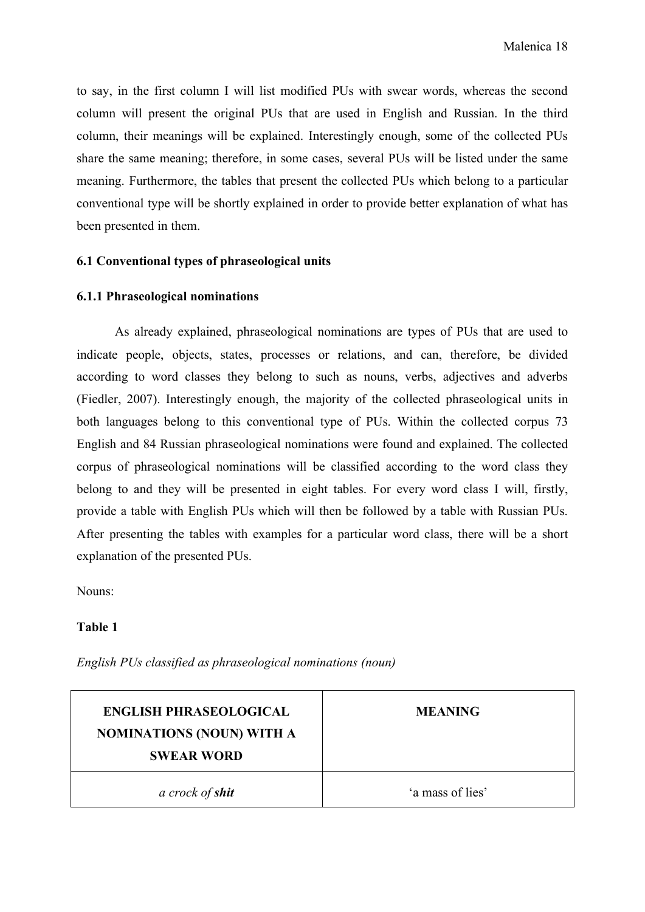to say, in the first column I will list modified PUs with swear words, whereas the second column will present the original PUs that are used in English and Russian. In the third column, their meanings will be explained. Interestingly enough, some of the collected PUs share the same meaning; therefore, in some cases, several PUs will be listed under the same meaning. Furthermore, the tables that present the collected PUs which belong to a particular conventional type will be shortly explained in order to provide better explanation of what has been presented in them.

### 6.1 Conventional types of phraseological units

#### 6.1.1 Phraseological nominations

As already explained, phraseological nominations are types of PUs that are used to indicate people, objects, states, processes or relations, and can, therefore, be divided according to word classes they belong to such as nouns, verbs, adjectives and adverbs (Fiedler, 2007). Interestingly enough, the majority of the collected phraseological units in both languages belong to this conventional type of PUs. Within the collected corpus 73 English and 84 Russian phraseological nominations were found and explained. The collected corpus of phraseological nominations will be classified according to the word class they belong to and they will be presented in eight tables. For every word class I will, firstly, provide a table with English PUs which will then be followed by a table with Russian PUs. After presenting the tables with examples for a particular word class, there will be a short explanation of the presented PUs.

Nouns:

**Table 1**

*English PUs classified as phraseological nominations (noun)*

| ENGLISH PHRASEOLOGICAL NOMINATIONS (NOUN) WITH A SWEAR WORD | MEANING |
|---|---|
| *a crock of* ***shit*** | 'a mass of lies' |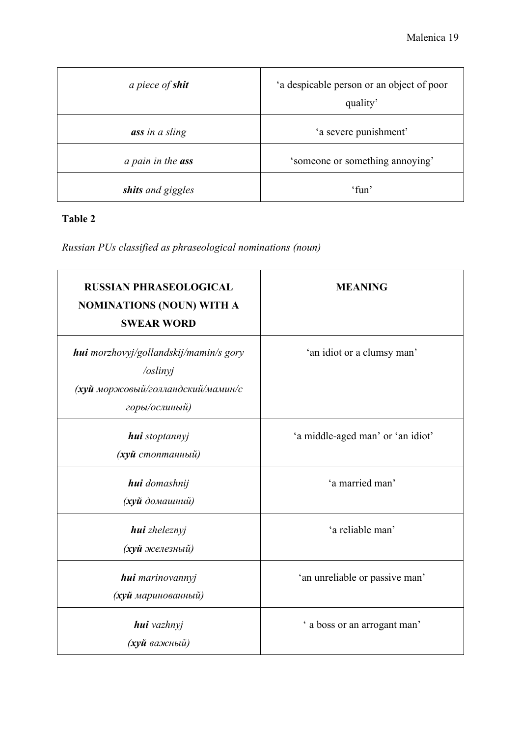| | |
|---|---|
| *a piece of **shit*** | 'a despicable person or an object of poor quality' |
| ***ass** in a sling* | 'a severe punishment' |
| *a pain in the **ass*** | 'someone or something annoying' |
| ***shits** and giggles* | 'fun' |

**Table 2**

*Russian PUs classified as phraseological nominations (noun)*

| RUSSIAN PHRASEOLOGICAL NOMINATIONS (NOUN) WITH A SWEAR WORD | MEANING |
|---|---|
| ***hui** morzhovyj/gollandskij/mamin/s gory /oslinyj* (***хуй** моржовый/голландский/мамин/с горы/ослиный)* | 'an idiot or a clumsy man' |
| ***hui** stoptannyj* (***хуй** стоптанный)* | 'a middle-aged man' or 'an idiot' |
| ***hui** domashnij* (***хуй** домашний)* | 'a married man' |
| ***hui** zheleznyj* (***хуй** железный)* | 'a reliable man' |
| ***hui** marinovannyj* (***хуй** маринованный)* | 'an unreliable or passive man' |
| ***hui** vazhnyj* (***хуй** важный)* | ' a boss or an arrogant man' |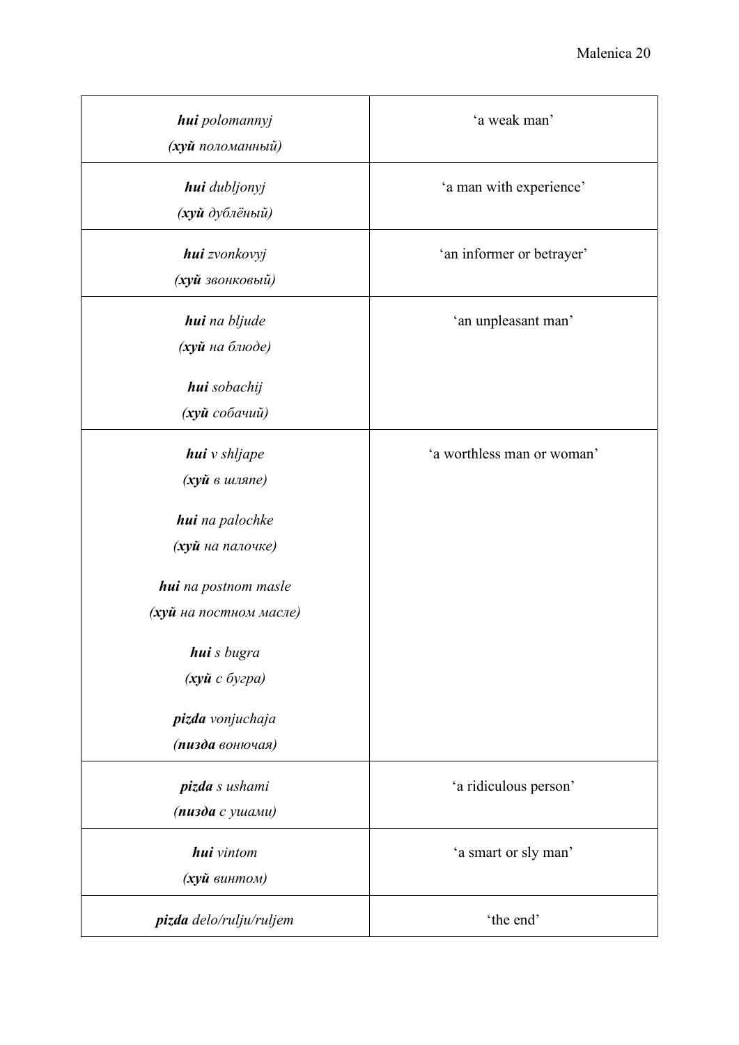| | |
|---|---|
| ***hui** polomannyj*<br>*(**хуй** поломанный)* | 'a weak man' |
| ***hui** dubljonyj*<br>*(**хуй** дублёный)* | 'a man with experience' |
| ***hui** zvonkovyj*<br>*(**хуй** звонковый)* | 'an informer or betrayer' |
| ***hui** na bljude*<br>*(**хуй** на блюде)*<br><br>***hui** sobachij*<br>*(**хуй** собачий)* | 'an unpleasant man' |
| ***hui** v shljape*<br>*(**хуй** в шляпе)*<br><br>***hui** na palochke*<br>*(**хуй** на палочке)*<br><br>***hui** na postnom masle*<br>*(**хуй** на постном масле)*<br><br>***hui** s bugra*<br>*(**хуй** с бугра)*<br><br>***pizda** vonjuchaja*<br>*(**пизда** вонючая)* | 'a worthless man or woman' |
| ***pizda** s ushami*<br>*(**пизда** с ушами)* | 'a ridiculous person' |
| ***hui** vintom*<br>*(**хуй** винтом)* | 'a smart or sly man' |
| ***pizda** delo/rulju/ruljem* | 'the end' |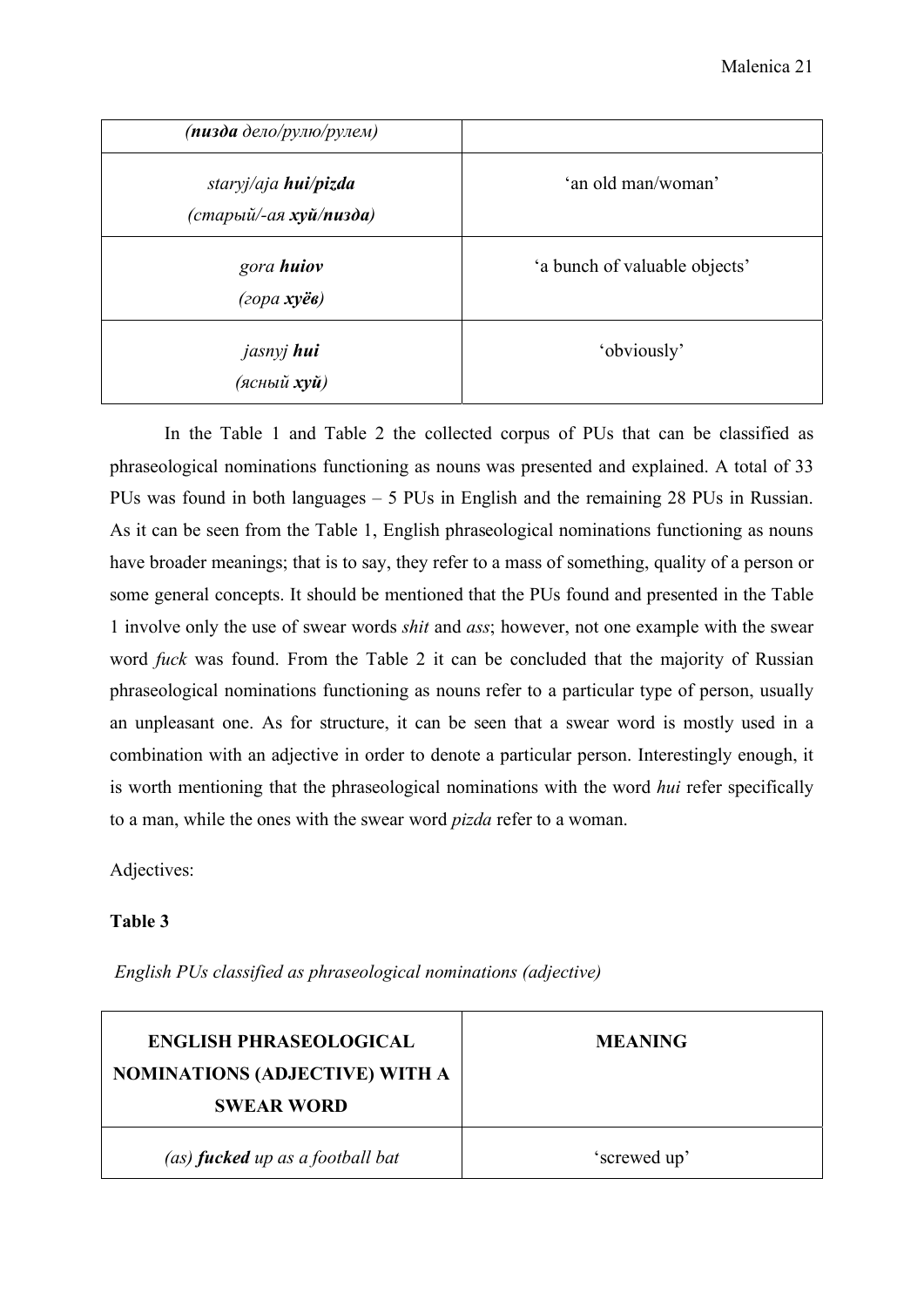| | |
|---|---|
| *(**пизда** дело/рулю/рулем)* | |
| *staryj/aja **hui/pizda*** *(старый/-ая **хуй/пизда**)* | 'an old man/woman' |
| *gora **huiov*** *(гора **хуёв**)* | 'a bunch of valuable objects' |
| *jasnyj **hui*** *(ясный **хуй**)* | 'obviously' |

In the Table 1 and Table 2 the collected corpus of PUs that can be classified as phraseological nominations functioning as nouns was presented and explained. A total of 33 PUs was found in both languages – 5 PUs in English and the remaining 28 PUs in Russian. As it can be seen from the Table 1, English phraseological nominations functioning as nouns have broader meanings; that is to say, they refer to a mass of something, quality of a person or some general concepts. It should be mentioned that the PUs found and presented in the Table 1 involve only the use of swear words *shit* and *ass*; however, not one example with the swear word *fuck* was found. From the Table 2 it can be concluded that the majority of Russian phraseological nominations functioning as nouns refer to a particular type of person, usually an unpleasant one. As for structure, it can be seen that a swear word is mostly used in a combination with an adjective in order to denote a particular person. Interestingly enough, it is worth mentioning that the phraseological nominations with the word *hui* refer specifically to a man, while the ones with the swear word *pizda* refer to a woman.

Adjectives:

**Table 3**

*English PUs classified as phraseological nominations (adjective)*

| ENGLISH PHRASEOLOGICAL NOMINATIONS (ADJECTIVE) WITH A SWEAR WORD | MEANING |
|---|---|
| *(as) **fucked** up as a football bat* | 'screwed up' |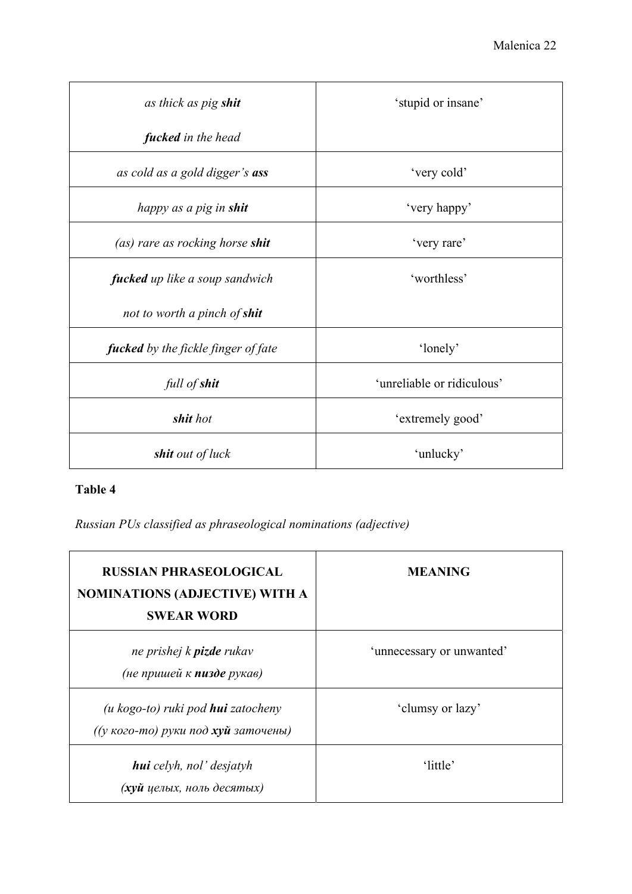| | |
|---|---|
| *as thick as pig **shit*** <br> ***fucked** in the head* | 'stupid or insane' |
| *as cold as a gold digger's **ass*** | 'very cold' |
| *happy as a pig in **shit*** | 'very happy' |
| *(as) rare as rocking horse **shit*** | 'very rare' |
| ***fucked** up like a soup sandwich* <br> *not to worth a pinch of **shit*** | 'worthless' |
| ***fucked** by the fickle finger of fate* | 'lonely' |
| *full of **shit*** | 'unreliable or ridiculous' |
| ***shit** hot* | 'extremely good' |
| ***shit** out of luck* | 'unlucky' |

**Table 4**

*Russian PUs classified as phraseological nominations (adjective)*

| **RUSSIAN PHRASEOLOGICAL NOMINATIONS (ADJECTIVE) WITH A SWEAR WORD** | **MEANING** |
|---|---|
| *ne prishej k **pizde** rukav* <br> *(не пришей к **пизде** рукав)* | 'unnecessary or unwanted' |
| *(u kogo-to) ruki pod **hui** zatocheny* <br> *((у кого-то) руки под **хуй** заточены)* | 'clumsy or lazy' |
| ***hui** celyh, nol' desjatyh* <br> *(**хуй** целых, ноль десятых)* | 'little' |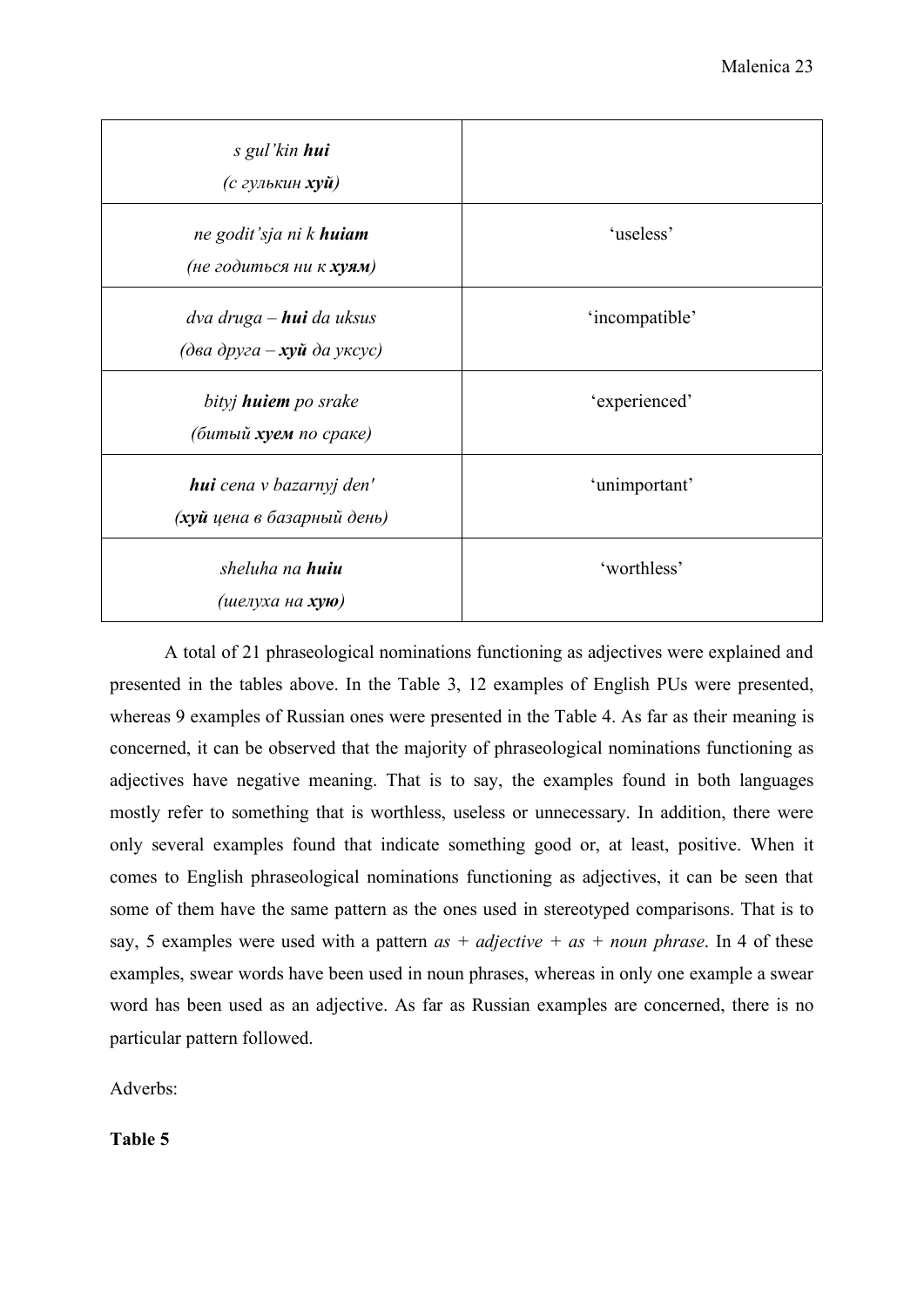| | |
|---|---|
| *s gul'kin **hui***<br>*(с гулькин **хуй**)* | |
| *ne godit'sja ni k **huiam***<br>*(не годиться ни к **хуям**)* | 'useless' |
| *dva druga – **hui** da uksus*<br>*(два друга – **хуй** да уксус)* | 'incompatible' |
| *bityj **huiem** po srake*<br>*(битый **хуем** по сраке)* | 'experienced' |
| ***hui** cena v bazarnyj den'*<br>*(**хуй** цена в базарный день)* | 'unimportant' |
| *sheluha na **huiu***<br>*(шелуха на **хую**)* | 'worthless' |

A total of 21 phraseological nominations functioning as adjectives were explained and presented in the tables above. In the Table 3, 12 examples of English PUs were presented, whereas 9 examples of Russian ones were presented in the Table 4. As far as their meaning is concerned, it can be observed that the majority of phraseological nominations functioning as adjectives have negative meaning. That is to say, the examples found in both languages mostly refer to something that is worthless, useless or unnecessary. In addition, there were only several examples found that indicate something good or, at least, positive. When it comes to English phraseological nominations functioning as adjectives, it can be seen that some of them have the same pattern as the ones used in stereotyped comparisons. That is to say, 5 examples were used with a pattern *as + adjective + as + noun phrase*. In 4 of these examples, swear words have been used in noun phrases, whereas in only one example a swear word has been used as an adjective. As far as Russian examples are concerned, there is no particular pattern followed.

Adverbs:

**Table 5**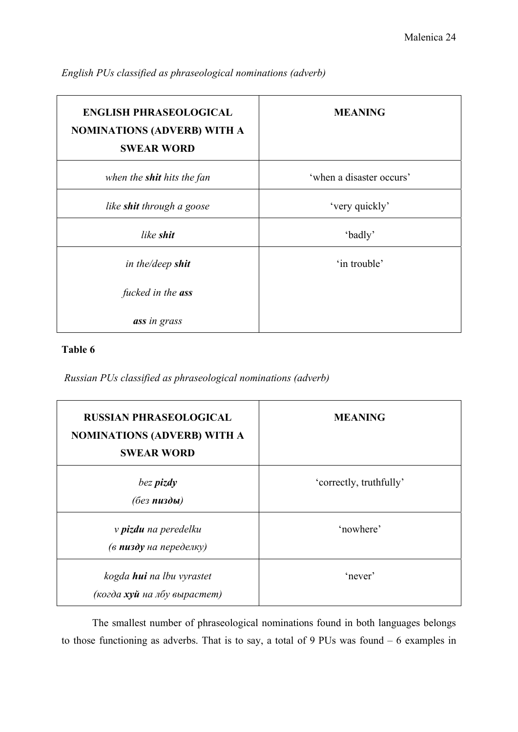*English PUs classified as phraseological nominations (adverb)*

| **ENGLISH PHRASEOLOGICAL NOMINATIONS (ADVERB) WITH A SWEAR WORD** | **MEANING** |
|---|---|
| *when the **shit** hits the fan* | 'when a disaster occurs' |
| *like **shit** through a goose* | 'very quickly' |
| *like **shit*** | 'badly' |
| *in the/deep **shit***<br><br>*fucked in the **ass***<br><br>***ass** in grass* | 'in trouble' |

**Table 6**

*Russian PUs classified as phraseological nominations (adverb)*

| **RUSSIAN PHRASEOLOGICAL NOMINATIONS (ADVERB) WITH A SWEAR WORD** | **MEANING** |
|---|---|
| *bez **pizdy***<br>*(без **пизды**)* | 'correctly, truthfully' |
| *v **pizdu** na peredelku*<br>*(в **пизду** на переделку)* | 'nowhere' |
| *kogda **hui** na lbu vyrastet*<br>*(когда **хуй** на лбу вырастет)* | 'never' |

The smallest number of phraseological nominations found in both languages belongs to those functioning as adverbs. That is to say, a total of 9 PUs was found – 6 examples in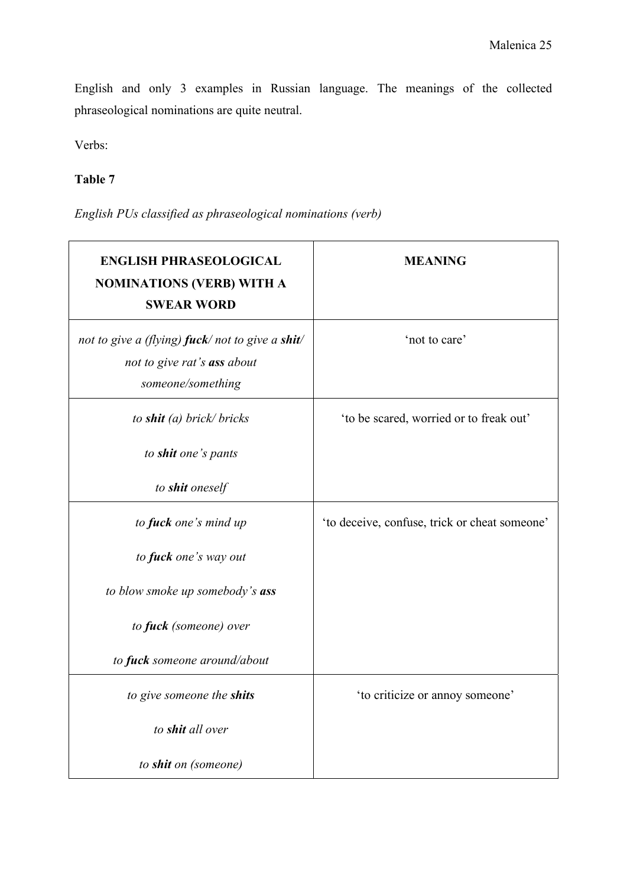English and only 3 examples in Russian language. The meanings of the collected phraseological nominations are quite neutral.

Verbs:

**Table 7**

*English PUs classified as phraseological nominations (verb)*

| **ENGLISH PHRASEOLOGICAL NOMINATIONS (VERB) WITH A SWEAR WORD** | **MEANING** |
|---|---|
| *not to give a (flying)* ***fuck****/ not to give a* ***shit****/ not to give rat's* ***ass*** *about someone/something* | 'not to care' |
| *to* ***shit*** *(a) brick/ bricks*<br>*to* ***shit*** *one's pants*<br>*to* ***shit*** *oneself* | 'to be scared, worried or to freak out' |
| *to* ***fuck*** *one's mind up*<br>*to* ***fuck*** *one's way out*<br>*to blow smoke up somebody's* ***ass***<br>*to* ***fuck*** *(someone) over*<br>*to* ***fuck*** *someone around/about* | 'to deceive, confuse, trick or cheat someone' |
| *to give someone the* ***shits***<br>*to* ***shit*** *all over*<br>*to* ***shit*** *on (someone)* | 'to criticize or annoy someone' |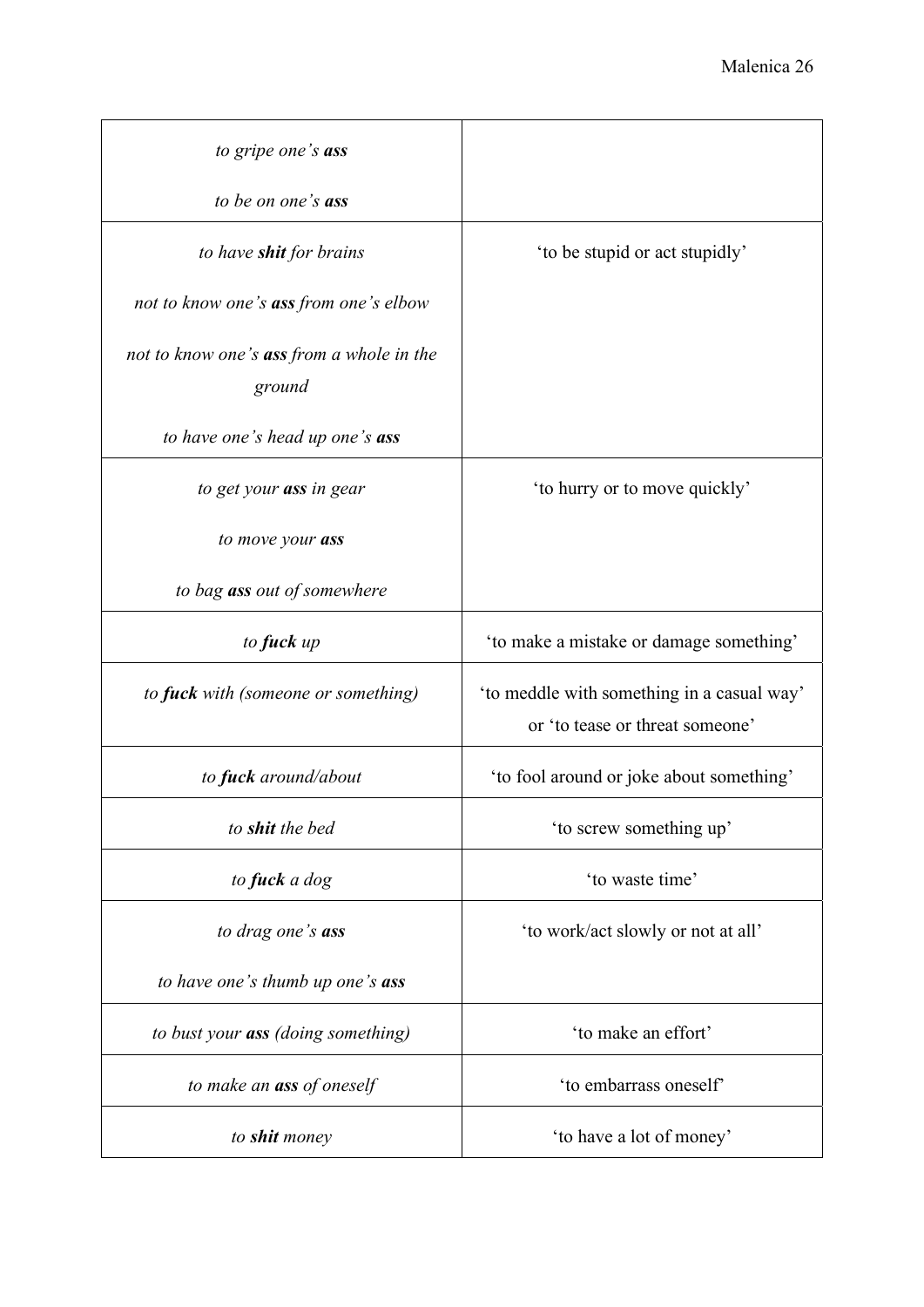| | |
|---|---|
| *to gripe one's **ass***<br><br>*to be on one's **ass*** | |
| *to have **shit** for brains*<br><br>*not to know one's **ass** from one's elbow*<br><br>*not to know one's **ass** from a whole in the ground*<br><br>*to have one's head up one's **ass*** | 'to be stupid or act stupidly' |
| *to get your **ass** in gear*<br><br>*to move your **ass***<br><br>*to bag **ass** out of somewhere* | 'to hurry or to move quickly' |
| *to **fuck** up* | 'to make a mistake or damage something' |
| *to **fuck** with (someone or something)* | 'to meddle with something in a casual way' or 'to tease or threat someone' |
| *to **fuck** around/about* | 'to fool around or joke about something' |
| *to **shit** the bed* | 'to screw something up' |
| *to **fuck** a dog* | 'to waste time' |
| *to drag one's **ass***<br><br>*to have one's thumb up one's **ass*** | 'to work/act slowly or not at all' |
| *to bust your **ass** (doing something)* | 'to make an effort' |
| *to make an **ass** of oneself* | 'to embarrass oneself' |
| *to **shit** money* | 'to have a lot of money' |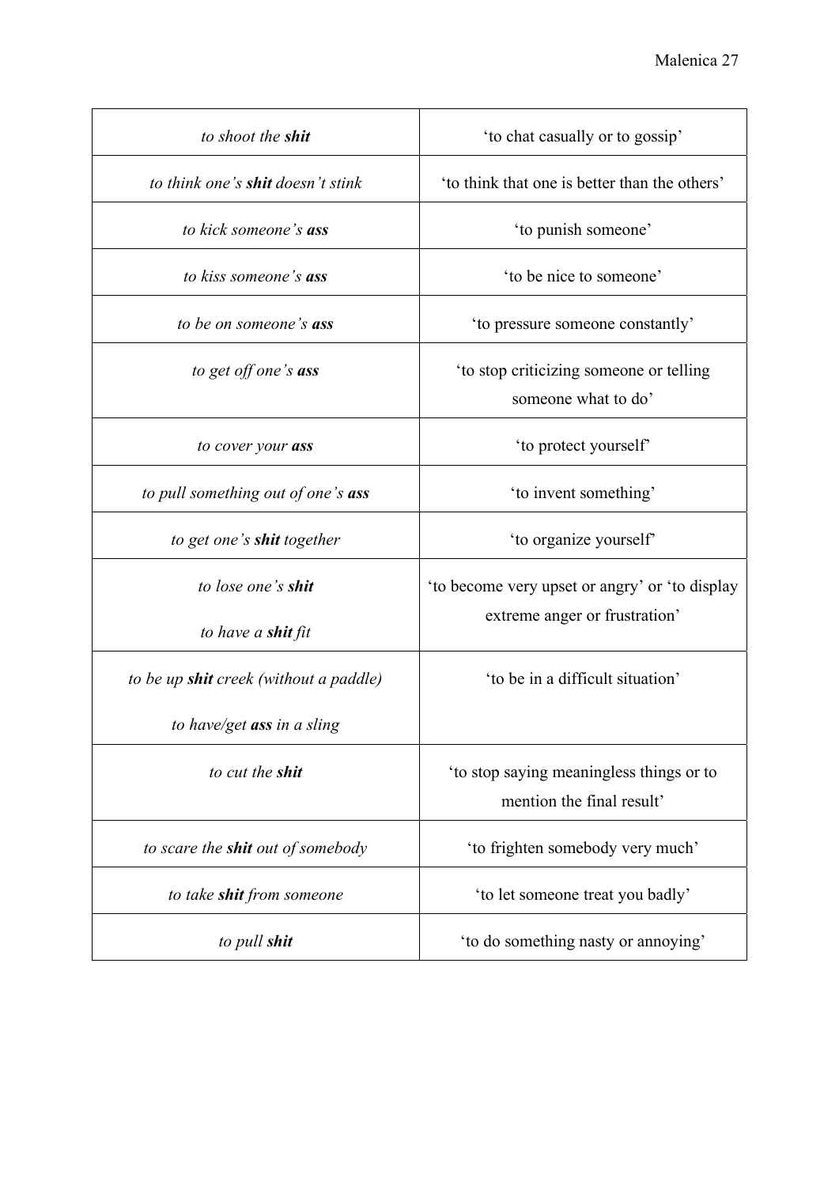| | |
|---|---|
| *to shoot the **shit*** | 'to chat casually or to gossip' |
| *to think one's **shit** doesn't stink* | 'to think that one is better than the others' |
| *to kick someone's **ass*** | 'to punish someone' |
| *to kiss someone's **ass*** | 'to be nice to someone' |
| *to be on someone's **ass*** | 'to pressure someone constantly' |
| *to get off one's **ass*** | 'to stop criticizing someone or telling someone what to do' |
| *to cover your **ass*** | 'to protect yourself' |
| *to pull something out of one's **ass*** | 'to invent something' |
| *to get one's **shit** together* | 'to organize yourself' |
| *to lose one's **shit***<br><br>*to have a **shit** fit* | 'to become very upset or angry' or 'to display extreme anger or frustration' |
| *to be up **shit** creek (without a paddle)*<br><br>*to have/get **ass** in a sling* | 'to be in a difficult situation' |
| *to cut the **shit*** | 'to stop saying meaningless things or to mention the final result' |
| *to scare the **shit** out of somebody* | 'to frighten somebody very much' |
| *to take **shit** from someone* | 'to let someone treat you badly' |
| *to pull **shit*** | 'to do something nasty or annoying' |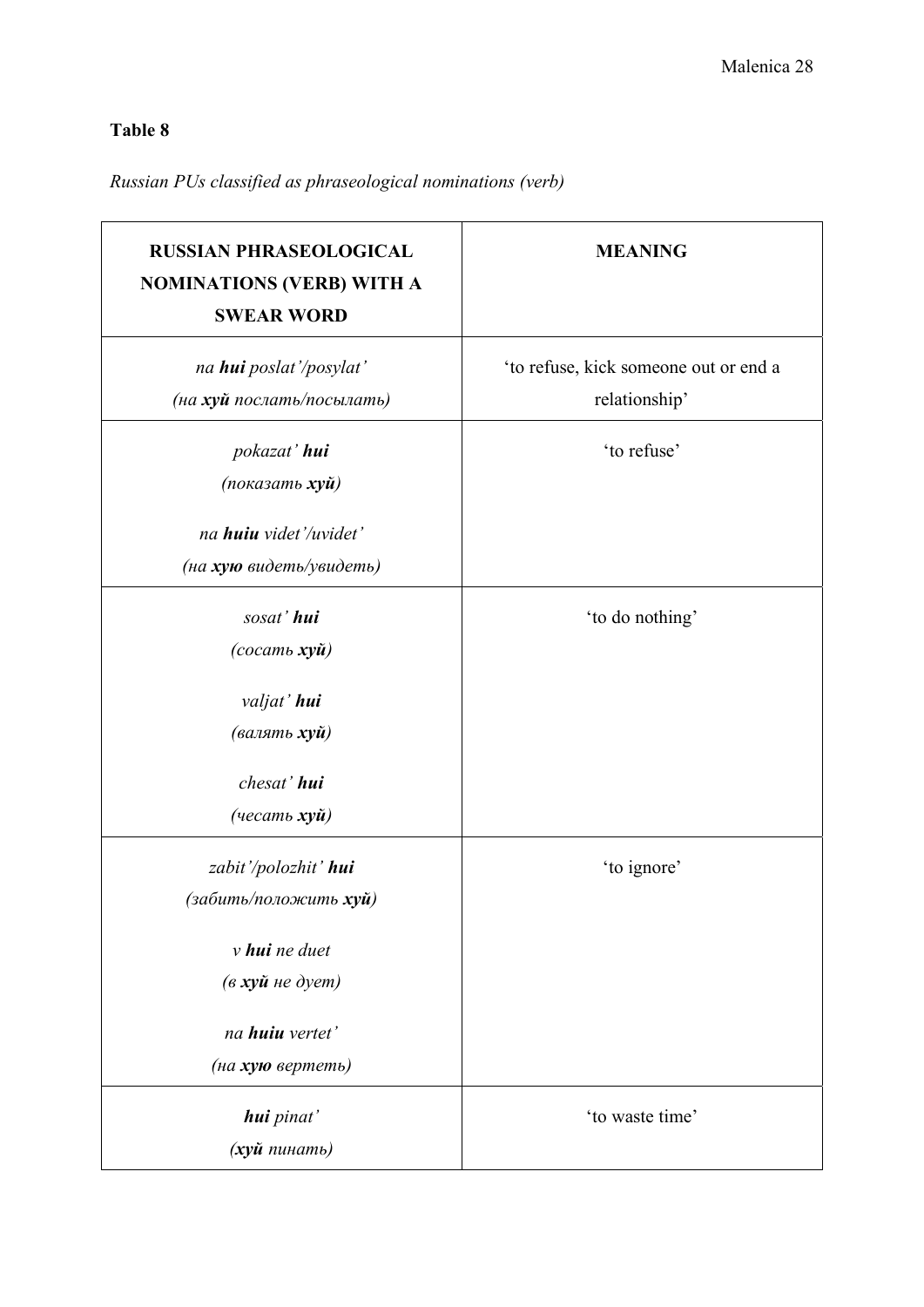**Table 8**

*Russian PUs classified as phraseological nominations (verb)*

| RUSSIAN PHRASEOLOGICAL NOMINATIONS (VERB) WITH A SWEAR WORD | MEANING |
|---|---|
| *na* ***hui*** *poslat'/posylat'* <br> *(на* ***хуй*** *послать/посылать)* | 'to refuse, kick someone out or end a relationship' |
| *pokazat'* ***hui*** <br> *(показать* ***хуй****)* <br><br> *na* ***huiu*** *videt'/uvidet'* <br> *(на* ***хую*** *видеть/увидеть)* | 'to refuse' |
| *sosat'* ***hui*** <br> *(сосать* ***хуй****)* <br><br> *valjat'* ***hui*** <br> *(валять* ***хуй****)* <br><br> *chesat'* ***hui*** <br> *(чесать* ***хуй****)* | 'to do nothing' |
| *zabit'/polozhit'* ***hui*** <br> *(забить/положить* ***хуй****)* <br><br> *v* ***hui*** *ne duet* <br> *(в* ***хуй*** *не дует)* <br><br> *na* ***huiu*** *vertet'* <br> *(на* ***хую*** *вертеть)* | 'to ignore' |
| ***hui*** *pinat'* <br> *(****хуй*** *пинать)* | 'to waste time' |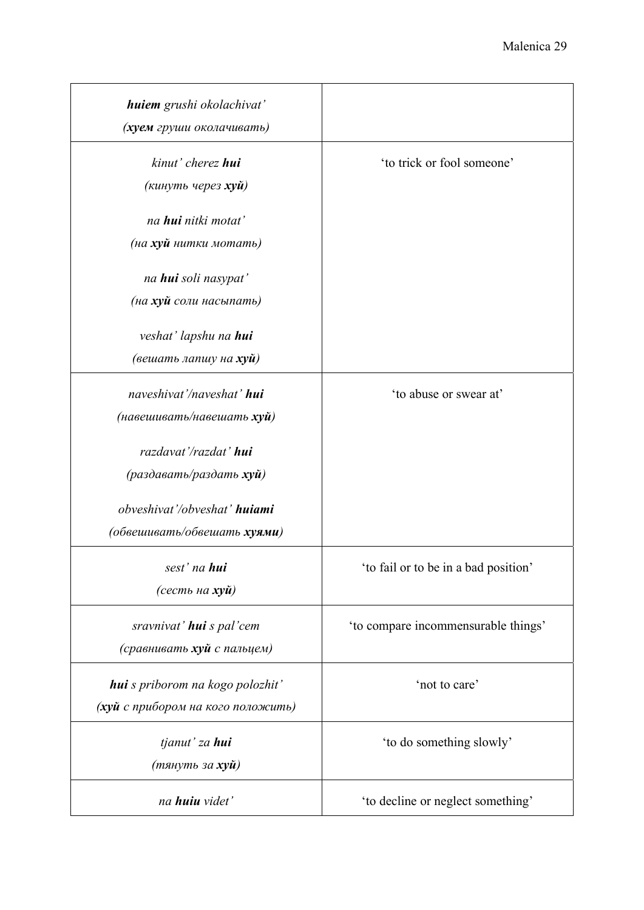| | |
|---|---|
| ***huiem** grushi okolachivat'*<br>***(хуем** груши околачивать)* | |
| *kinut' cherez **hui***<br>*(кинуть через **хуй**)*<br><br>*na **hui** nitki motat'*<br>*(на **хуй** нитки мотать)*<br><br>*na **hui** soli nasypat'*<br>*(на **хуй** соли насыпать)*<br><br>*veshat' lapshu na **hui***<br>*(вешать лапшу на **хуй**)* | 'to trick or fool someone' |
| *naveshivat'/naveshat' **hui***<br>*(навешивать/навешать **хуй**)*<br><br>*razdavat'/razdat' **hui***<br>*(раздавать/раздать **хуй**)*<br><br>*obveshivat'/obveshat' **huiami***<br>*(обвешивать/обвешать **хуями**)* | 'to abuse or swear at' |
| *sest' na **hui***<br>*(сесть на **хуй**)* | 'to fail or to be in a bad position' |
| *sravnivat' **hui** s pal'cem*<br>*(сравнивать **хуй** с пальцем)* | 'to compare incommensurable things' |
| ***hui** s priborom na kogo polozhit'*<br>***(хуй** с прибором на кого положить)* | 'not to care' |
| *tjanut' za **hui***<br>*(тянуть за **хуй**)* | 'to do something slowly' |
| *na **huiu** videt'* | 'to decline or neglect something' |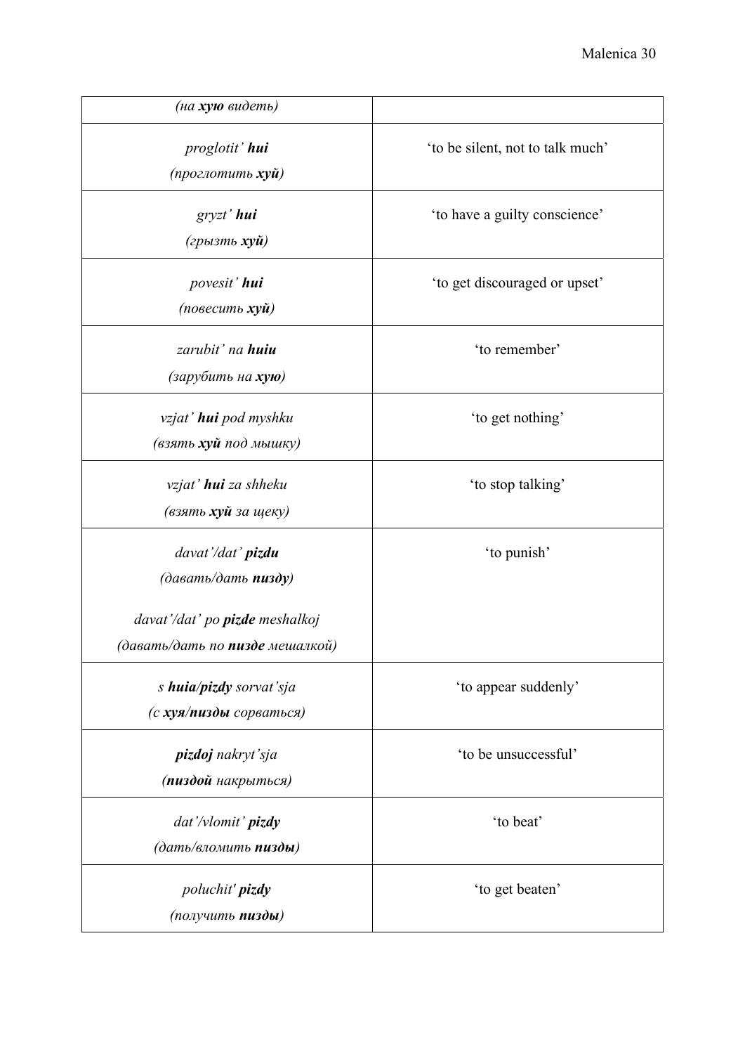| | |
|---|---|
| *(на **хую** видеть)* | |
| *proglotit' **hui*** <br> *(проглотить **хуй**)* | 'to be silent, not to talk much' |
| *gryzt' **hui*** <br> *(грызть **хуй**)* | 'to have a guilty conscience' |
| *povesit' **hui*** <br> *(повесить **хуй**)* | 'to get discouraged or upset' |
| *zarubit' na **huiu*** <br> *(зарубить на **хую**)* | 'to remember' |
| *vzjat' **hui** pod myshku* <br> *(взять **хуй** под мышку)* | 'to get nothing' |
| *vzjat' **hui** za shheku* <br> *(взять **хуй** за щеку)* | 'to stop talking' |
| *davat'/dat' **pizdu*** <br> *(давать/дать **пизду**)* <br><br> *davat'/dat' po **pizde** meshalkoj* <br> *(давать/дать по **пизде** мешалкой)* | 'to punish' |
| *s **huia/pizdy** sorvat'sja* <br> *(с **хуя/пизды** сорваться)* | 'to appear suddenly' |
| ***pizdoj** nakryt'sja* <br> *(**пиздой** накрыться)* | 'to be unsuccessful' |
| *dat'/vlomit' **pizdy*** <br> *(дать/вломить **пизды**)* | 'to beat' |
| *poluchit' **pizdy*** <br> *(получить **пизды**)* | 'to get beaten' |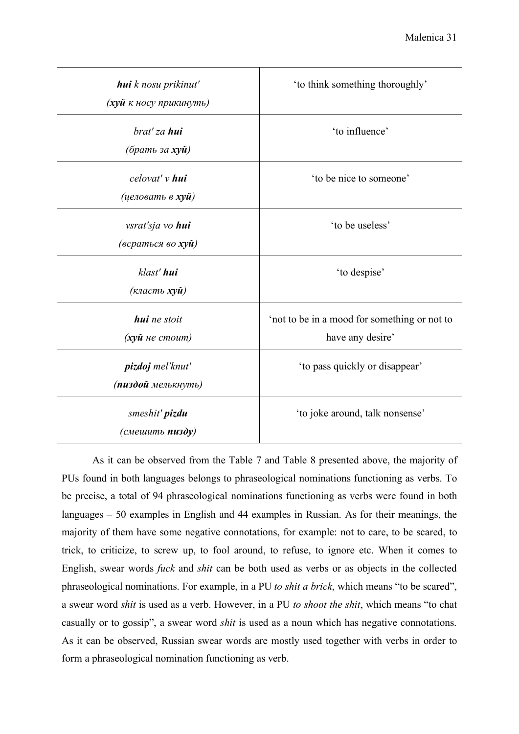| | |
|---|---|
| ***hui*** *k nosu prikinut'*<br>*(**хуй** к носу прикинуть)* | 'to think something thoroughly' |
| *brat' za **hui***<br>*(брать за **хуй**)* | 'to influence' |
| *celovat' v **hui***<br>*(целовать в **хуй**)* | 'to be nice to someone' |
| *vsrat'sja vo **hui***<br>*(всраться во **хуй**)* | 'to be useless' |
| *klast' **hui***<br>*(класть **хуй**)* | 'to despise' |
| ***hui*** *ne stoit*<br>*(**хуй** не стоит)* | 'not to be in a mood for something or not to have any desire' |
| ***pizdoj*** *mel'knut'*<br>*(**пиздой** мелькнуть)* | 'to pass quickly or disappear' |
| *smeshit' **pizdu***<br>*(смешить **пизду**)* | 'to joke around, talk nonsense' |

As it can be observed from the Table 7 and Table 8 presented above, the majority of PUs found in both languages belongs to phraseological nominations functioning as verbs. To be precise, a total of 94 phraseological nominations functioning as verbs were found in both languages – 50 examples in English and 44 examples in Russian. As for their meanings, the majority of them have some negative connotations, for example: not to care, to be scared, to trick, to criticize, to screw up, to fool around, to refuse, to ignore etc. When it comes to English, swear words *fuck* and *shit* can be both used as verbs or as objects in the collected phraseological nominations. For example, in a PU *to shit a brick*, which means "to be scared", a swear word *shit* is used as a verb. However, in a PU *to shoot the shit*, which means "to chat casually or to gossip", a swear word *shit* is used as a noun which has negative connotations. As it can be observed, Russian swear words are mostly used together with verbs in order to form a phraseological nomination functioning as verb.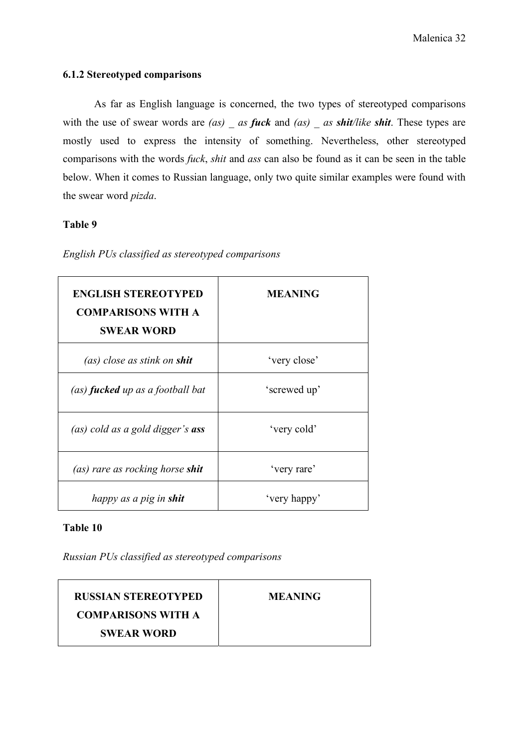### 6.1.2 Stereotyped comparisons

As far as English language is concerned, the two types of stereotyped comparisons with the use of swear words are *(as) _ as **fuck*** and *(as) _ as **shit**/like **shit***. These types are mostly used to express the intensity of something. Nevertheless, other stereotyped comparisons with the words *fuck*, *shit* and *ass* can also be found as it can be seen in the table below. When it comes to Russian language, only two quite similar examples were found with the swear word *pizda*.

**Table 9**

*English PUs classified as stereotyped comparisons*

| ENGLISH STEREOTYPED COMPARISONS WITH A SWEAR WORD | MEANING |
|---|---|
| *(as) close as stink on **shit*** | 'very close' |
| *(as) **fucked** up as a football bat* | 'screwed up' |
| *(as) cold as a gold digger's **ass*** | 'very cold' |
| *(as) rare as rocking horse **shit*** | 'very rare' |
| *happy as a pig in **shit*** | 'very happy' |

**Table 10**

*Russian PUs classified as stereotyped comparisons*

| RUSSIAN STEREOTYPED COMPARISONS WITH A SWEAR WORD | MEANING |
|---|---|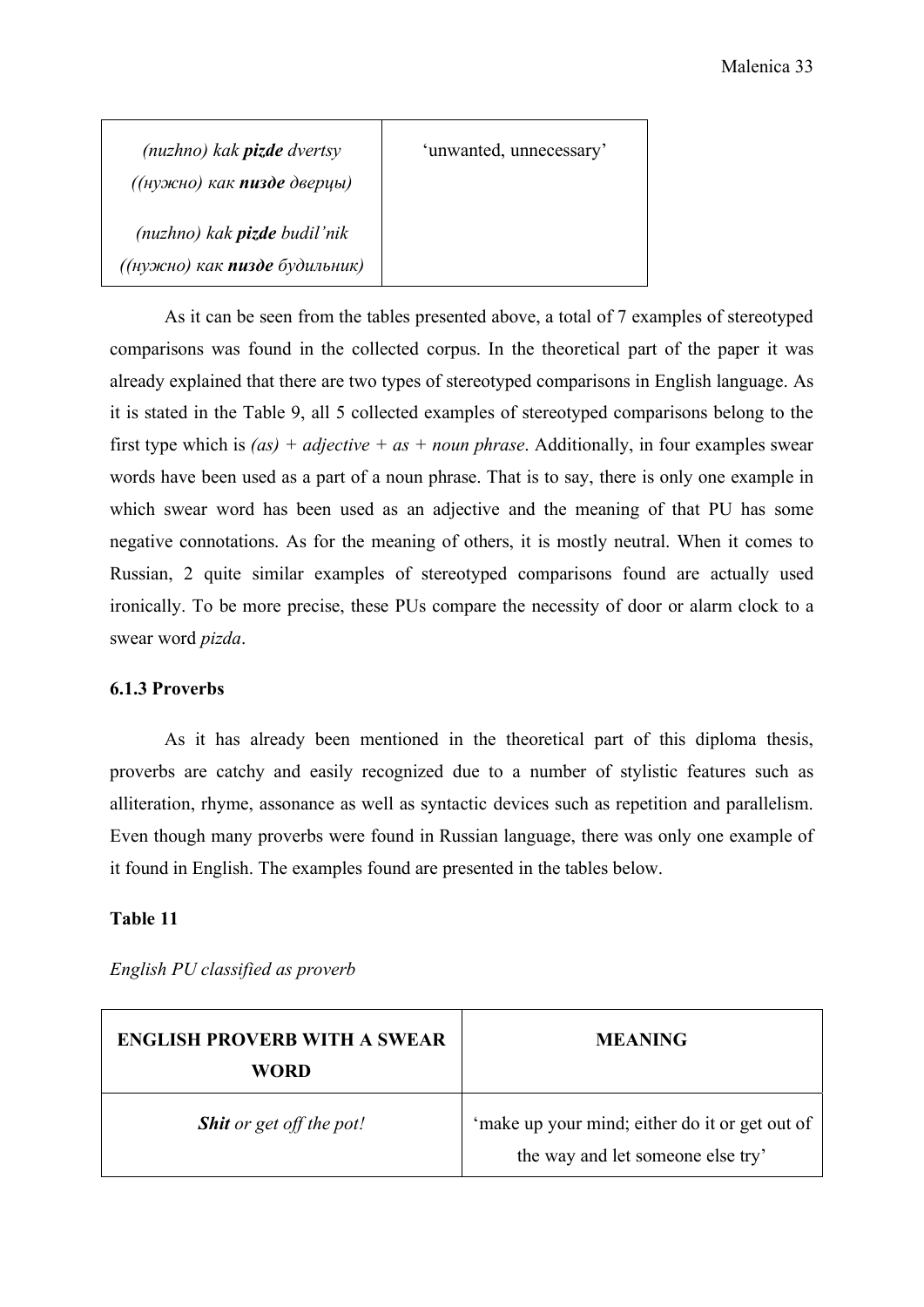| | |
|---|---|
| *(nuzhno) kak **pizde** dvertsy* <br> *((нужно) как **пизде** дверцы)* <br><br> *(nuzhno) kak **pizde** budil'nik* <br> *((нужно) как **пизде** будильник)* | 'unwanted, unnecessary' |

As it can be seen from the tables presented above, a total of 7 examples of stereotyped comparisons was found in the collected corpus. In the theoretical part of the paper it was already explained that there are two types of stereotyped comparisons in English language. As it is stated in the Table 9, all 5 collected examples of stereotyped comparisons belong to the first type which is *(as) + adjective + as + noun phrase*. Additionally, in four examples swear words have been used as a part of a noun phrase. That is to say, there is only one example in which swear word has been used as an adjective and the meaning of that PU has some negative connotations. As for the meaning of others, it is mostly neutral. When it comes to Russian, 2 quite similar examples of stereotyped comparisons found are actually used ironically. To be more precise, these PUs compare the necessity of door or alarm clock to a swear word *pizda*.

### 6.1.3 Proverbs

As it has already been mentioned in the theoretical part of this diploma thesis, proverbs are catchy and easily recognized due to a number of stylistic features such as alliteration, rhyme, assonance as well as syntactic devices such as repetition and parallelism. Even though many proverbs were found in Russian language, there was only one example of it found in English. The examples found are presented in the tables below.

**Table 11**

*English PU classified as proverb*

| ENGLISH PROVERB WITH A SWEAR WORD | MEANING |
|---|---|
| ***Shit** or get off the pot!* | 'make up your mind; either do it or get out of the way and let someone else try' |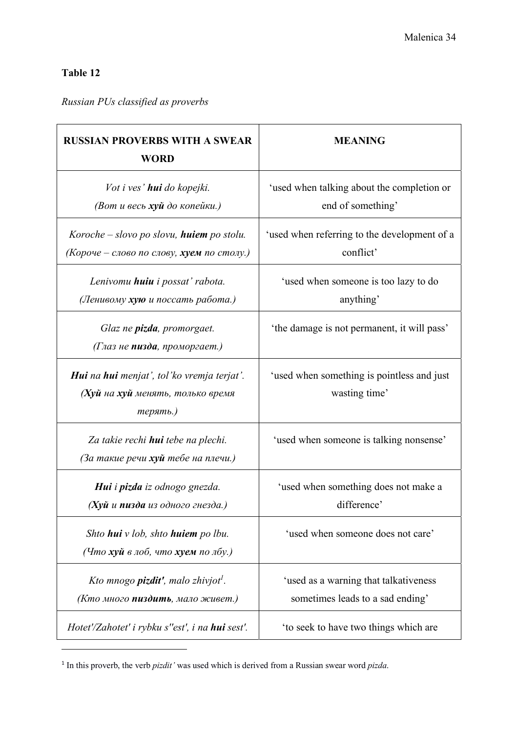**Table 12**

*Russian PUs classified as proverbs*

| **RUSSIAN PROVERBS WITH A SWEAR WORD** | **MEANING** |
|---|---|
| *Vot i ves'* ***hui*** *do kopejki.* *(Вот и весь* ***хуй*** *до копейки.)* | 'used when talking about the completion or end of something' |
| *Koroche – slovo po slovu,* ***huiem*** *po stolu.* *(Короче – слово по слову,* ***хуем*** *по столу.)* | 'used when referring to the development of a conflict' |
| *Lenivomu* ***huiu*** *i possat' rabota.* *(Ленивому* ***хую*** *и поссать работа.)* | 'used when someone is too lazy to do anything' |
| *Glaz ne* ***pizda****, promorgaet.* *(Глаз не* ***пизда****, проморгает.)* | 'the damage is not permanent, it will pass' |
| ***Hui*** *na* ***hui*** *menjat', tol'ko vremja terjat'.* *(****Хуй*** *на* ***хуй*** *менять, только время терять.)* | 'used when something is pointless and just wasting time' |
| *Za takie rechi* ***hui*** *tebe na plechi.* *(За такие речи* ***хуй*** *тебе на плечи.)* | 'used when someone is talking nonsense' |
| ***Hui*** *i* ***pizda*** *iz odnogo gnezda.* *(****Хуй*** *и* ***пизда*** *из одного гнезда.)* | 'used when something does not make a difference' |
| *Shto* ***hui*** *v lob, shto* ***huiem*** *po lbu.* *(Что* ***хуй*** *в лоб, что* ***хуем*** *по лбу.)* | 'used when someone does not care' |
| *Kto mnogo* ***pizdit'****, malo zhivjot*[1]*.* *(Кто много* ***пиздить****, мало живет.)* | 'used as a warning that talkativeness sometimes leads to a sad ending' |
| *Hotet'/Zahotet' i rybku s''est', i na* ***hui*** *sest'.* | 'to seek to have two things which are |

[1] In this proverb, the verb *pizdit'* was used which is derived from a Russian swear word *pizda*.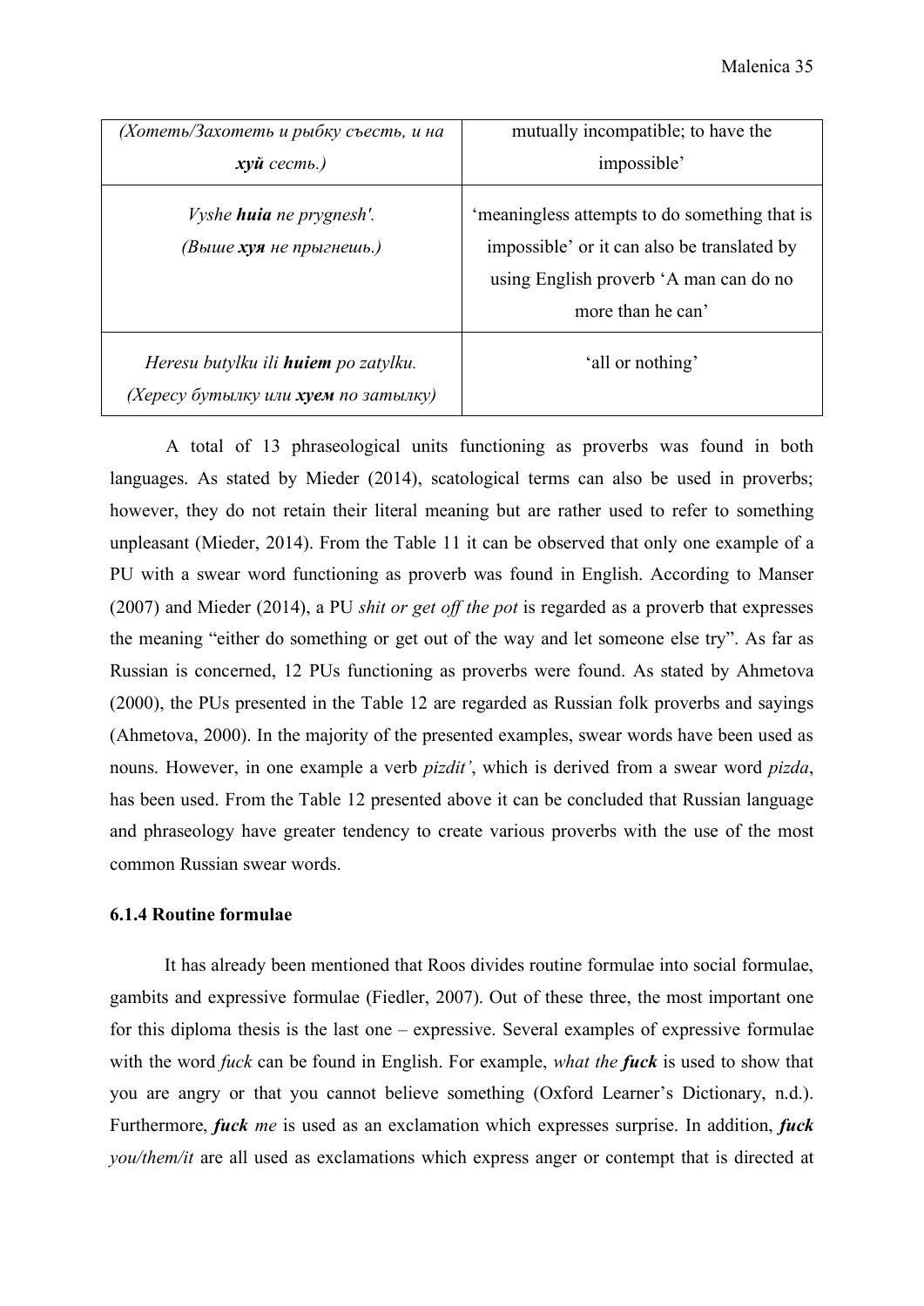| | |
|---|---|
| *(Хотеть/Захотеть и рыбку съесть, и на **хуй** сесть.)* | mutually incompatible; to have the impossible’ |
| *Vyshe **huia** ne prygnesh'.* *(Выше **хуя** не прыгнешь.)* | ‘meaningless attempts to do something that is impossible’ or it can also be translated by using English proverb ‘A man can do no more than he can’ |
| *Heresu butylku ili **huiem** po zatylku.* *(Хересу бутылку или **хуем** по затылку)* | ‘all or nothing’ |

A total of 13 phraseological units functioning as proverbs was found in both languages. As stated by Mieder (2014), scatological terms can also be used in proverbs; however, they do not retain their literal meaning but are rather used to refer to something unpleasant (Mieder, 2014). From the Table 11 it can be observed that only one example of a PU with a swear word functioning as proverb was found in English. According to Manser (2007) and Mieder (2014), a PU *shit or get off the pot* is regarded as a proverb that expresses the meaning “either do something or get out of the way and let someone else try”. As far as Russian is concerned, 12 PUs functioning as proverbs were found. As stated by Ahmetova (2000), the PUs presented in the Table 12 are regarded as Russian folk proverbs and sayings (Ahmetova, 2000). In the majority of the presented examples, swear words have been used as nouns. However, in one example a verb *pizdit’*, which is derived from a swear word *pizda*, has been used. From the Table 12 presented above it can be concluded that Russian language and phraseology have greater tendency to create various proverbs with the use of the most common Russian swear words.

### 6.1.4 Routine formulae

It has already been mentioned that Roos divides routine formulae into social formulae, gambits and expressive formulae (Fiedler, 2007). Out of these three, the most important one for this diploma thesis is the last one – expressive. Several examples of expressive formulae with the word *fuck* can be found in English. For example, *what the **fuck*** is used to show that you are angry or that you cannot believe something (Oxford Learner’s Dictionary, n.d.). Furthermore, ***fuck** me* is used as an exclamation which expresses surprise. In addition, ***fuck** you/them/it* are all used as exclamations which express anger or contempt that is directed at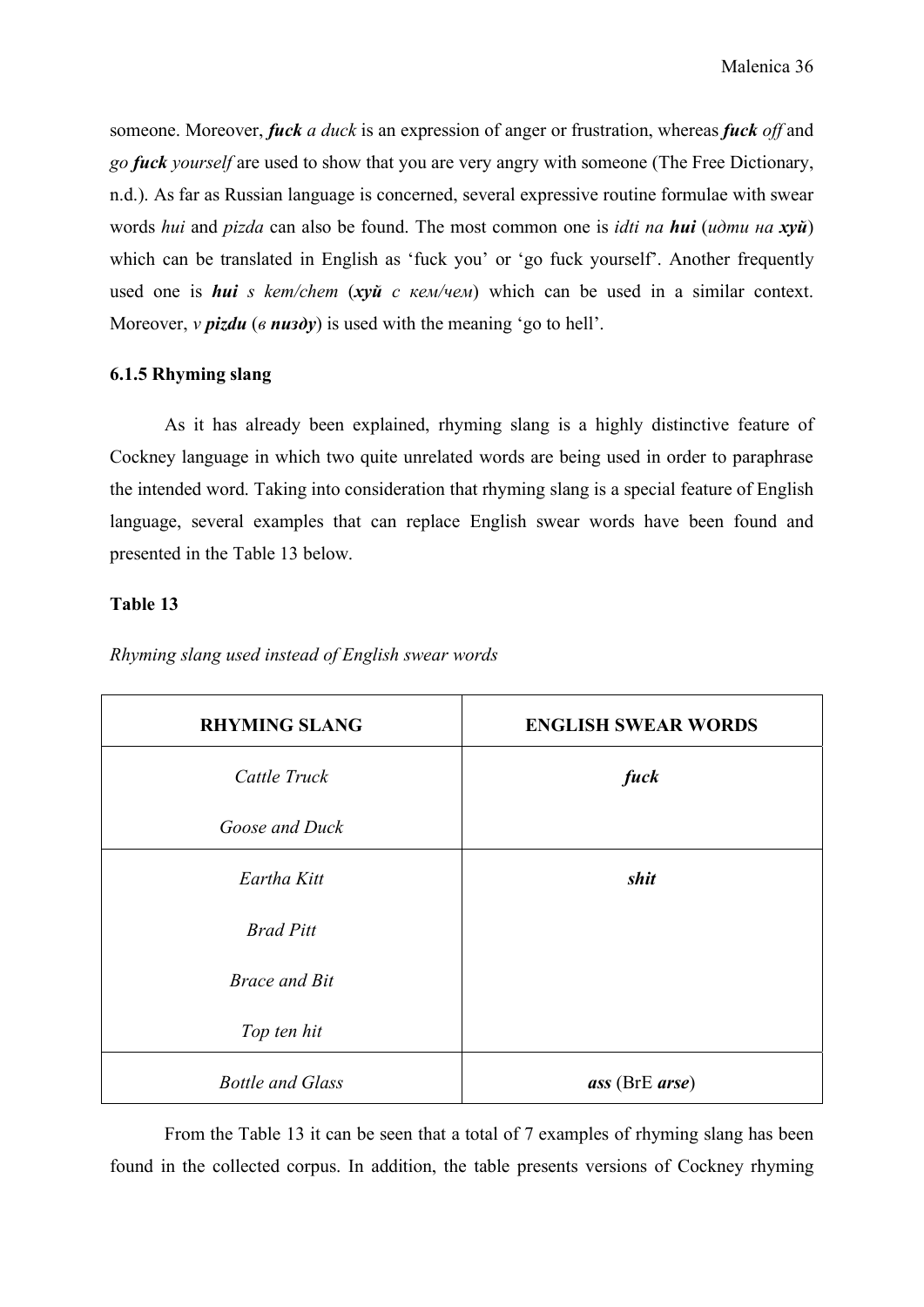someone. Moreover, ***fuck*** *a duck* is an expression of anger or frustration, whereas ***fuck*** *off* and *go* ***fuck*** *yourself* are used to show that you are very angry with someone (The Free Dictionary, n.d.). As far as Russian language is concerned, several expressive routine formulae with swear words *hui* and *pizda* can also be found. The most common one is *idti na* ***hui*** (*идти на* ***хуй***) which can be translated in English as 'fuck you' or 'go fuck yourself'. Another frequently used one is ***hui*** *s kem/chem* (***хуй*** *с кем/чем*) which can be used in a similar context. Moreover, *v* ***pizdu*** (*в* ***пизду***) is used with the meaning 'go to hell'.

### 6.1.5 Rhyming slang

As it has already been explained, rhyming slang is a highly distinctive feature of Cockney language in which two quite unrelated words are being used in order to paraphrase the intended word. Taking into consideration that rhyming slang is a special feature of English language, several examples that can replace English swear words have been found and presented in the Table 13 below.

**Table 13**

*Rhyming slang used instead of English swear words*

| RHYMING SLANG | ENGLISH SWEAR WORDS |
|---|---|
| *Cattle Truck*<br>*Goose and Duck* | ***fuck*** |
| *Eartha Kitt*<br>*Brad Pitt*<br>*Brace and Bit*<br>*Top ten hit* | ***shit*** |
| *Bottle and Glass* | ***ass*** (BrE ***arse***) |

From the Table 13 it can be seen that a total of 7 examples of rhyming slang has been found in the collected corpus. In addition, the table presents versions of Cockney rhyming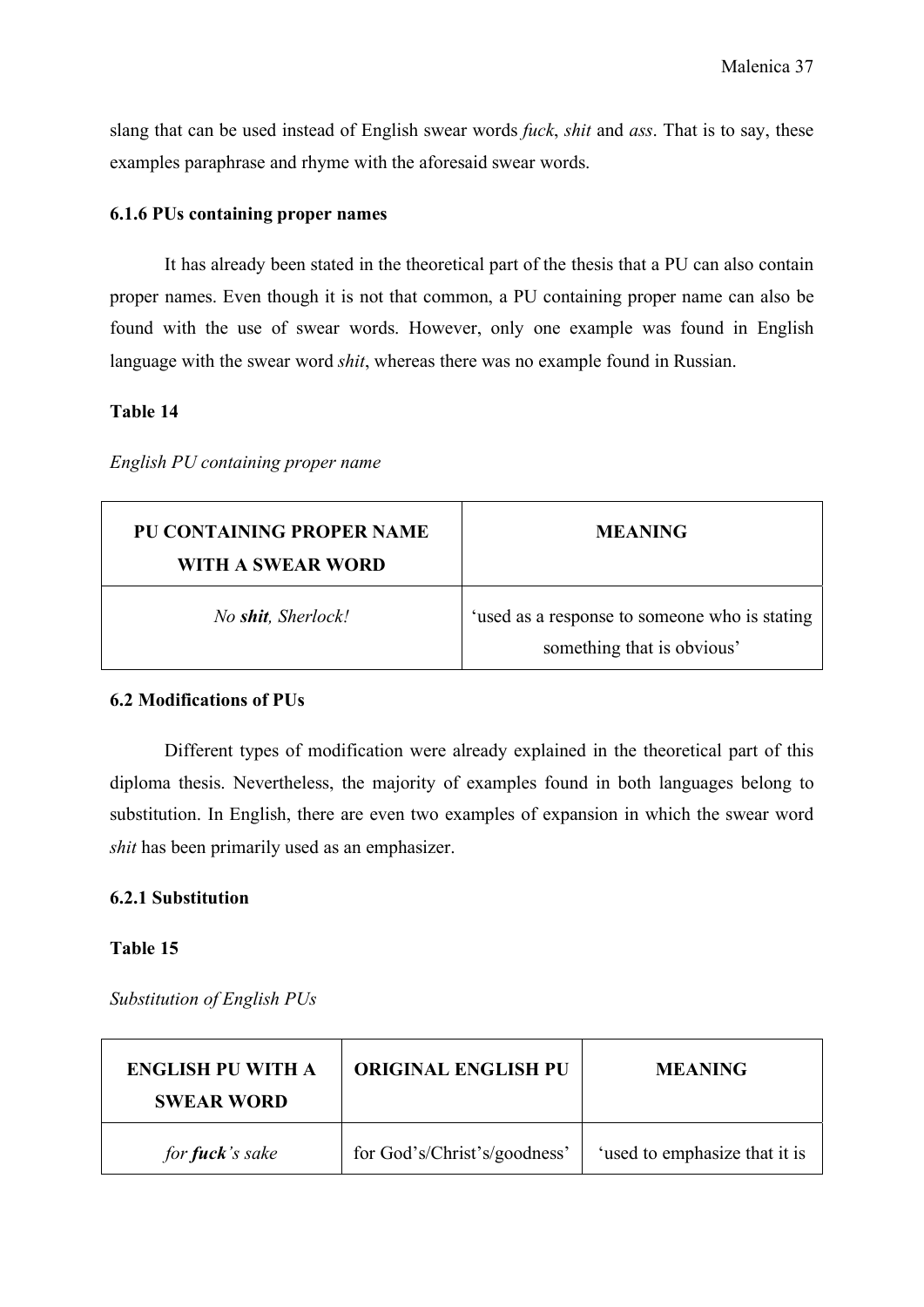slang that can be used instead of English swear words *fuck*, *shit* and *ass*. That is to say, these examples paraphrase and rhyme with the aforesaid swear words.

### 6.1.6 PUs containing proper names

It has already been stated in the theoretical part of the thesis that a PU can also contain proper names. Even though it is not that common, a PU containing proper name can also be found with the use of swear words. However, only one example was found in English language with the swear word *shit*, whereas there was no example found in Russian.

**Table 14**

*English PU containing proper name*

| PU CONTAINING PROPER NAME WITH A SWEAR WORD | MEANING |
|---|---|
| *No **shit**, Sherlock!* | 'used as a response to someone who is stating something that is obvious' |

## 6.2 Modifications of PUs

Different types of modification were already explained in the theoretical part of this diploma thesis. Nevertheless, the majority of examples found in both languages belong to substitution. In English, there are even two examples of expansion in which the swear word *shit* has been primarily used as an emphasizer.

### 6.2.1 Substitution

**Table 15**

*Substitution of English PUs*

| ENGLISH PU WITH A SWEAR WORD | ORIGINAL ENGLISH PU | MEANING |
|---|---|---|
| *for **fuck**'s sake* | for God's/Christ's/goodness' | 'used to emphasize that it is |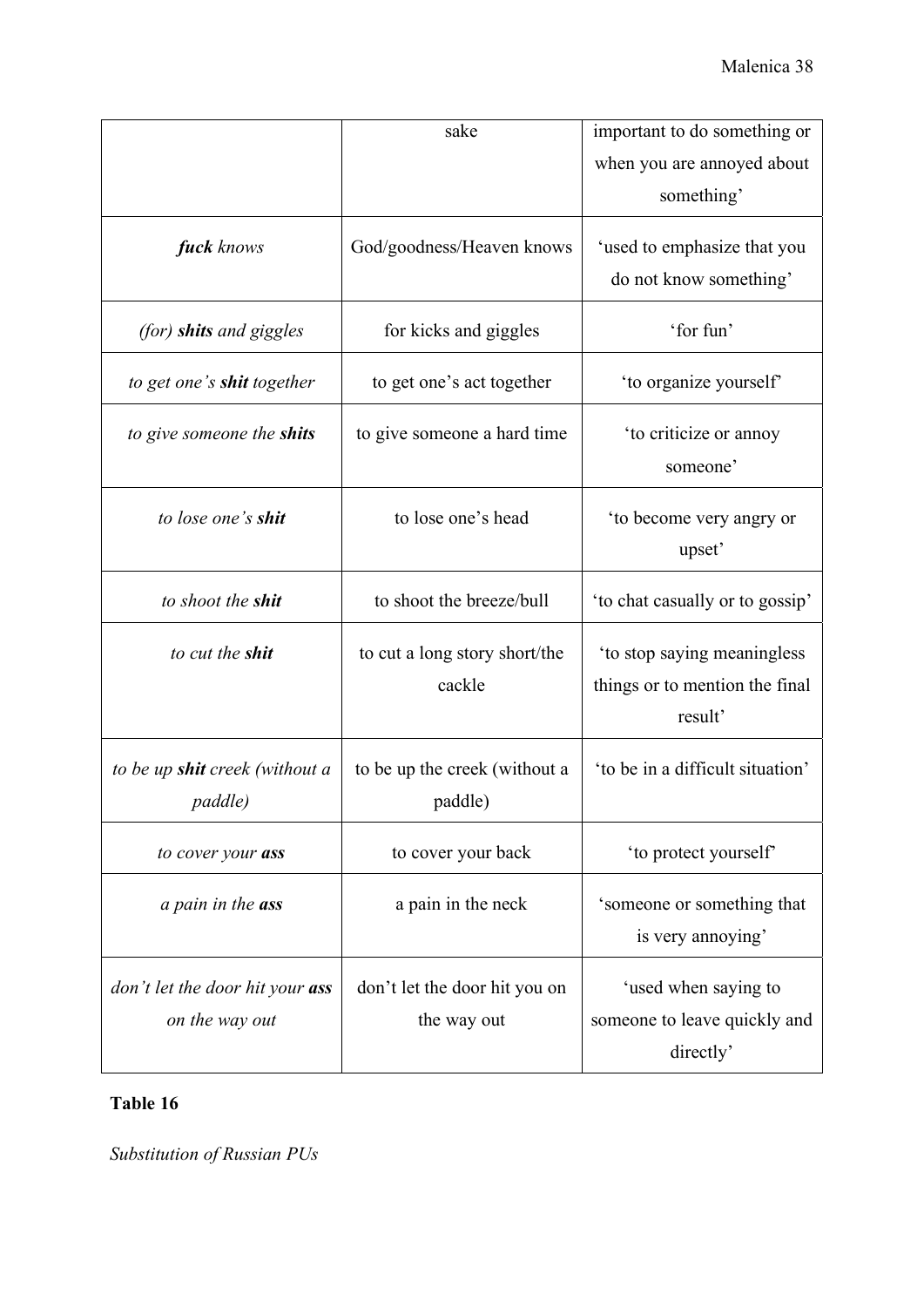| | sake | important to do something or when you are annoyed about something’ |
|---|---|---|
| ***fuck** knows* | God/goodness/Heaven knows | ‘used to emphasize that you do not know something’ |
| *(for) **shits** and giggles* | for kicks and giggles | ‘for fun’ |
| *to get one’s **shit** together* | to get one’s act together | ‘to organize yourself’ |
| *to give someone the **shits*** | to give someone a hard time | ‘to criticize or annoy someone’ |
| *to lose one’s **shit*** | to lose one’s head | ‘to become very angry or upset’ |
| *to shoot the **shit*** | to shoot the breeze/bull | ‘to chat casually or to gossip’ |
| *to cut the **shit*** | to cut a long story short/the cackle | ‘to stop saying meaningless things or to mention the final result’ |
| *to be up **shit** creek (without a paddle)* | to be up the creek (without a paddle) | ‘to be in a difficult situation’ |
| *to cover your **ass*** | to cover your back | ‘to protect yourself’ |
| *a pain in the **ass*** | a pain in the neck | ‘someone or something that is very annoying’ |
| *don’t let the door hit your **ass** on the way out* | don’t let the door hit you on the way out | ‘used when saying to someone to leave quickly and directly’ |

**Table 16**

*Substitution of Russian PUs*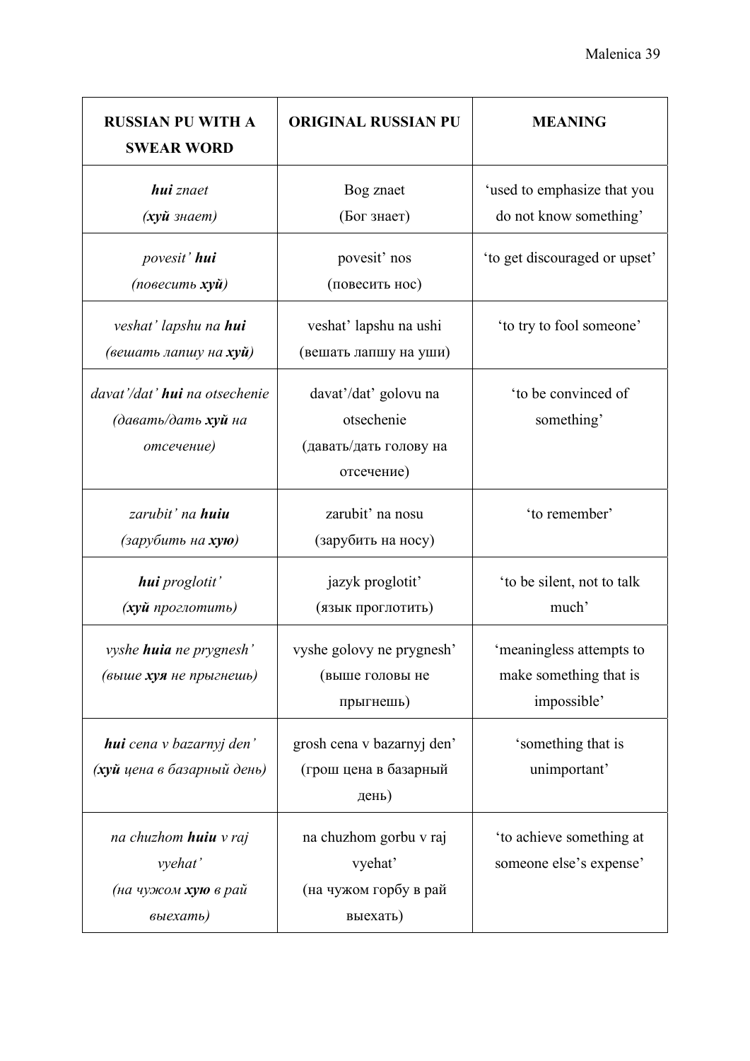| **RUSSIAN PU WITH A SWEAR WORD** | **ORIGINAL RUSSIAN PU** | **MEANING** |
|---|---|---|
| ***hui*** *znaet* (***хуй*** *знает)* | Bog znaet (Бог знает) | ‘used to emphasize that you do not know something’ |
| *povesit’* ***hui*** *(повесить* ***хуй****)* | povesit’ nos (повесить нос) | ‘to get discouraged or upset’ |
| *veshat’ lapshu na* ***hui*** *(вешать лапшу на* ***хуй****)* | veshat’ lapshu na ushi (вешать лапшу на уши) | ‘to try to fool someone’ |
| *davat’/dat’* ***hui*** *na otsechenie (давать/дать* ***хуй*** *на отсечение)* | davat’/dat’ golovu na otsechenie (давать/дать голову на отсечение) | ‘to be convinced of something’ |
| *zarubit’ na* ***huiu*** *(зарубить на* ***хую****)* | zarubit’ na nosu (зарубить на носу) | ‘to remember’ |
| ***hui*** *proglotit’* (***хуй*** *проглотить)* | jazyk proglotit’ (язык проглотить) | ‘to be silent, not to talk much’ |
| *vyshe* ***huia*** *ne prygnesh’ (выше* ***хуя*** *не прыгнешь)* | vyshe golovy ne prygnesh’ (выше головы не прыгнешь) | ‘meaningless attempts to make something that is impossible’ |
| ***hui*** *cena v bazarnyj den’* (***хуй*** *цена в базарный день)* | grosh cena v bazarnyj den’ (грош цена в базарный день) | ‘something that is unimportant’ |
| *na chuzhom* ***huiu*** *v raj vyehat’ (на чужом* ***хую*** *в рай выехать)* | na chuzhom gorbu v raj vyehat’ (на чужом горбу в рай выехать) | ‘to achieve something at someone else’s expense’ |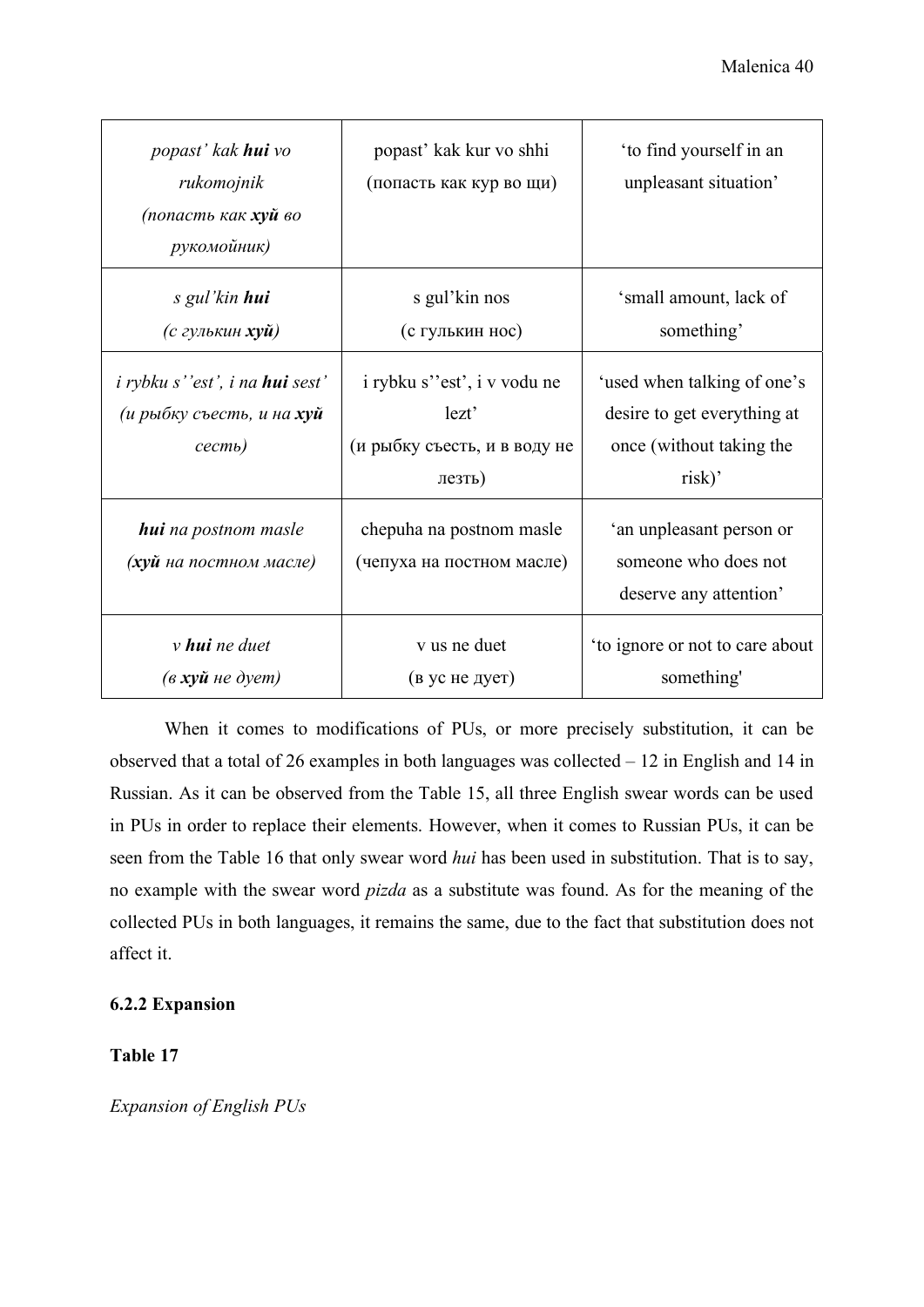| | | |
|---|---|---|
| *popast' kak **hui** vo rukomojnik (попасть как **хуй** во рукомойник)* | popast' kak kur vo shhi (попасть как кур во щи) | 'to find yourself in an unpleasant situation' |
| *s gul'kin **hui** (с гулькин **хуй**)* | s gul'kin nos (с гулькин нос) | 'small amount, lack of something' |
| *i rybku s''est', i na **hui** sest' (и рыбку съесть, и на **хуй** сесть)* | i rybku s''est', i v vodu ne lezt' (и рыбку съесть, и в воду не лезть) | 'used when talking of one's desire to get everything at once (without taking the risk)' |
| ***hui** na postnom masle (**хуй** на постном масле)* | chepuha na postnom masle (чепуха на постном масле) | 'an unpleasant person or someone who does not deserve any attention' |
| *v **hui** ne duet (в **хуй** не дует)* | v us ne duet (в ус не дует) | 'to ignore or not to care about something' |

When it comes to modifications of PUs, or more precisely substitution, it can be observed that a total of 26 examples in both languages was collected – 12 in English and 14 in Russian. As it can be observed from the Table 15, all three English swear words can be used in PUs in order to replace their elements. However, when it comes to Russian PUs, it can be seen from the Table 16 that only swear word *hui* has been used in substitution. That is to say, no example with the swear word *pizda* as a substitute was found. As for the meaning of the collected PUs in both languages, it remains the same, due to the fact that substitution does not affect it.

### 6.2.2 Expansion

**Table 17**

*Expansion of English PUs*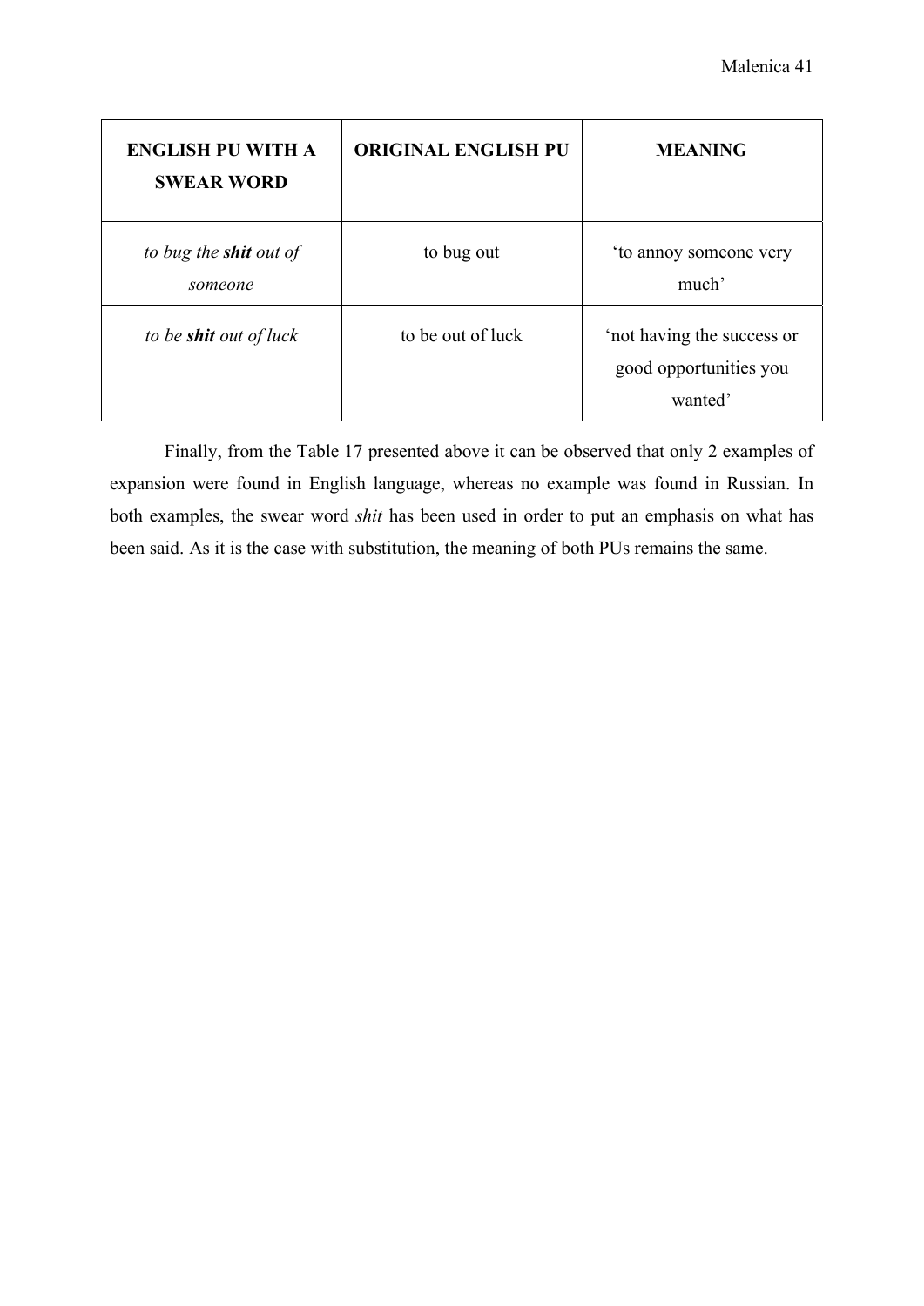| ENGLISH PU WITH A SWEAR WORD | ORIGINAL ENGLISH PU | MEANING |
|---|---|---|
| *to bug the **shit** out of someone* | to bug out | 'to annoy someone very much' |
| *to be **shit** out of luck* | to be out of luck | 'not having the success or good opportunities you wanted' |

Finally, from the Table 17 presented above it can be observed that only 2 examples of expansion were found in English language, whereas no example was found in Russian. In both examples, the swear word *shit* has been used in order to put an emphasis on what has been said. As it is the case with substitution, the meaning of both PUs remains the same.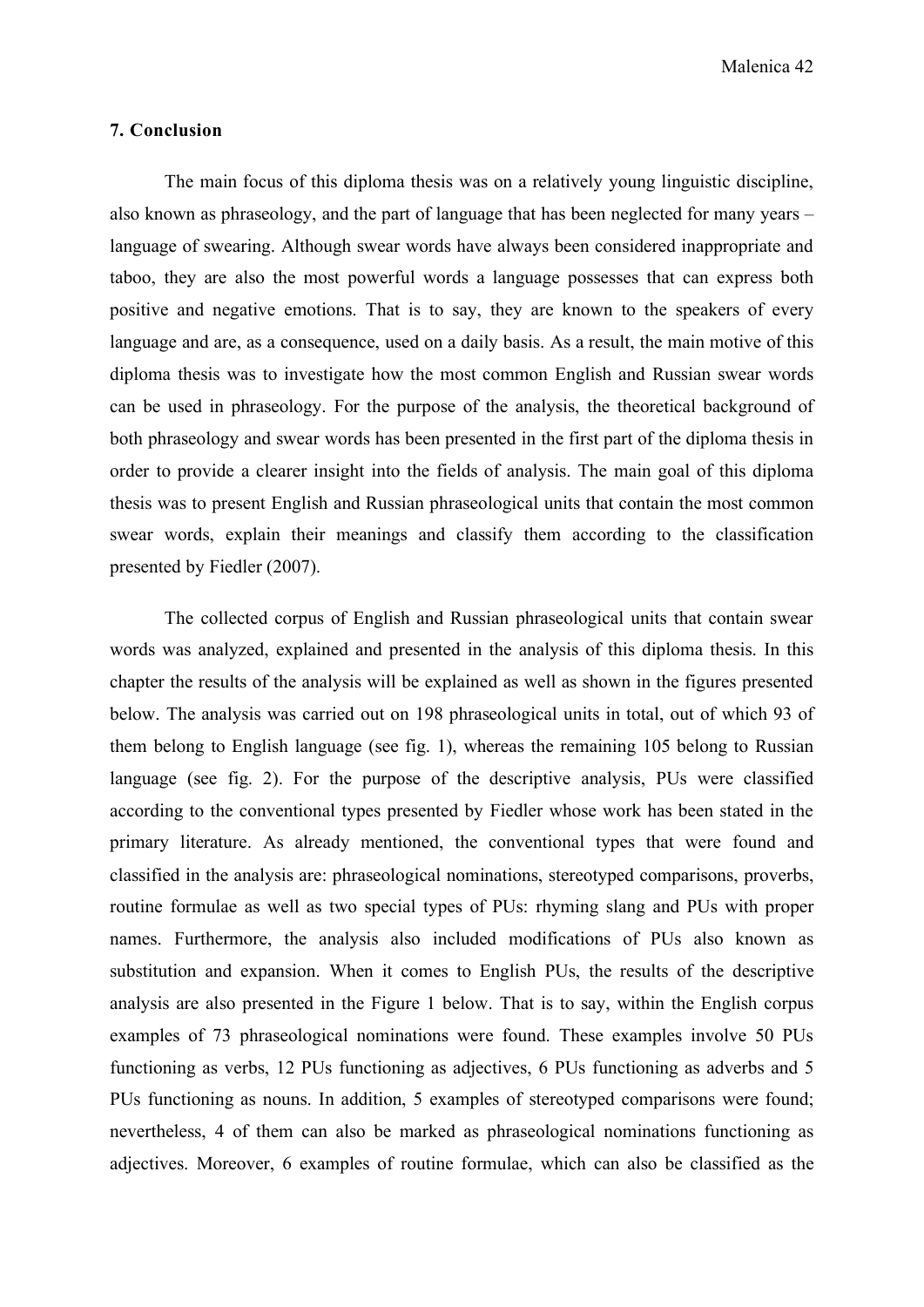## 7. Conclusion

The main focus of this diploma thesis was on a relatively young linguistic discipline, also known as phraseology, and the part of language that has been neglected for many years – language of swearing. Although swear words have always been considered inappropriate and taboo, they are also the most powerful words a language possesses that can express both positive and negative emotions. That is to say, they are known to the speakers of every language and are, as a consequence, used on a daily basis. As a result, the main motive of this diploma thesis was to investigate how the most common English and Russian swear words can be used in phraseology. For the purpose of the analysis, the theoretical background of both phraseology and swear words has been presented in the first part of the diploma thesis in order to provide a clearer insight into the fields of analysis. The main goal of this diploma thesis was to present English and Russian phraseological units that contain the most common swear words, explain their meanings and classify them according to the classification presented by Fiedler (2007).

The collected corpus of English and Russian phraseological units that contain swear words was analyzed, explained and presented in the analysis of this diploma thesis. In this chapter the results of the analysis will be explained as well as shown in the figures presented below. The analysis was carried out on 198 phraseological units in total, out of which 93 of them belong to English language (see fig. 1), whereas the remaining 105 belong to Russian language (see fig. 2). For the purpose of the descriptive analysis, PUs were classified according to the conventional types presented by Fiedler whose work has been stated in the primary literature. As already mentioned, the conventional types that were found and classified in the analysis are: phraseological nominations, stereotyped comparisons, proverbs, routine formulae as well as two special types of PUs: rhyming slang and PUs with proper names. Furthermore, the analysis also included modifications of PUs also known as substitution and expansion. When it comes to English PUs, the results of the descriptive analysis are also presented in the Figure 1 below. That is to say, within the English corpus examples of 73 phraseological nominations were found. These examples involve 50 PUs functioning as verbs, 12 PUs functioning as adjectives, 6 PUs functioning as adverbs and 5 PUs functioning as nouns. In addition, 5 examples of stereotyped comparisons were found; nevertheless, 4 of them can also be marked as phraseological nominations functioning as adjectives. Moreover, 6 examples of routine formulae, which can also be classified as the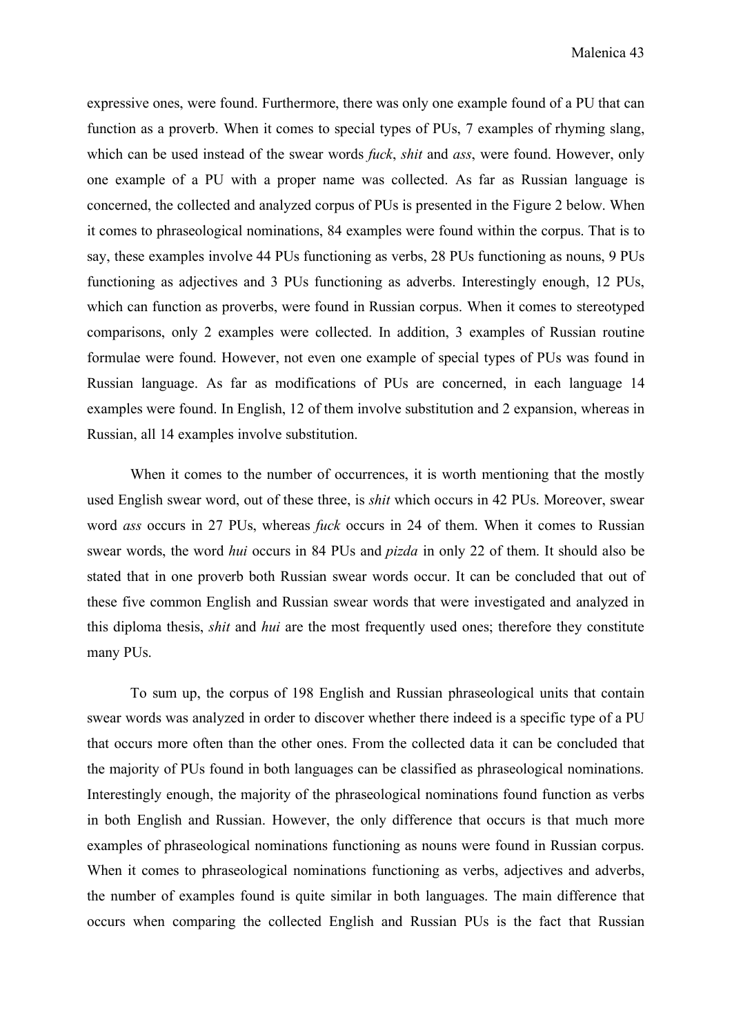expressive ones, were found. Furthermore, there was only one example found of a PU that can function as a proverb. When it comes to special types of PUs, 7 examples of rhyming slang, which can be used instead of the swear words *fuck*, *shit* and *ass*, were found. However, only one example of a PU with a proper name was collected. As far as Russian language is concerned, the collected and analyzed corpus of PUs is presented in the Figure 2 below. When it comes to phraseological nominations, 84 examples were found within the corpus. That is to say, these examples involve 44 PUs functioning as verbs, 28 PUs functioning as nouns, 9 PUs functioning as adjectives and 3 PUs functioning as adverbs. Interestingly enough, 12 PUs, which can function as proverbs, were found in Russian corpus. When it comes to stereotyped comparisons, only 2 examples were collected. In addition, 3 examples of Russian routine formulae were found. However, not even one example of special types of PUs was found in Russian language. As far as modifications of PUs are concerned, in each language 14 examples were found. In English, 12 of them involve substitution and 2 expansion, whereas in Russian, all 14 examples involve substitution.

When it comes to the number of occurrences, it is worth mentioning that the mostly used English swear word, out of these three, is *shit* which occurs in 42 PUs. Moreover, swear word *ass* occurs in 27 PUs, whereas *fuck* occurs in 24 of them. When it comes to Russian swear words, the word *hui* occurs in 84 PUs and *pizda* in only 22 of them. It should also be stated that in one proverb both Russian swear words occur. It can be concluded that out of these five common English and Russian swear words that were investigated and analyzed in this diploma thesis, *shit* and *hui* are the most frequently used ones; therefore they constitute many PUs.

To sum up, the corpus of 198 English and Russian phraseological units that contain swear words was analyzed in order to discover whether there indeed is a specific type of a PU that occurs more often than the other ones. From the collected data it can be concluded that the majority of PUs found in both languages can be classified as phraseological nominations. Interestingly enough, the majority of the phraseological nominations found function as verbs in both English and Russian. However, the only difference that occurs is that much more examples of phraseological nominations functioning as nouns were found in Russian corpus. When it comes to phraseological nominations functioning as verbs, adjectives and adverbs, the number of examples found is quite similar in both languages. The main difference that occurs when comparing the collected English and Russian PUs is the fact that Russian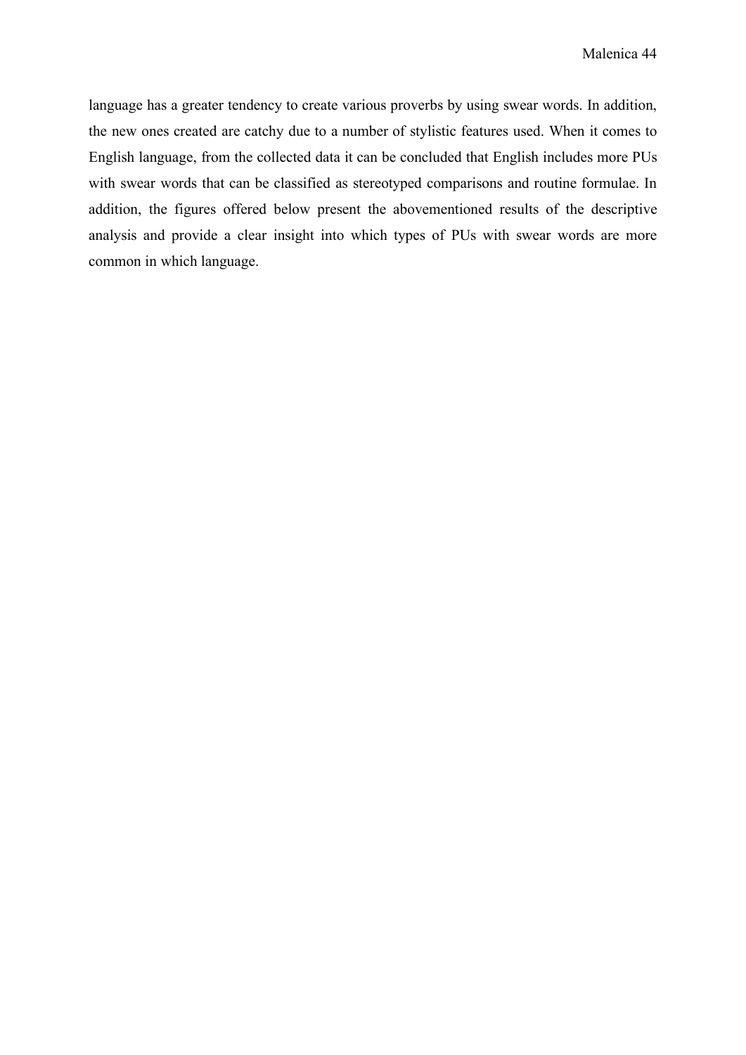language has a greater tendency to create various proverbs by using swear words. In addition, the new ones created are catchy due to a number of stylistic features used. When it comes to English language, from the collected data it can be concluded that English includes more PUs with swear words that can be classified as stereotyped comparisons and routine formulae. In addition, the figures offered below present the abovementioned results of the descriptive analysis and provide a clear insight into which types of PUs with swear words are more common in which language.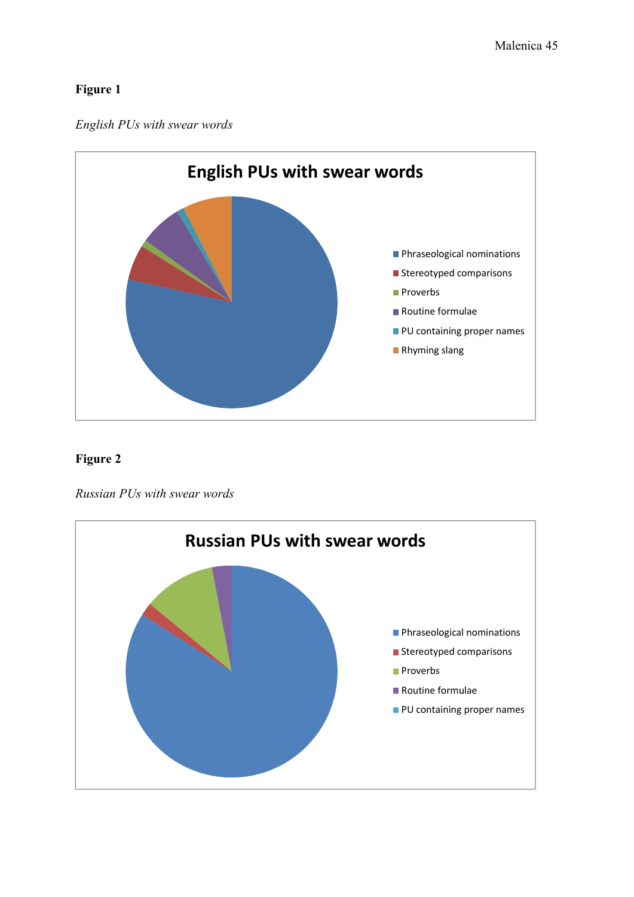**Figure 1**

*English PUs with swear words*

**Figure 2**

*Russian PUs with swear words*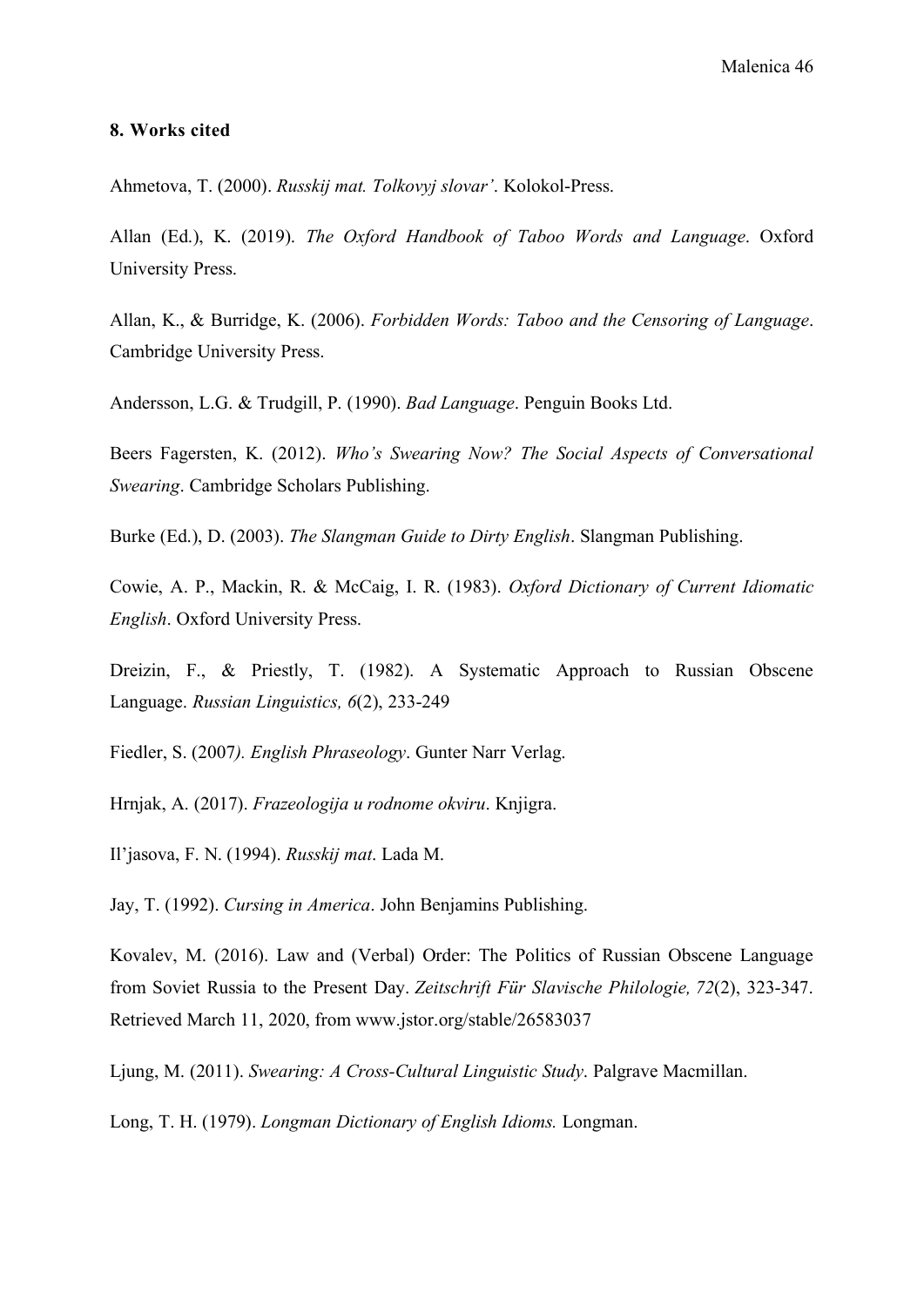## 8. Works cited

Ahmetova, T. (2000). *Russkij mat. Tolkovyj slovar'*. Kolokol-Press.

Allan (Ed.), K. (2019). *The Oxford Handbook of Taboo Words and Language*. Oxford University Press.

Allan, K., & Burridge, K. (2006). *Forbidden Words: Taboo and the Censoring of Language*. Cambridge University Press.

Andersson, L.G. & Trudgill, P. (1990). *Bad Language*. Penguin Books Ltd.

Beers Fagersten, K. (2012). *Who's Swearing Now? The Social Aspects of Conversational Swearing*. Cambridge Scholars Publishing.

Burke (Ed.), D. (2003). *The Slangman Guide to Dirty English*. Slangman Publishing.

Cowie, A. P., Mackin, R. & McCaig, I. R. (1983). *Oxford Dictionary of Current Idiomatic English*. Oxford University Press.

Dreizin, F., & Priestly, T. (1982). A Systematic Approach to Russian Obscene Language. *Russian Linguistics, 6*(2), 233-249

Fiedler, S. (2007*). English Phraseology*. Gunter Narr Verlag.

Hrnjak, A. (2017). *Frazeologija u rodnome okviru*. Knjigra.

Il'jasova, F. N. (1994). *Russkij mat*. Lada M.

Jay, T. (1992). *Cursing in America*. John Benjamins Publishing.

Kovalev, M. (2016). Law and (Verbal) Order: The Politics of Russian Obscene Language from Soviet Russia to the Present Day. *Zeitschrift Für Slavische Philologie, 72*(2), 323-347. Retrieved March 11, 2020, from www.jstor.org/stable/26583037

Ljung, M. (2011). *Swearing: A Cross-Cultural Linguistic Study*. Palgrave Macmillan.

Long, T. H. (1979). *Longman Dictionary of English Idioms.* Longman.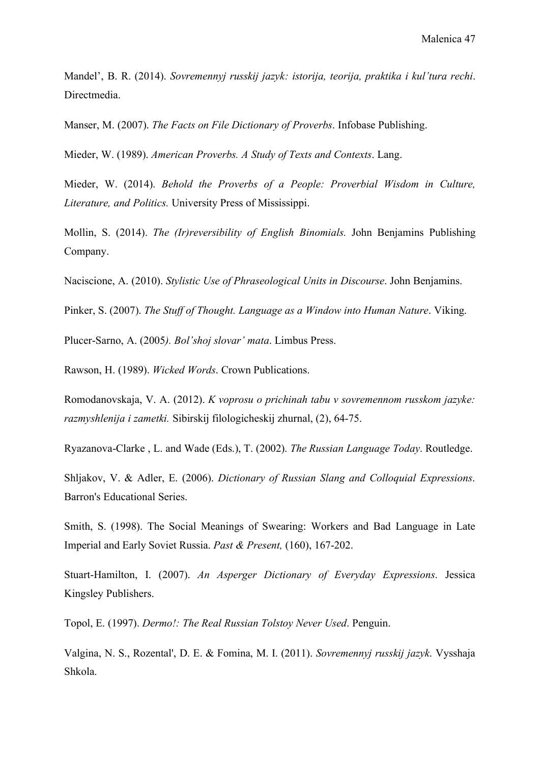Mandel', B. R. (2014). *Sovremennyj russkij jazyk: istorija, teorija, praktika i kul'tura rechi*. Directmedia.

Manser, M. (2007). *The Facts on File Dictionary of Proverbs*. Infobase Publishing.

Mieder, W. (1989). *American Proverbs. A Study of Texts and Contexts*. Lang.

Mieder, W. (2014). *Behold the Proverbs of a People: Proverbial Wisdom in Culture, Literature, and Politics.* University Press of Mississippi.

Mollin, S. (2014). *The (Ir)reversibility of English Binomials.* John Benjamins Publishing Company.

Naciscione, A. (2010). *Stylistic Use of Phraseological Units in Discourse*. John Benjamins.

Pinker, S. (2007). *The Stuff of Thought. Language as a Window into Human Nature*. Viking.

Plucer-Sarno, A. (2005*). Bol'shoj slovar' mata*. Limbus Press.

Rawson, H. (1989). *Wicked Words*. Crown Publications.

Romodanovskaja, V. A. (2012). *K voprosu o prichinah tabu v sovremennom russkom jazyke: razmyshlenija i zametki.* Sibirskij filologicheskij zhurnal, (2), 64-75.

Ryazanova-Clarke , L. and Wade (Eds.), T. (2002). *The Russian Language Today*. Routledge.

Shljakov, V. & Adler, E. (2006). *Dictionary of Russian Slang and Colloquial Expressions*. Barron's Educational Series.

Smith, S. (1998). The Social Meanings of Swearing: Workers and Bad Language in Late Imperial and Early Soviet Russia. *Past & Present,* (160), 167-202.

Stuart-Hamilton, I. (2007). *An Asperger Dictionary of Everyday Expressions*. Jessica Kingsley Publishers.

Topol, E. (1997). *Dermo!: The Real Russian Tolstoy Never Used*. Penguin.

Valgina, N. S., Rozental', D. E. & Fomina, M. I. (2011). *Sovremennyj russkij jazyk*. Vysshaja Shkola.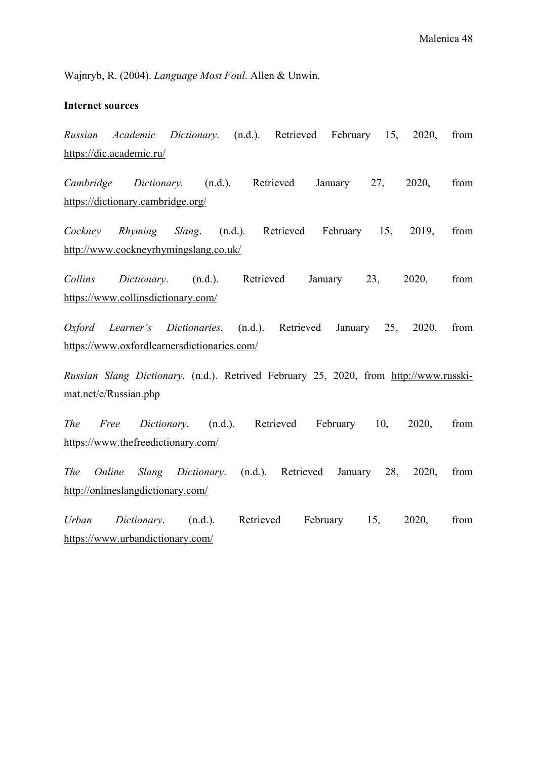Wajnryb, R. (2004). *Language Most Foul*. Allen & Unwin.

**Internet sources**

*Russian Academic Dictionary*. (n.d.). Retrieved February 15, 2020, from https://dic.academic.ru/

*Cambridge Dictionary.* (n.d.). Retrieved January 27, 2020, from https://dictionary.cambridge.org/

*Cockney Rhyming Slang*. (n.d.). Retrieved February 15, 2019, from http://www.cockneyrhymingslang.co.uk/

*Collins Dictionary*. (n.d.). Retrieved January 23, 2020, from https://www.collinsdictionary.com/

*Oxford Learner's Dictionaries*. (n.d.). Retrieved January 25, 2020, from https://www.oxfordlearnersdictionaries.com/

*Russian Slang Dictionary*. (n.d.). Retrived February 25, 2020, from http://www.russki-mat.net/e/Russian.php

*The Free Dictionary*. (n.d.). Retrieved February 10, 2020, from https://www.thefreedictionary.com/

*The Online Slang Dictionary*. (n.d.). Retrieved January 28, 2020, from http://onlineslangdictionary.com/

*Urban Dictionary*. (n.d.). Retrieved February 15, 2020, from https://www.urbandictionary.com/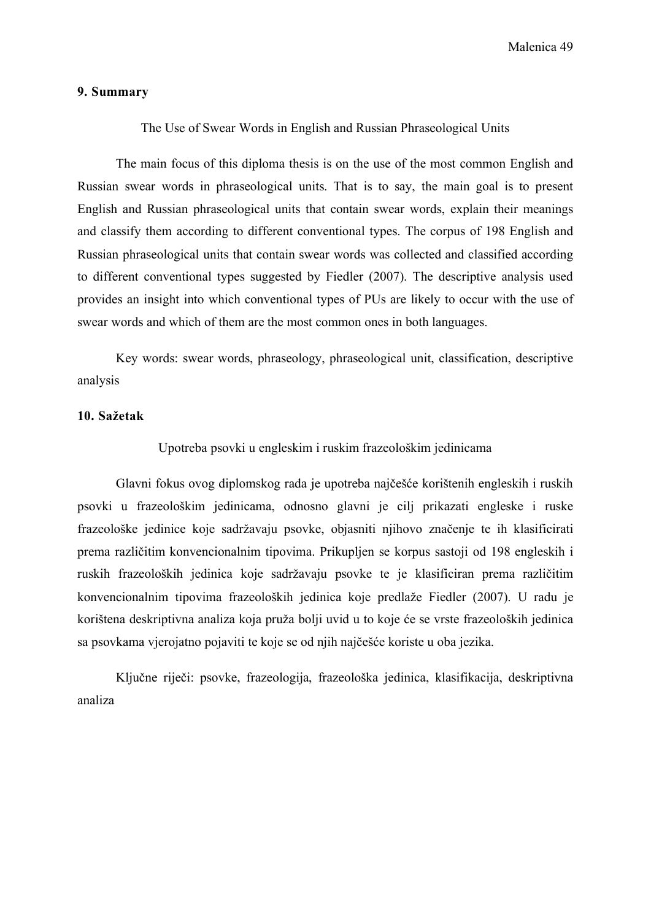## 9. Summary

The Use of Swear Words in English and Russian Phraseological Units

The main focus of this diploma thesis is on the use of the most common English and Russian swear words in phraseological units. That is to say, the main goal is to present English and Russian phraseological units that contain swear words, explain their meanings and classify them according to different conventional types. The corpus of 198 English and Russian phraseological units that contain swear words was collected and classified according to different conventional types suggested by Fiedler (2007). The descriptive analysis used provides an insight into which conventional types of PUs are likely to occur with the use of swear words and which of them are the most common ones in both languages.

Key words: swear words, phraseology, phraseological unit, classification, descriptive analysis

## 10. Sažetak

Upotreba psovki u engleskim i ruskim frazeološkim jedinicama

Glavni fokus ovog diplomskog rada je upotreba najčešće korištenih engleskih i ruskih psovki u frazeološkim jedinicama, odnosno glavni je cilj prikazati engleske i ruske frazeološke jedinice koje sadržavaju psovke, objasniti njihovo značenje te ih klasificirati prema različitim konvencionalnim tipovima. Prikupljen se korpus sastoji od 198 engleskih i ruskih frazeoloških jedinica koje sadržavaju psovke te je klasificiran prema različitim konvencionalnim tipovima frazeoloških jedinica koje predlaže Fiedler (2007). U radu je korištena deskriptivna analiza koja pruža bolji uvid u to koje će se vrste frazeoloških jedinica sa psovkama vjerojatno pojaviti te koje se od njih najčešće koriste u oba jezika.

Ključne riječi: psovke, frazeologija, frazeološka jedinica, klasifikacija, deskriptivna analiza